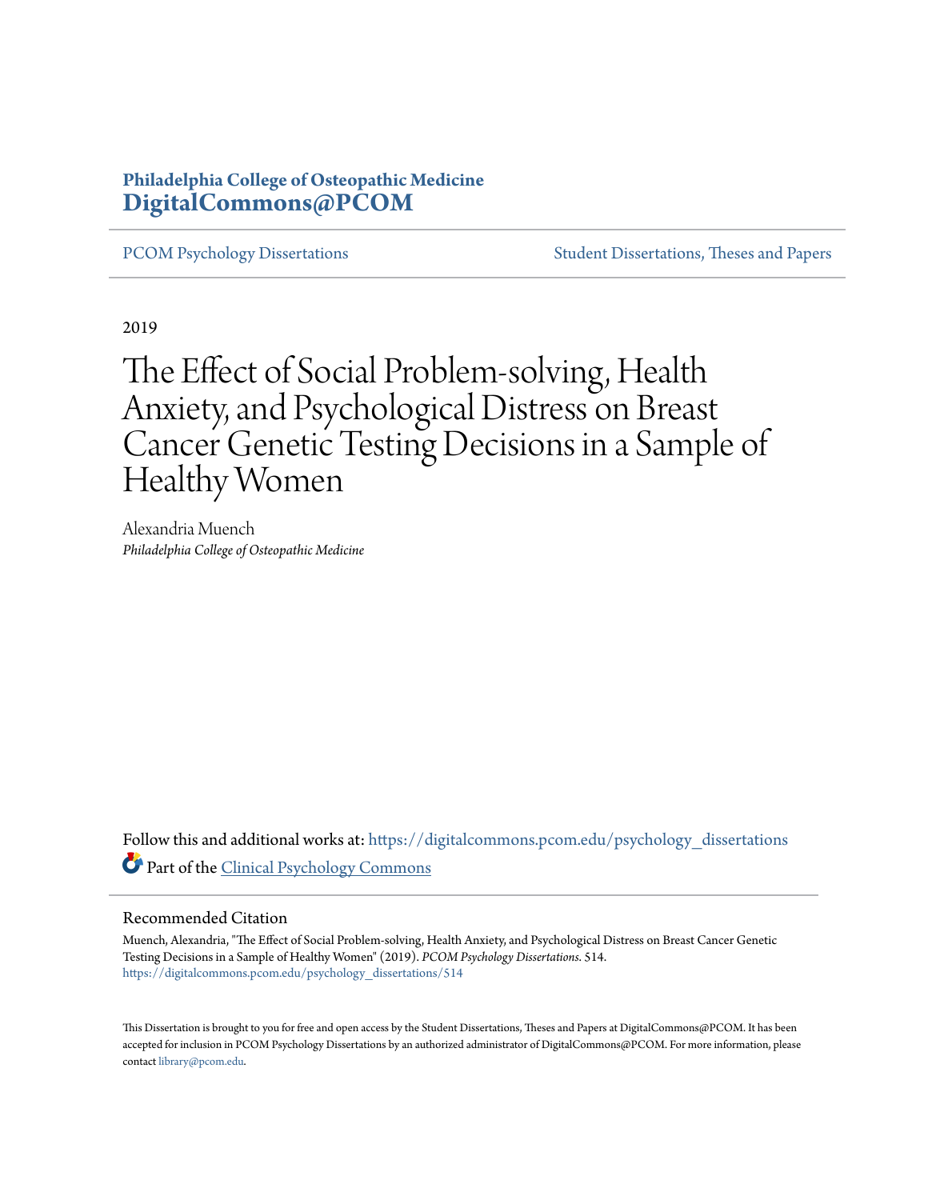**Philadelphia College of Osteopathic Medicine**
**DigitalCommons@PCOM**

PCOM Psychology Dissertations | Student Dissertations, Theses and Papers

2019

# The Effect of Social Problem-solving, Health Anxiety, and Psychological Distress on Breast Cancer Genetic Testing Decisions in a Sample of Healthy Women

Alexandria Muench
*Philadelphia College of Osteopathic Medicine*

Follow this and additional works at: https://digitalcommons.pcom.edu/psychology_dissertations

Part of the Clinical Psychology Commons

## Recommended Citation

Muench, Alexandria, "The Effect of Social Problem-solving, Health Anxiety, and Psychological Distress on Breast Cancer Genetic Testing Decisions in a Sample of Healthy Women" (2019). *PCOM Psychology Dissertations*. 514.
https://digitalcommons.pcom.edu/psychology_dissertations/514

This Dissertation is brought to you for free and open access by the Student Dissertations, Theses and Papers at DigitalCommons@PCOM. It has been accepted for inclusion in PCOM Psychology Dissertations by an authorized administrator of DigitalCommons@PCOM. For more information, please contact library@pcom.edu.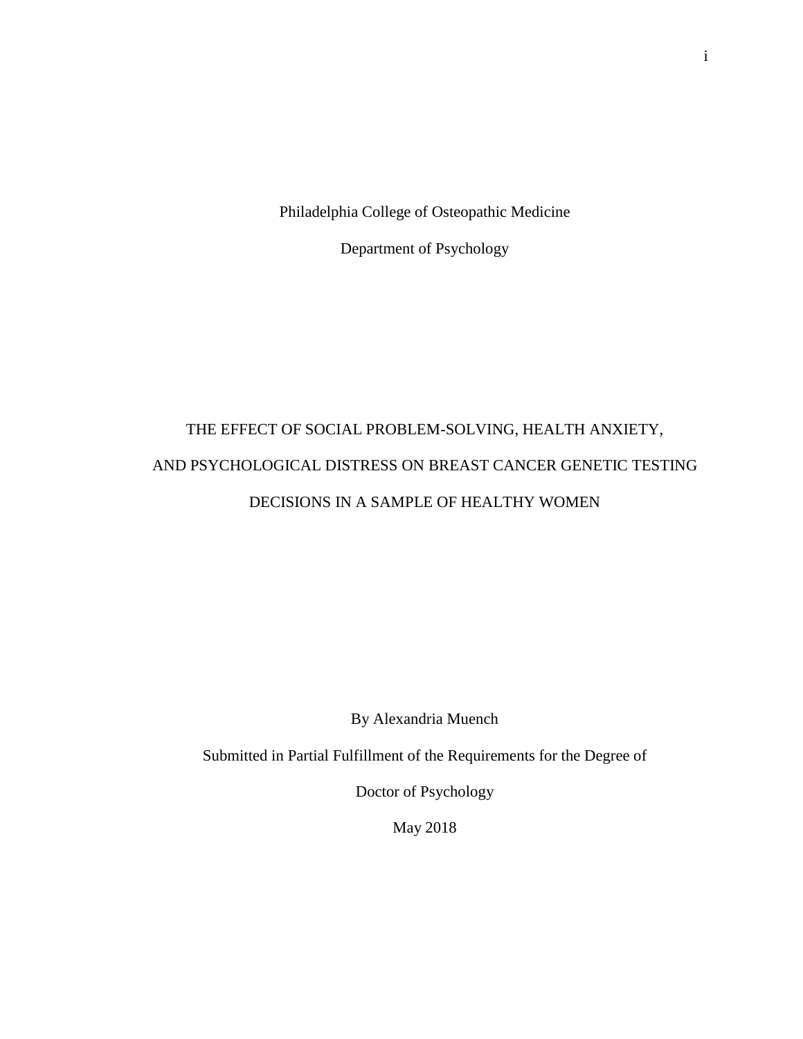Philadelphia College of Osteopathic Medicine

Department of Psychology

# THE EFFECT OF SOCIAL PROBLEM-SOLVING, HEALTH ANXIETY, AND PSYCHOLOGICAL DISTRESS ON BREAST CANCER GENETIC TESTING DECISIONS IN A SAMPLE OF HEALTHY WOMEN

By Alexandria Muench

Submitted in Partial Fulfillment of the Requirements for the Degree of

Doctor of Psychology

May 2018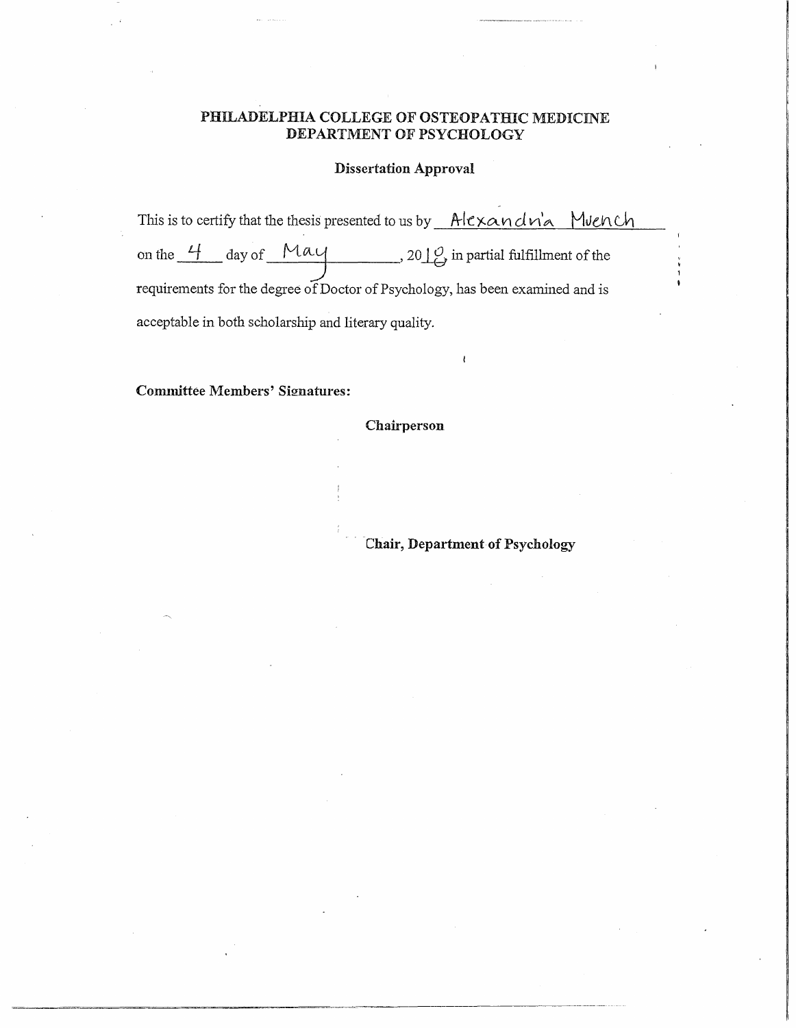**PHILADELPHIA COLLEGE OF OSTEOPATHIC MEDICINE**
**DEPARTMENT OF PSYCHOLOGY**

**Dissertation Approval**

This is to certify that the thesis presented to us by Alexandria Muench on the 4 day of May, 2018, in partial fulfillment of the requirements for the degree of Doctor of Psychology, has been examined and is acceptable in both scholarship and literary quality.

**Committee Members' Signatures:**

**Chairperson**

**Chair, Department of Psychology**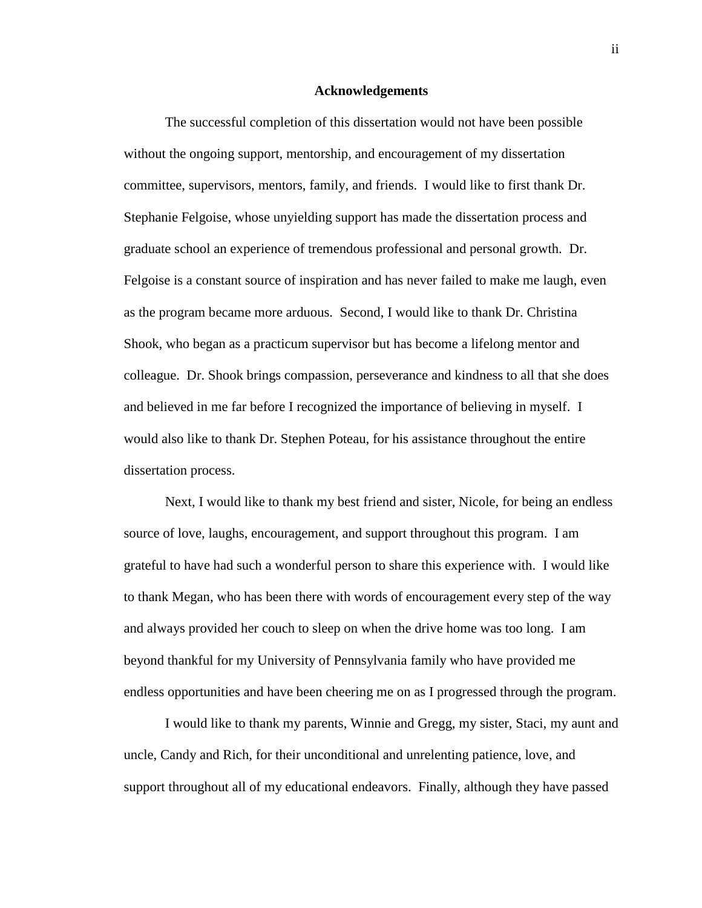## Acknowledgements

The successful completion of this dissertation would not have been possible without the ongoing support, mentorship, and encouragement of my dissertation committee, supervisors, mentors, family, and friends. I would like to first thank Dr. Stephanie Felgoise, whose unyielding support has made the dissertation process and graduate school an experience of tremendous professional and personal growth. Dr. Felgoise is a constant source of inspiration and has never failed to make me laugh, even as the program became more arduous. Second, I would like to thank Dr. Christina Shook, who began as a practicum supervisor but has become a lifelong mentor and colleague. Dr. Shook brings compassion, perseverance and kindness to all that she does and believed in me far before I recognized the importance of believing in myself. I would also like to thank Dr. Stephen Poteau, for his assistance throughout the entire dissertation process.

Next, I would like to thank my best friend and sister, Nicole, for being an endless source of love, laughs, encouragement, and support throughout this program. I am grateful to have had such a wonderful person to share this experience with. I would like to thank Megan, who has been there with words of encouragement every step of the way and always provided her couch to sleep on when the drive home was too long. I am beyond thankful for my University of Pennsylvania family who have provided me endless opportunities and have been cheering me on as I progressed through the program.

I would like to thank my parents, Winnie and Gregg, my sister, Staci, my aunt and uncle, Candy and Rich, for their unconditional and unrelenting patience, love, and support throughout all of my educational endeavors. Finally, although they have passed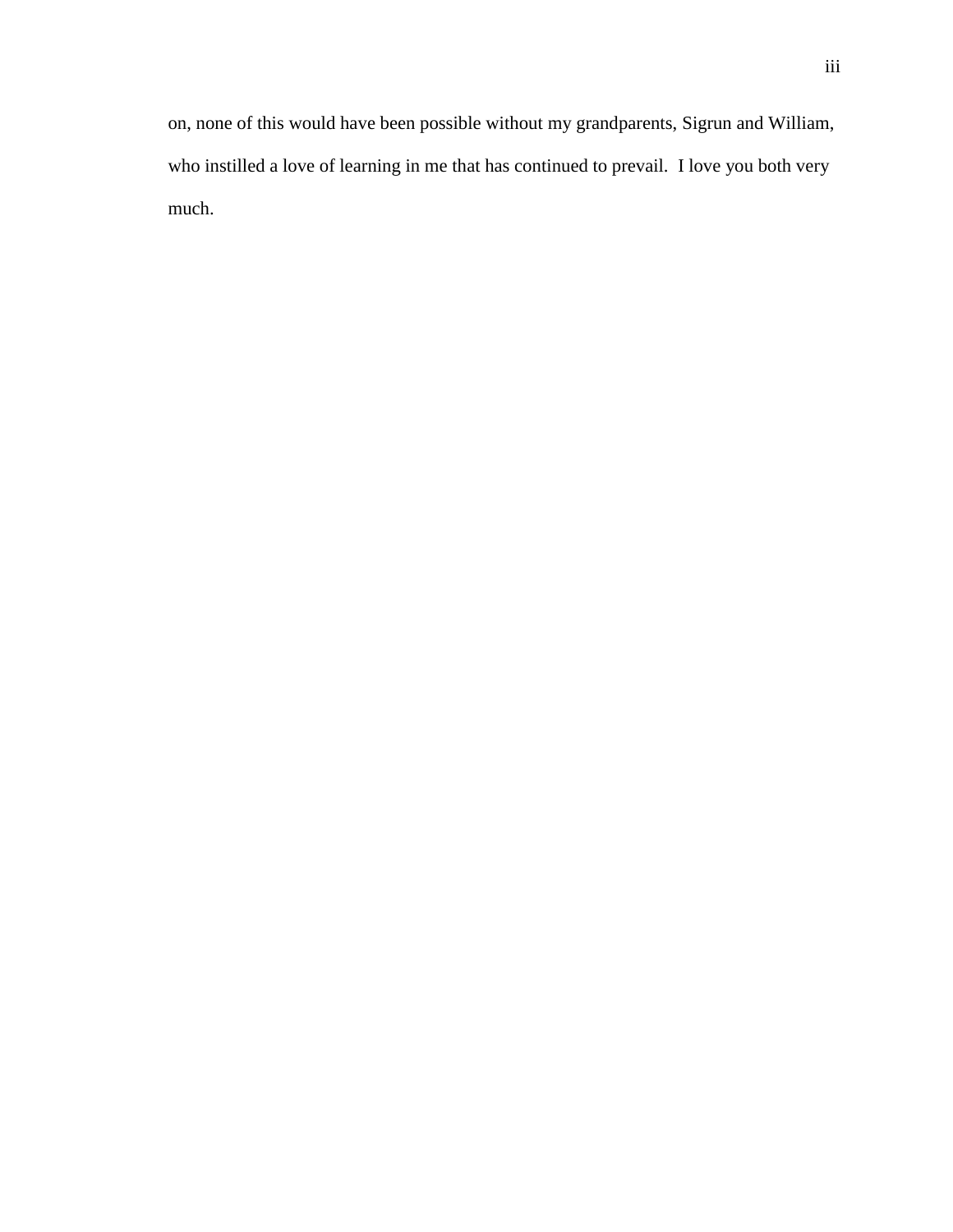on, none of this would have been possible without my grandparents, Sigrun and William, who instilled a love of learning in me that has continued to prevail. I love you both very much.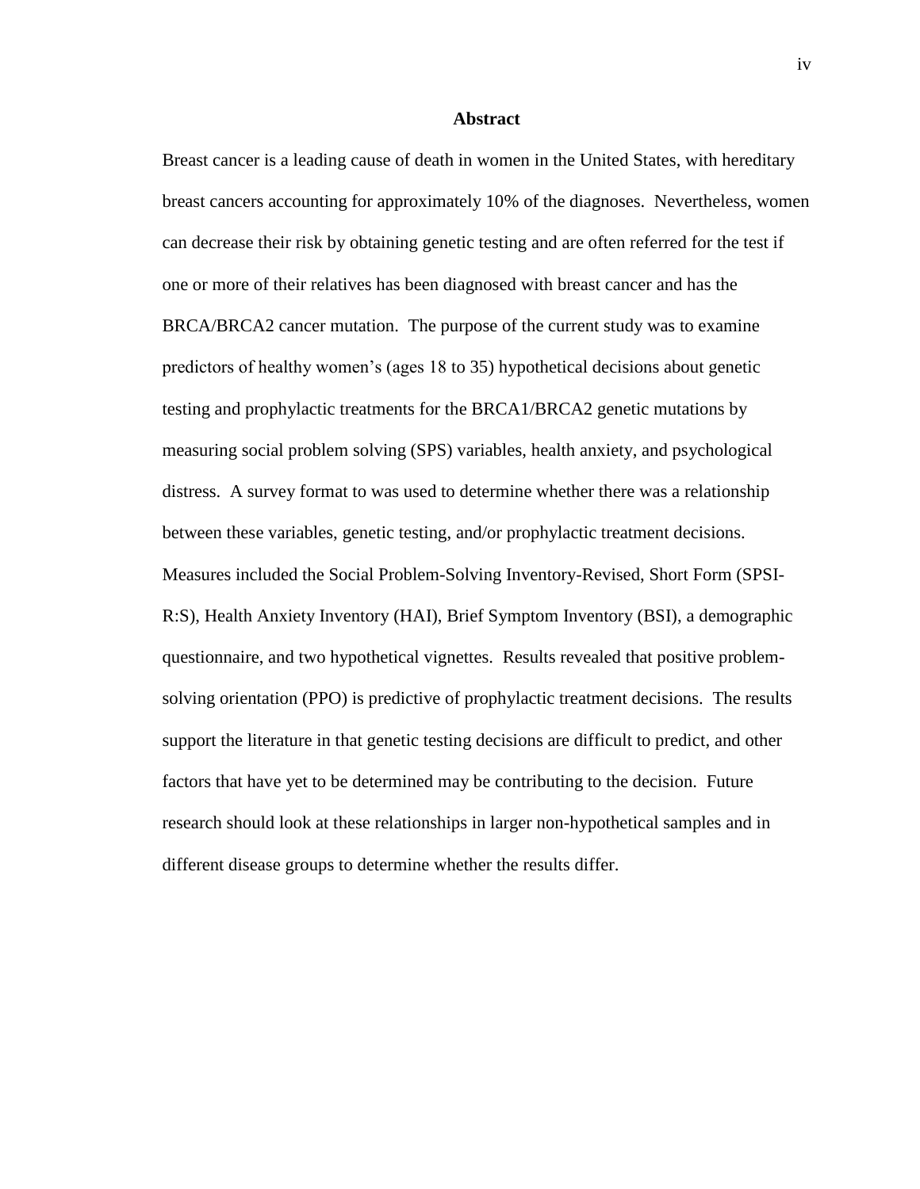## Abstract

Breast cancer is a leading cause of death in women in the United States, with hereditary breast cancers accounting for approximately 10% of the diagnoses. Nevertheless, women can decrease their risk by obtaining genetic testing and are often referred for the test if one or more of their relatives has been diagnosed with breast cancer and has the BRCA/BRCA2 cancer mutation. The purpose of the current study was to examine predictors of healthy women's (ages 18 to 35) hypothetical decisions about genetic testing and prophylactic treatments for the BRCA1/BRCA2 genetic mutations by measuring social problem solving (SPS) variables, health anxiety, and psychological distress. A survey format to was used to determine whether there was a relationship between these variables, genetic testing, and/or prophylactic treatment decisions. Measures included the Social Problem-Solving Inventory-Revised, Short Form (SPSI-R:S), Health Anxiety Inventory (HAI), Brief Symptom Inventory (BSI), a demographic questionnaire, and two hypothetical vignettes. Results revealed that positive problem-solving orientation (PPO) is predictive of prophylactic treatment decisions. The results support the literature in that genetic testing decisions are difficult to predict, and other factors that have yet to be determined may be contributing to the decision. Future research should look at these relationships in larger non-hypothetical samples and in different disease groups to determine whether the results differ.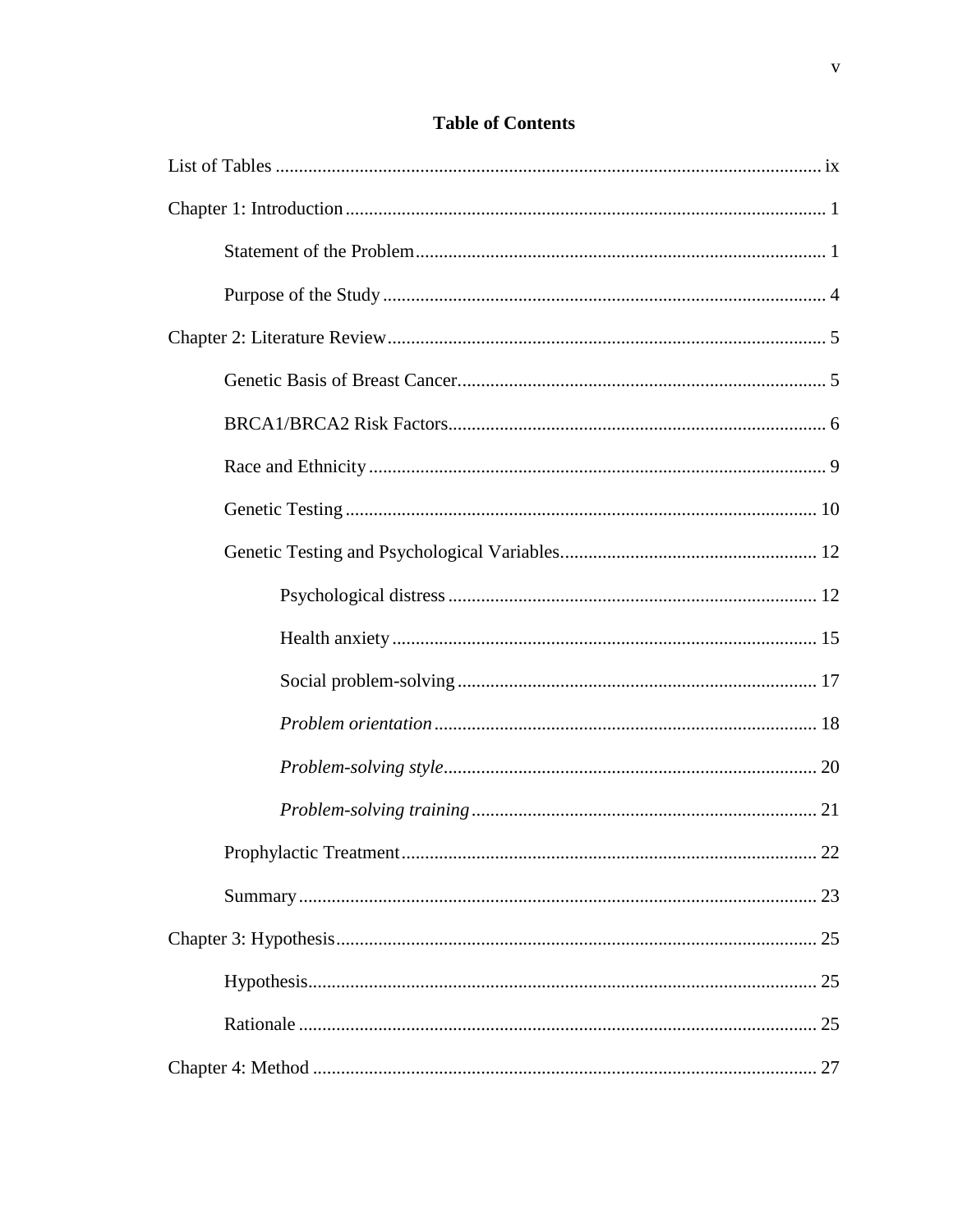# Table of Contents

List of Tables .................................................................................................................... ix

Chapter 1: Introduction ...................................................................................................... 1

  Statement of the Problem ....................................................................................... 1

  Purpose of the Study .............................................................................................. 4

Chapter 2: Literature Review ............................................................................................. 5

  Genetic Basis of Breast Cancer .............................................................................. 5

  BRCA1/BRCA2 Risk Factors ................................................................................ 6

  Race and Ethnicity ................................................................................................. 9

  Genetic Testing .................................................................................................... 10

  Genetic Testing and Psychological Variables ...................................................... 12

    Psychological distress .............................................................................. 12

    Health anxiety .......................................................................................... 15

    Social problem-solving ............................................................................ 17

    *Problem orientation* ................................................................................. 18

    *Problem-solving style* ............................................................................... 20

    *Problem-solving training* ......................................................................... 21

  Prophylactic Treatment ........................................................................................ 22

  Summary .............................................................................................................. 23

Chapter 3: Hypothesis ....................................................................................................... 25

  Hypothesis ............................................................................................................ 25

  Rationale .............................................................................................................. 25

Chapter 4: Method ............................................................................................................ 27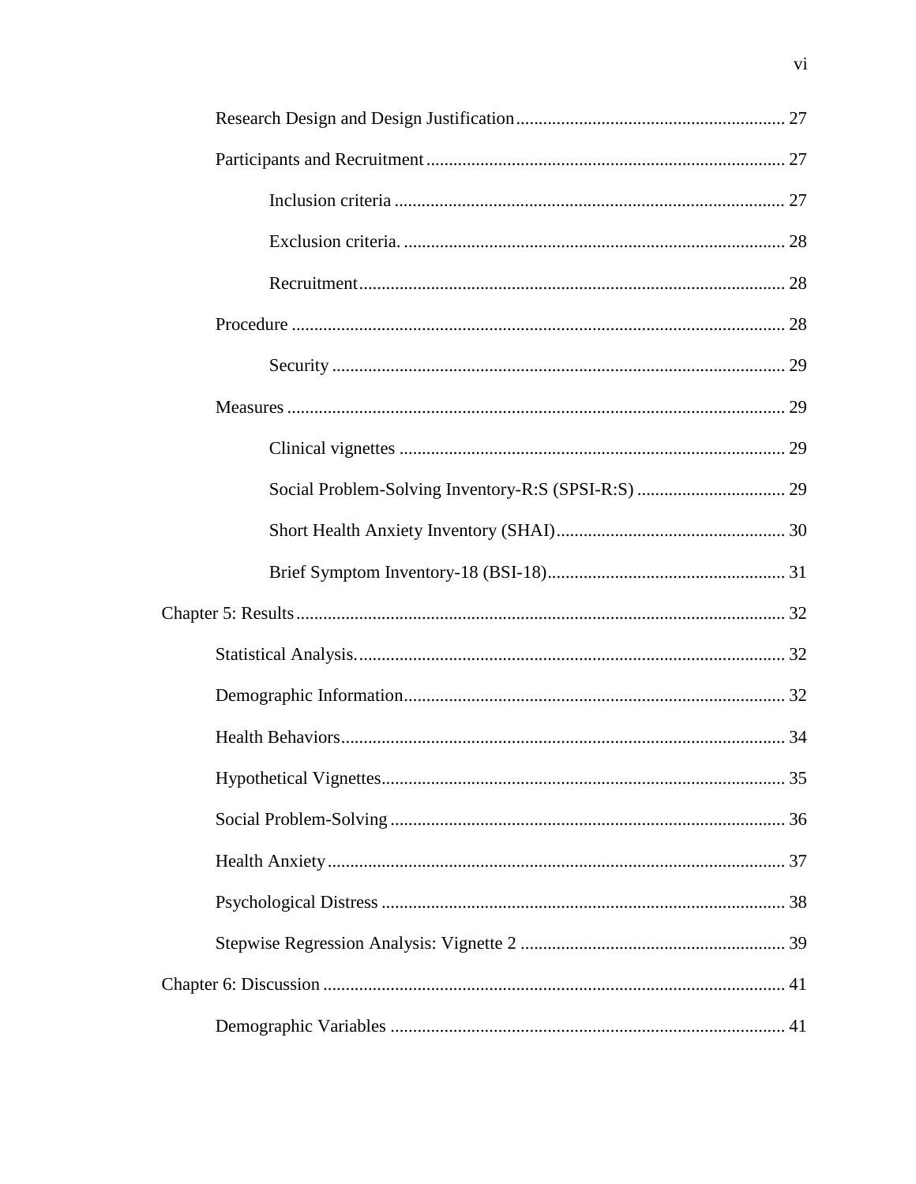Research Design and Design Justification ........................................................... 27

Participants and Recruitment ............................................................................... 27

Inclusion criteria ...................................................................................... 27

Exclusion criteria. .................................................................................... 28

Recruitment .............................................................................................. 28

Procedure ............................................................................................................. 28

Security .................................................................................................... 29

Measures .............................................................................................................. 29

Clinical vignettes ..................................................................................... 29

Social Problem-Solving Inventory-R:S (SPSI-R:S) ................................. 29

Short Health Anxiety Inventory (SHAI) .................................................. 30

Brief Symptom Inventory-18 (BSI-18) .................................................... 31

Chapter 5: Results ............................................................................................................ 32

Statistical Analysis. .............................................................................................. 32

Demographic Information .................................................................................... 32

Health Behaviors .................................................................................................. 34

Hypothetical Vignettes ......................................................................................... 35

Social Problem-Solving ....................................................................................... 36

Health Anxiety ..................................................................................................... 37

Psychological Distress ......................................................................................... 38

Stepwise Regression Analysis: Vignette 2 ........................................................... 39

Chapter 6: Discussion ...................................................................................................... 41

Demographic Variables ....................................................................................... 41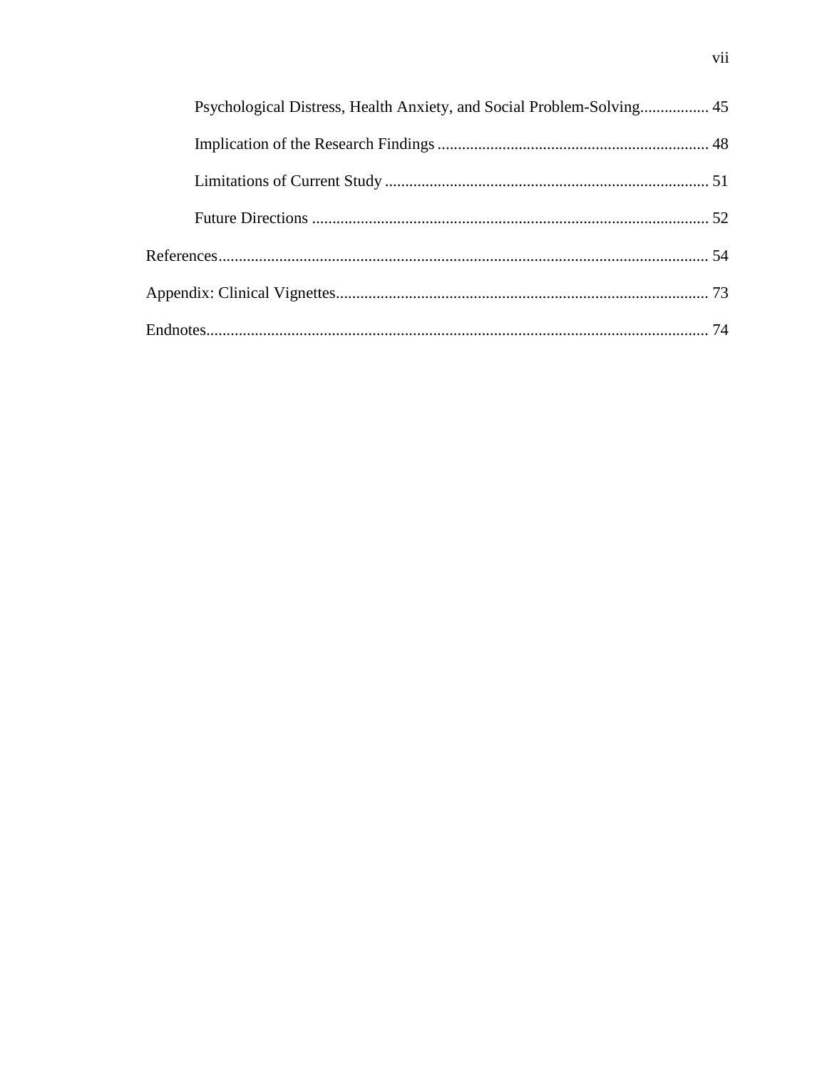Psychological Distress, Health Anxiety, and Social Problem-Solving................. 45

Implication of the Research Findings .................................................................. 48

Limitations of Current Study ............................................................................... 51

Future Directions ................................................................................................. 52

References........................................................................................................................ 54

Appendix: Clinical Vignettes........................................................................................... 73

Endnotes........................................................................................................................... 74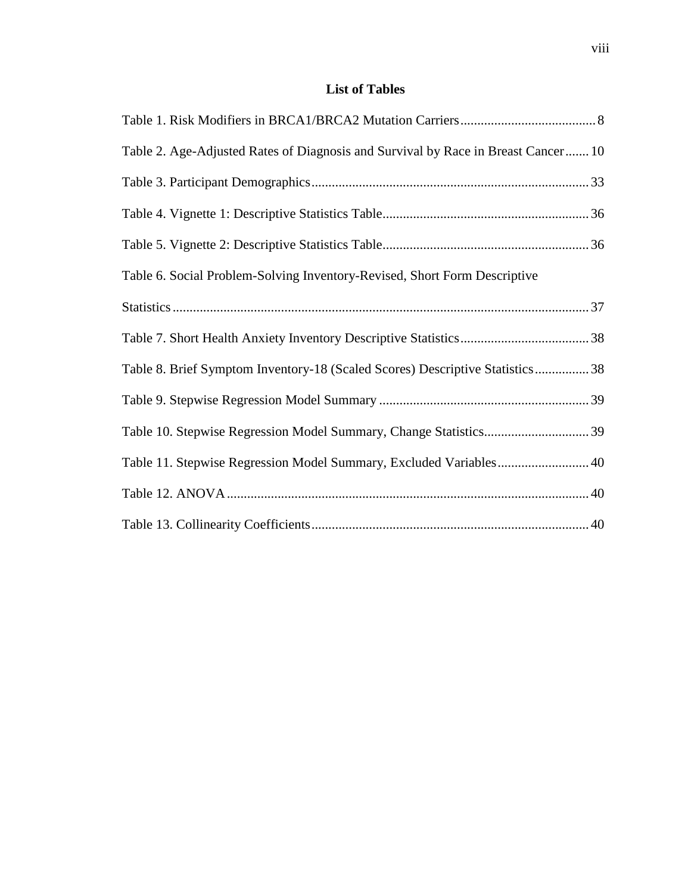# List of Tables

Table 1. Risk Modifiers in BRCA1/BRCA2 Mutation Carriers........................................8

Table 2. Age-Adjusted Rates of Diagnosis and Survival by Race in Breast Cancer.......10

Table 3. Participant Demographics.................................................................................33

Table 4. Vignette 1: Descriptive Statistics Table............................................................36

Table 5. Vignette 2: Descriptive Statistics Table............................................................36

Table 6. Social Problem-Solving Inventory-Revised, Short Form Descriptive Statistics..........................................................................................................................37

Table 7. Short Health Anxiety Inventory Descriptive Statistics......................................38

Table 8. Brief Symptom Inventory-18 (Scaled Scores) Descriptive Statistics................38

Table 9. Stepwise Regression Model Summary..............................................................39

Table 10. Stepwise Regression Model Summary, Change Statistics...............................39

Table 11. Stepwise Regression Model Summary, Excluded Variables...........................40

Table 12. ANOVA...........................................................................................................40

Table 13. Collinearity Coefficients.................................................................................40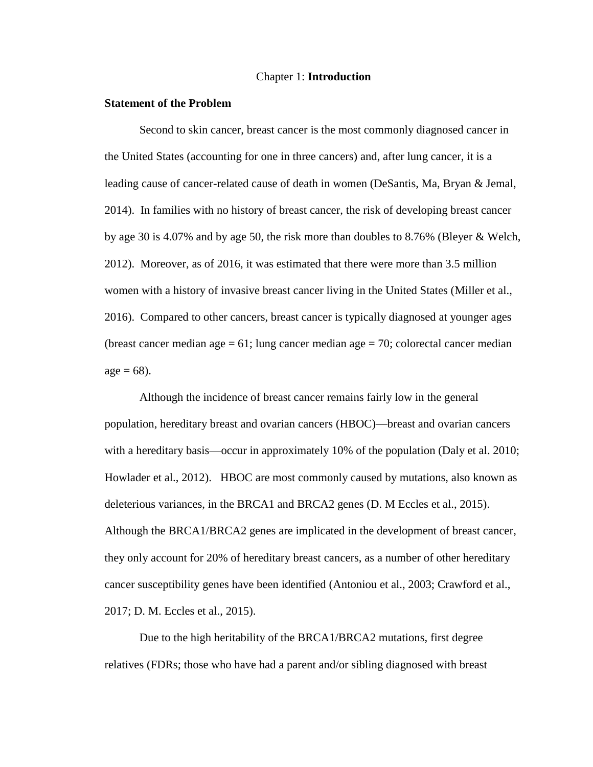# Chapter 1: **Introduction**

## Statement of the Problem

Second to skin cancer, breast cancer is the most commonly diagnosed cancer in the United States (accounting for one in three cancers) and, after lung cancer, it is a leading cause of cancer-related cause of death in women (DeSantis, Ma, Bryan & Jemal, 2014). In families with no history of breast cancer, the risk of developing breast cancer by age 30 is 4.07% and by age 50, the risk more than doubles to 8.76% (Bleyer & Welch, 2012). Moreover, as of 2016, it was estimated that there were more than 3.5 million women with a history of invasive breast cancer living in the United States (Miller et al., 2016). Compared to other cancers, breast cancer is typically diagnosed at younger ages (breast cancer median age = 61; lung cancer median age = 70; colorectal cancer median age = 68).

Although the incidence of breast cancer remains fairly low in the general population, hereditary breast and ovarian cancers (HBOC)—breast and ovarian cancers with a hereditary basis—occur in approximately 10% of the population (Daly et al. 2010; Howlader et al., 2012). HBOC are most commonly caused by mutations, also known as deleterious variances, in the BRCA1 and BRCA2 genes (D. M Eccles et al., 2015). Although the BRCA1/BRCA2 genes are implicated in the development of breast cancer, they only account for 20% of hereditary breast cancers, as a number of other hereditary cancer susceptibility genes have been identified (Antoniou et al., 2003; Crawford et al., 2017; D. M. Eccles et al., 2015).

Due to the high heritability of the BRCA1/BRCA2 mutations, first degree relatives (FDRs; those who have had a parent and/or sibling diagnosed with breast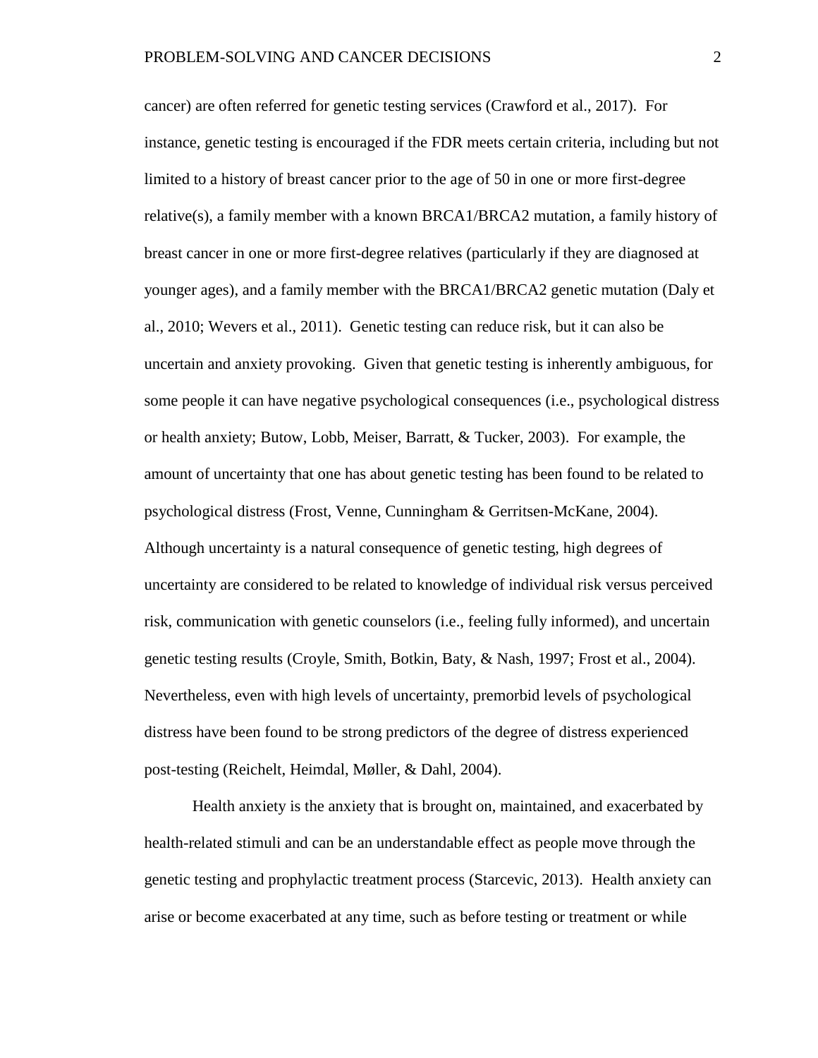cancer) are often referred for genetic testing services (Crawford et al., 2017). For instance, genetic testing is encouraged if the FDR meets certain criteria, including but not limited to a history of breast cancer prior to the age of 50 in one or more first-degree relative(s), a family member with a known BRCA1/BRCA2 mutation, a family history of breast cancer in one or more first-degree relatives (particularly if they are diagnosed at younger ages), and a family member with the BRCA1/BRCA2 genetic mutation (Daly et al., 2010; Wevers et al., 2011). Genetic testing can reduce risk, but it can also be uncertain and anxiety provoking. Given that genetic testing is inherently ambiguous, for some people it can have negative psychological consequences (i.e., psychological distress or health anxiety; Butow, Lobb, Meiser, Barratt, & Tucker, 2003). For example, the amount of uncertainty that one has about genetic testing has been found to be related to psychological distress (Frost, Venne, Cunningham & Gerritsen-McKane, 2004). Although uncertainty is a natural consequence of genetic testing, high degrees of uncertainty are considered to be related to knowledge of individual risk versus perceived risk, communication with genetic counselors (i.e., feeling fully informed), and uncertain genetic testing results (Croyle, Smith, Botkin, Baty, & Nash, 1997; Frost et al., 2004). Nevertheless, even with high levels of uncertainty, premorbid levels of psychological distress have been found to be strong predictors of the degree of distress experienced post-testing (Reichelt, Heimdal, Møller, & Dahl, 2004).

Health anxiety is the anxiety that is brought on, maintained, and exacerbated by health-related stimuli and can be an understandable effect as people move through the genetic testing and prophylactic treatment process (Starcevic, 2013). Health anxiety can arise or become exacerbated at any time, such as before testing or treatment or while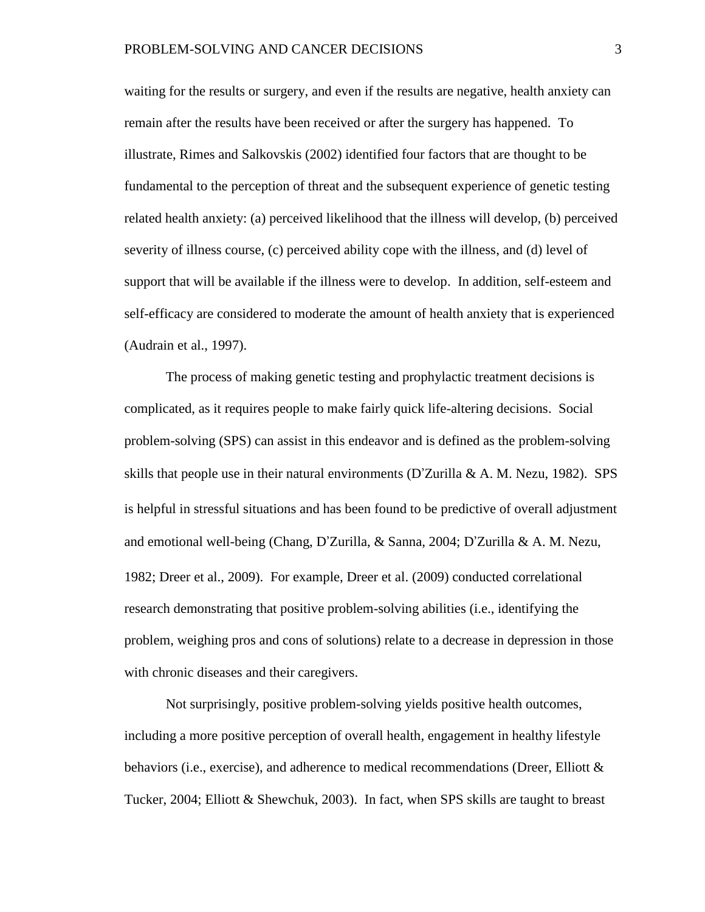waiting for the results or surgery, and even if the results are negative, health anxiety can remain after the results have been received or after the surgery has happened. To illustrate, Rimes and Salkovskis (2002) identified four factors that are thought to be fundamental to the perception of threat and the subsequent experience of genetic testing related health anxiety: (a) perceived likelihood that the illness will develop, (b) perceived severity of illness course, (c) perceived ability cope with the illness, and (d) level of support that will be available if the illness were to develop. In addition, self-esteem and self-efficacy are considered to moderate the amount of health anxiety that is experienced (Audrain et al., 1997).

The process of making genetic testing and prophylactic treatment decisions is complicated, as it requires people to make fairly quick life-altering decisions. Social problem-solving (SPS) can assist in this endeavor and is defined as the problem-solving skills that people use in their natural environments (D'Zurilla & A. M. Nezu, 1982). SPS is helpful in stressful situations and has been found to be predictive of overall adjustment and emotional well-being (Chang, D'Zurilla, & Sanna, 2004; D'Zurilla & A. M. Nezu, 1982; Dreer et al., 2009). For example, Dreer et al. (2009) conducted correlational research demonstrating that positive problem-solving abilities (i.e., identifying the problem, weighing pros and cons of solutions) relate to a decrease in depression in those with chronic diseases and their caregivers.

Not surprisingly, positive problem-solving yields positive health outcomes, including a more positive perception of overall health, engagement in healthy lifestyle behaviors (i.e., exercise), and adherence to medical recommendations (Dreer, Elliott & Tucker, 2004; Elliott & Shewchuk, 2003). In fact, when SPS skills are taught to breast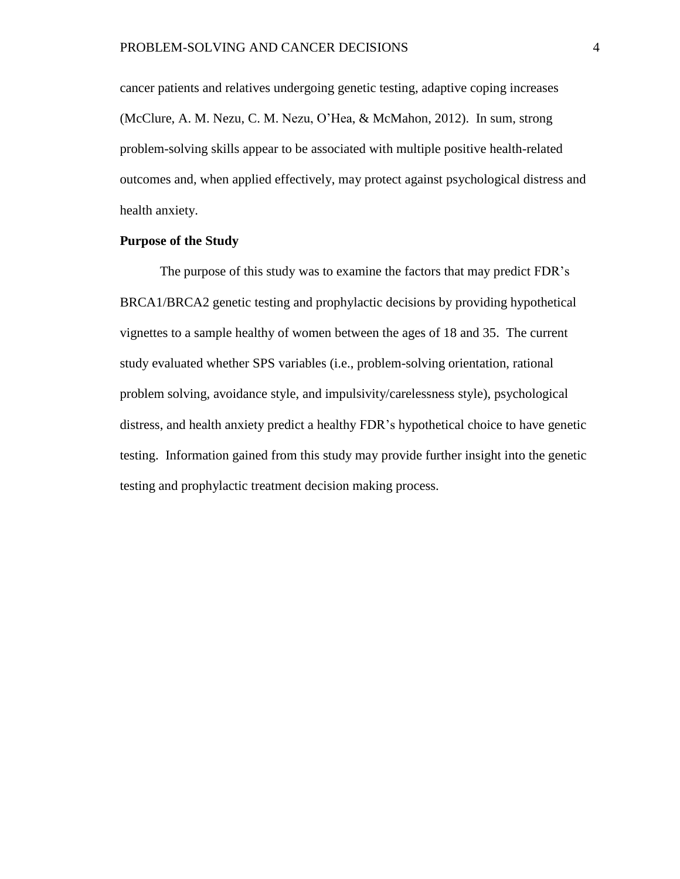cancer patients and relatives undergoing genetic testing, adaptive coping increases (McClure, A. M. Nezu, C. M. Nezu, O'Hea, & McMahon, 2012). In sum, strong problem-solving skills appear to be associated with multiple positive health-related outcomes and, when applied effectively, may protect against psychological distress and health anxiety.

## Purpose of the Study

The purpose of this study was to examine the factors that may predict FDR's BRCA1/BRCA2 genetic testing and prophylactic decisions by providing hypothetical vignettes to a sample healthy of women between the ages of 18 and 35. The current study evaluated whether SPS variables (i.e., problem-solving orientation, rational problem solving, avoidance style, and impulsivity/carelessness style), psychological distress, and health anxiety predict a healthy FDR's hypothetical choice to have genetic testing. Information gained from this study may provide further insight into the genetic testing and prophylactic treatment decision making process.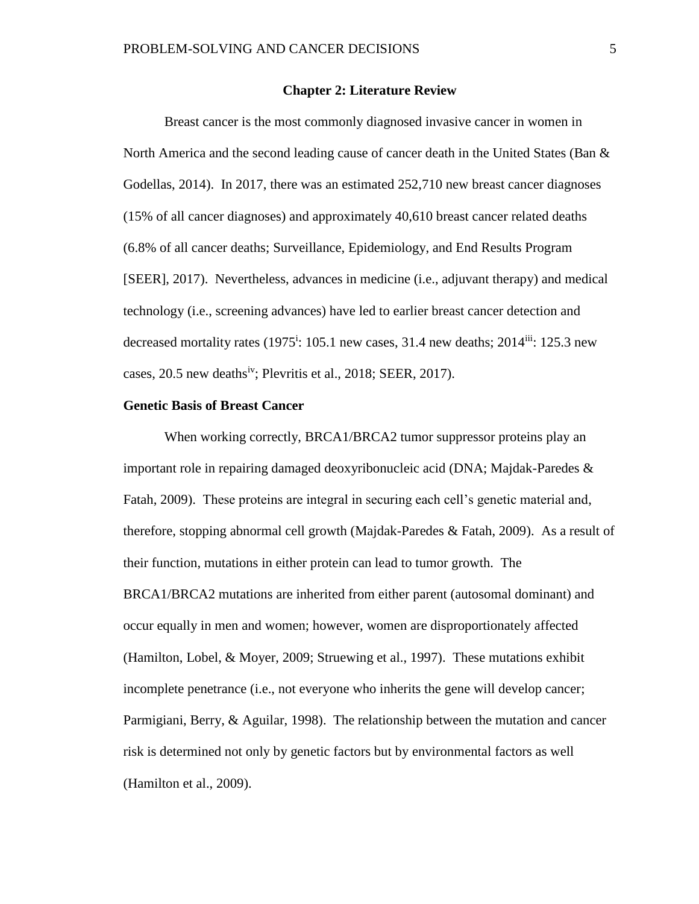# Chapter 2: Literature Review

Breast cancer is the most commonly diagnosed invasive cancer in women in North America and the second leading cause of cancer death in the United States (Ban & Godellas, 2014). In 2017, there was an estimated 252,710 new breast cancer diagnoses (15% of all cancer diagnoses) and approximately 40,610 breast cancer related deaths (6.8% of all cancer deaths; Surveillance, Epidemiology, and End Results Program [SEER], 2017). Nevertheless, advances in medicine (i.e., adjuvant therapy) and medical technology (i.e., screening advances) have led to earlier breast cancer detection and decreased mortality rates (1975[i]: 105.1 new cases, 31.4 new deaths; 2014[iii]: 125.3 new cases, 20.5 new deaths[iv]; Plevritis et al., 2018; SEER, 2017).

## Genetic Basis of Breast Cancer

When working correctly, BRCA1/BRCA2 tumor suppressor proteins play an important role in repairing damaged deoxyribonucleic acid (DNA; Majdak-Paredes & Fatah, 2009). These proteins are integral in securing each cell's genetic material and, therefore, stopping abnormal cell growth (Majdak-Paredes & Fatah, 2009). As a result of their function, mutations in either protein can lead to tumor growth. The BRCA1/BRCA2 mutations are inherited from either parent (autosomal dominant) and occur equally in men and women; however, women are disproportionately affected (Hamilton, Lobel, & Moyer, 2009; Struewing et al., 1997). These mutations exhibit incomplete penetrance (i.e., not everyone who inherits the gene will develop cancer; Parmigiani, Berry, & Aguilar, 1998). The relationship between the mutation and cancer risk is determined not only by genetic factors but by environmental factors as well (Hamilton et al., 2009).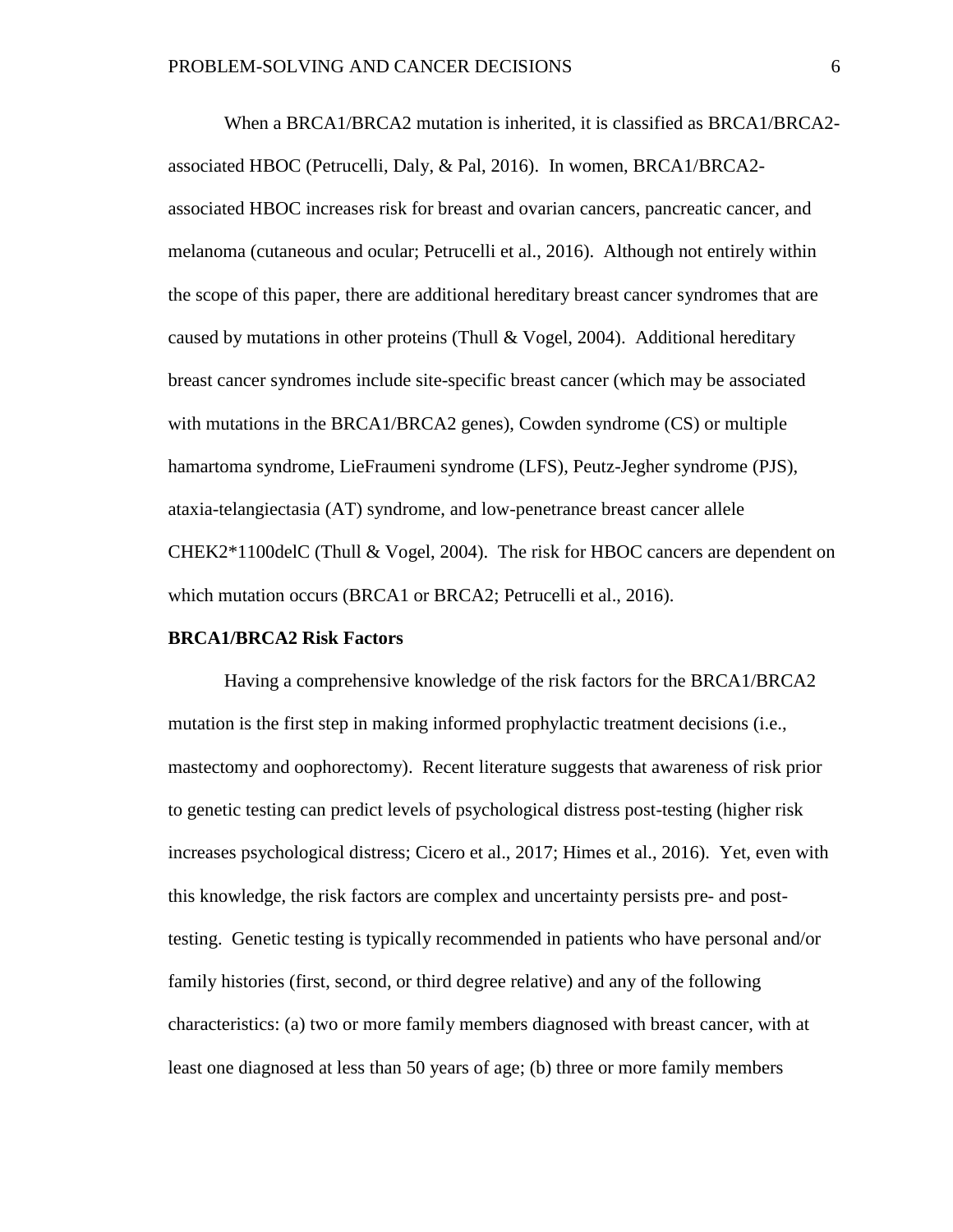When a BRCA1/BRCA2 mutation is inherited, it is classified as BRCA1/BRCA2-associated HBOC (Petrucelli, Daly, & Pal, 2016). In women, BRCA1/BRCA2-associated HBOC increases risk for breast and ovarian cancers, pancreatic cancer, and melanoma (cutaneous and ocular; Petrucelli et al., 2016). Although not entirely within the scope of this paper, there are additional hereditary breast cancer syndromes that are caused by mutations in other proteins (Thull & Vogel, 2004). Additional hereditary breast cancer syndromes include site-specific breast cancer (which may be associated with mutations in the BRCA1/BRCA2 genes), Cowden syndrome (CS) or multiple hamartoma syndrome, LieFraumeni syndrome (LFS), Peutz-Jegher syndrome (PJS), ataxia-telangiectasia (AT) syndrome, and low-penetrance breast cancer allele CHEK2*1100delC (Thull & Vogel, 2004). The risk for HBOC cancers are dependent on which mutation occurs (BRCA1 or BRCA2; Petrucelli et al., 2016).

**BRCA1/BRCA2 Risk Factors**

Having a comprehensive knowledge of the risk factors for the BRCA1/BRCA2 mutation is the first step in making informed prophylactic treatment decisions (i.e., mastectomy and oophorectomy). Recent literature suggests that awareness of risk prior to genetic testing can predict levels of psychological distress post-testing (higher risk increases psychological distress; Cicero et al., 2017; Himes et al., 2016). Yet, even with this knowledge, the risk factors are complex and uncertainty persists pre- and post-testing. Genetic testing is typically recommended in patients who have personal and/or family histories (first, second, or third degree relative) and any of the following characteristics: (a) two or more family members diagnosed with breast cancer, with at least one diagnosed at less than 50 years of age; (b) three or more family members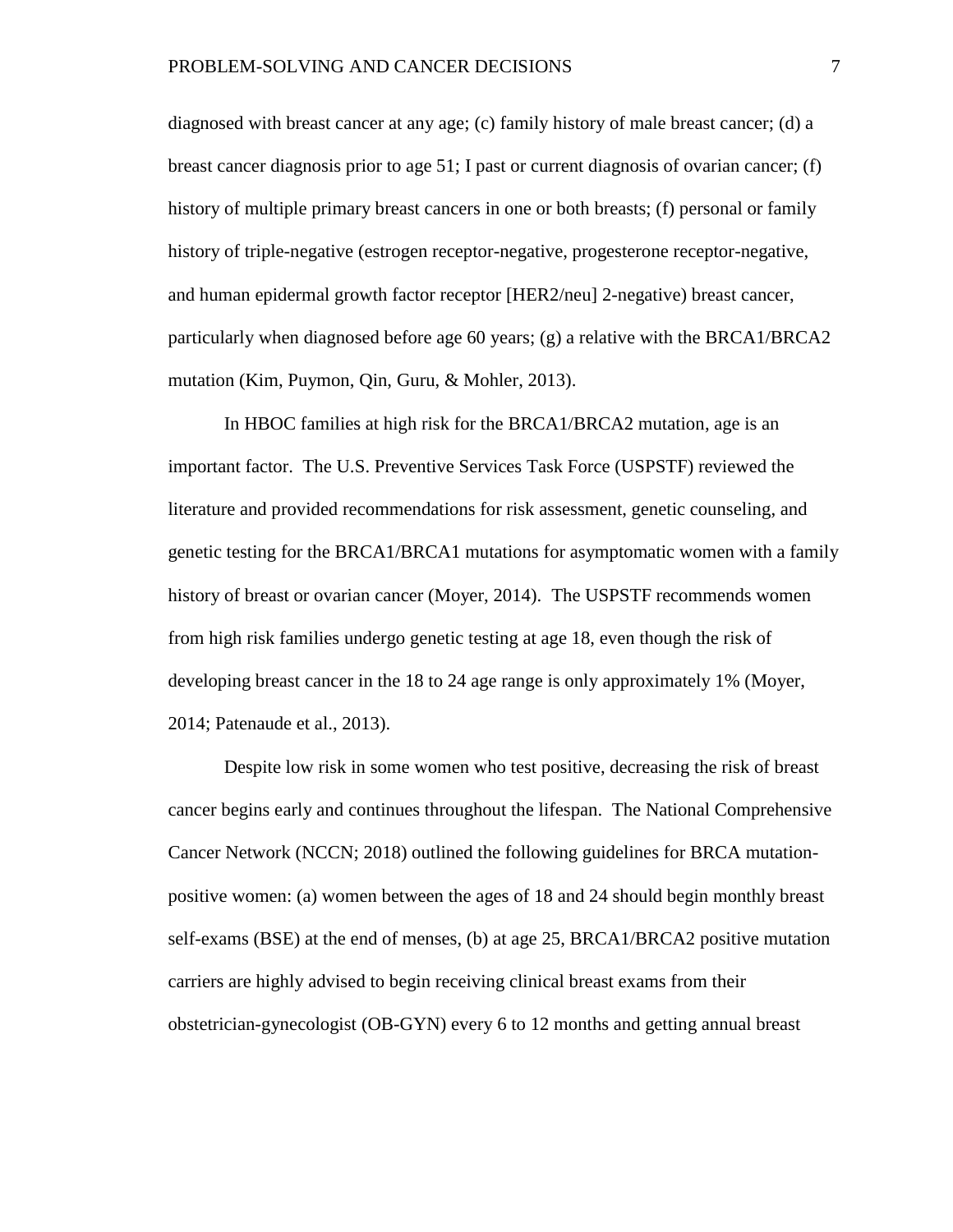diagnosed with breast cancer at any age; (c) family history of male breast cancer; (d) a breast cancer diagnosis prior to age 51; I past or current diagnosis of ovarian cancer; (f) history of multiple primary breast cancers in one or both breasts; (f) personal or family history of triple-negative (estrogen receptor-negative, progesterone receptor-negative, and human epidermal growth factor receptor [HER2/neu] 2-negative) breast cancer, particularly when diagnosed before age 60 years; (g) a relative with the BRCA1/BRCA2 mutation (Kim, Puymon, Qin, Guru, & Mohler, 2013).

In HBOC families at high risk for the BRCA1/BRCA2 mutation, age is an important factor. The U.S. Preventive Services Task Force (USPSTF) reviewed the literature and provided recommendations for risk assessment, genetic counseling, and genetic testing for the BRCA1/BRCA1 mutations for asymptomatic women with a family history of breast or ovarian cancer (Moyer, 2014). The USPSTF recommends women from high risk families undergo genetic testing at age 18, even though the risk of developing breast cancer in the 18 to 24 age range is only approximately 1% (Moyer, 2014; Patenaude et al., 2013).

Despite low risk in some women who test positive, decreasing the risk of breast cancer begins early and continues throughout the lifespan. The National Comprehensive Cancer Network (NCCN; 2018) outlined the following guidelines for BRCA mutation-positive women: (a) women between the ages of 18 and 24 should begin monthly breast self-exams (BSE) at the end of menses, (b) at age 25, BRCA1/BRCA2 positive mutation carriers are highly advised to begin receiving clinical breast exams from their obstetrician-gynecologist (OB-GYN) every 6 to 12 months and getting annual breast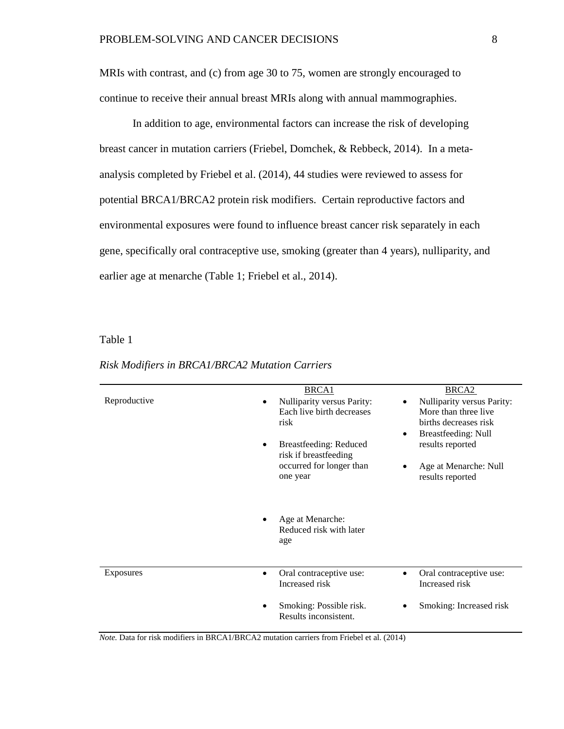MRIs with contrast, and (c) from age 30 to 75, women are strongly encouraged to continue to receive their annual breast MRIs along with annual mammographies.

In addition to age, environmental factors can increase the risk of developing breast cancer in mutation carriers (Friebel, Domchek, & Rebbeck, 2014). In a meta-analysis completed by Friebel et al. (2014), 44 studies were reviewed to assess for potential BRCA1/BRCA2 protein risk modifiers. Certain reproductive factors and environmental exposures were found to influence breast cancer risk separately in each gene, specifically oral contraceptive use, smoking (greater than 4 years), nulliparity, and earlier age at menarche (Table 1; Friebel et al., 2014).

Table 1

*Risk Modifiers in BRCA1/BRCA2 Mutation Carriers*

| | BRCA1 | BRCA2 |
|---|---|---|
| Reproductive | • Nulliparity versus Parity: Each live birth decreases risk<br>• Breastfeeding: Reduced risk if breastfeeding occurred for longer than one year<br>• Age at Menarche: Reduced risk with later age | • Nulliparity versus Parity: More than three live births decreases risk<br>• Breastfeeding: Null results reported<br>• Age at Menarche: Null results reported |
| Exposures | • Oral contraceptive use: Increased risk<br>• Smoking: Possible risk. Results inconsistent. | • Oral contraceptive use: Increased risk<br>• Smoking: Increased risk |

*Note.* Data for risk modifiers in BRCA1/BRCA2 mutation carriers from Friebel et al. (2014)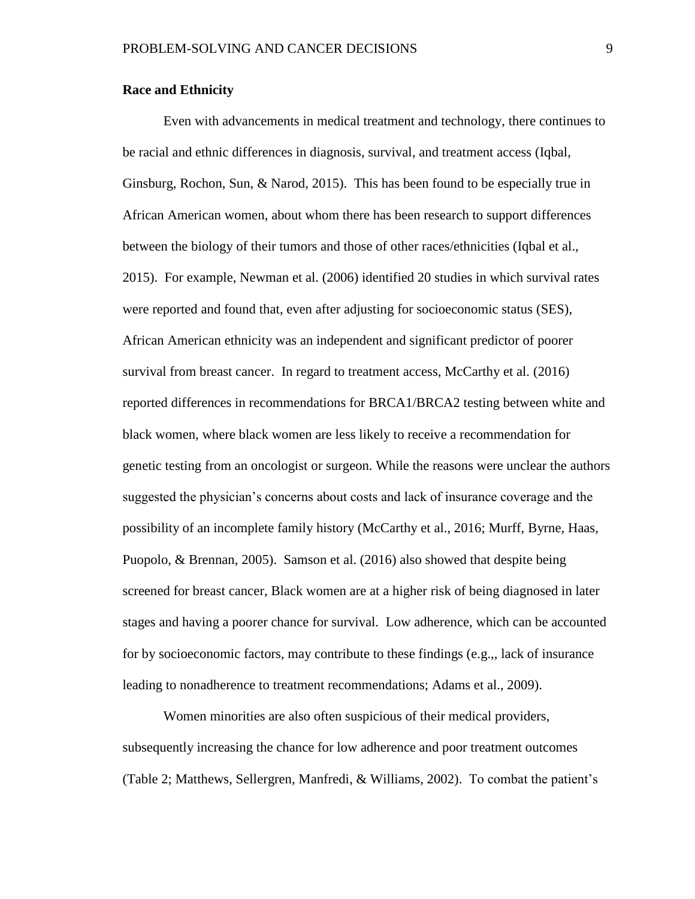**Race and Ethnicity**

Even with advancements in medical treatment and technology, there continues to be racial and ethnic differences in diagnosis, survival, and treatment access (Iqbal, Ginsburg, Rochon, Sun, & Narod, 2015). This has been found to be especially true in African American women, about whom there has been research to support differences between the biology of their tumors and those of other races/ethnicities (Iqbal et al., 2015). For example, Newman et al. (2006) identified 20 studies in which survival rates were reported and found that, even after adjusting for socioeconomic status (SES), African American ethnicity was an independent and significant predictor of poorer survival from breast cancer. In regard to treatment access, McCarthy et al. (2016) reported differences in recommendations for BRCA1/BRCA2 testing between white and black women, where black women are less likely to receive a recommendation for genetic testing from an oncologist or surgeon. While the reasons were unclear the authors suggested the physician's concerns about costs and lack of insurance coverage and the possibility of an incomplete family history (McCarthy et al., 2016; Murff, Byrne, Haas, Puopolo, & Brennan, 2005). Samson et al. (2016) also showed that despite being screened for breast cancer, Black women are at a higher risk of being diagnosed in later stages and having a poorer chance for survival. Low adherence, which can be accounted for by socioeconomic factors, may contribute to these findings (e.g.,, lack of insurance leading to nonadherence to treatment recommendations; Adams et al., 2009).

Women minorities are also often suspicious of their medical providers, subsequently increasing the chance for low adherence and poor treatment outcomes (Table 2; Matthews, Sellergren, Manfredi, & Williams, 2002). To combat the patient's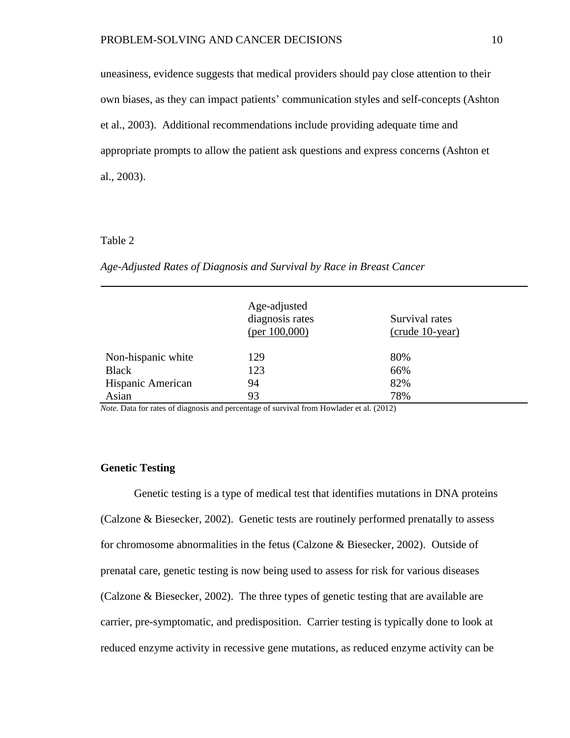uneasiness, evidence suggests that medical providers should pay close attention to their own biases, as they can impact patients' communication styles and self-concepts (Ashton et al., 2003). Additional recommendations include providing adequate time and appropriate prompts to allow the patient ask questions and express concerns (Ashton et al., 2003).

Table 2

*Age-Adjusted Rates of Diagnosis and Survival by Race in Breast Cancer*

| | Age-adjusted diagnosis rates (per 100,000) | Survival rates (crude 10-year) |
|---|---|---|
| Non-hispanic white | 129 | 80% |
| Black | 123 | 66% |
| Hispanic American | 94 | 82% |
| Asian | 93 | 78% |

*Note.* Data for rates of diagnosis and percentage of survival from Howlader et al. (2012)

**Genetic Testing**

Genetic testing is a type of medical test that identifies mutations in DNA proteins (Calzone & Biesecker, 2002). Genetic tests are routinely performed prenatally to assess for chromosome abnormalities in the fetus (Calzone & Biesecker, 2002). Outside of prenatal care, genetic testing is now being used to assess for risk for various diseases (Calzone & Biesecker, 2002). The three types of genetic testing that are available are carrier, pre-symptomatic, and predisposition. Carrier testing is typically done to look at reduced enzyme activity in recessive gene mutations, as reduced enzyme activity can be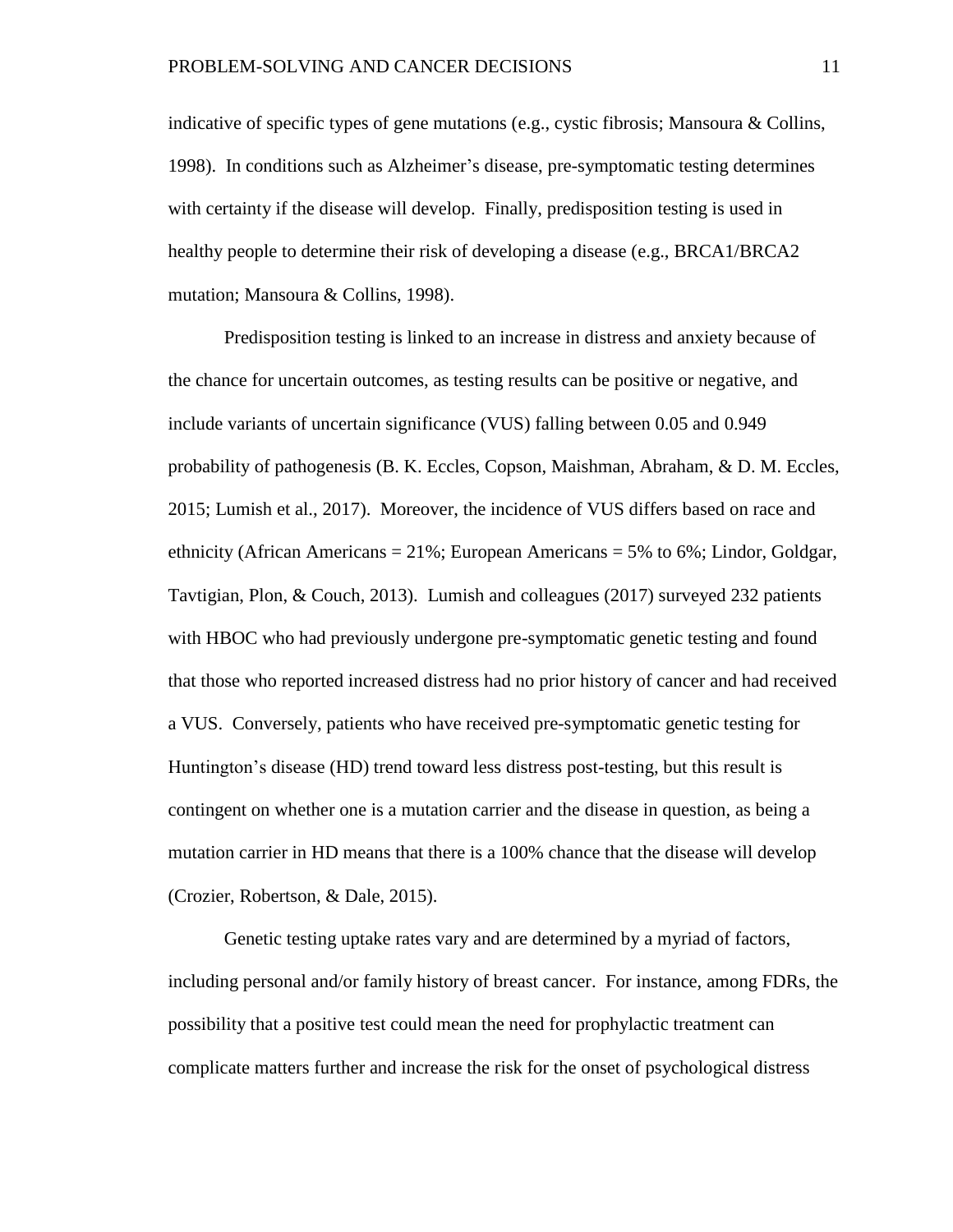indicative of specific types of gene mutations (e.g., cystic fibrosis; Mansoura & Collins, 1998). In conditions such as Alzheimer's disease, pre-symptomatic testing determines with certainty if the disease will develop. Finally, predisposition testing is used in healthy people to determine their risk of developing a disease (e.g., BRCA1/BRCA2 mutation; Mansoura & Collins, 1998).

Predisposition testing is linked to an increase in distress and anxiety because of the chance for uncertain outcomes, as testing results can be positive or negative, and include variants of uncertain significance (VUS) falling between 0.05 and 0.949 probability of pathogenesis (B. K. Eccles, Copson, Maishman, Abraham, & D. M. Eccles, 2015; Lumish et al., 2017). Moreover, the incidence of VUS differs based on race and ethnicity (African Americans = 21%; European Americans = 5% to 6%; Lindor, Goldgar, Tavtigian, Plon, & Couch, 2013). Lumish and colleagues (2017) surveyed 232 patients with HBOC who had previously undergone pre-symptomatic genetic testing and found that those who reported increased distress had no prior history of cancer and had received a VUS. Conversely, patients who have received pre-symptomatic genetic testing for Huntington's disease (HD) trend toward less distress post-testing, but this result is contingent on whether one is a mutation carrier and the disease in question, as being a mutation carrier in HD means that there is a 100% chance that the disease will develop (Crozier, Robertson, & Dale, 2015).

Genetic testing uptake rates vary and are determined by a myriad of factors, including personal and/or family history of breast cancer. For instance, among FDRs, the possibility that a positive test could mean the need for prophylactic treatment can complicate matters further and increase the risk for the onset of psychological distress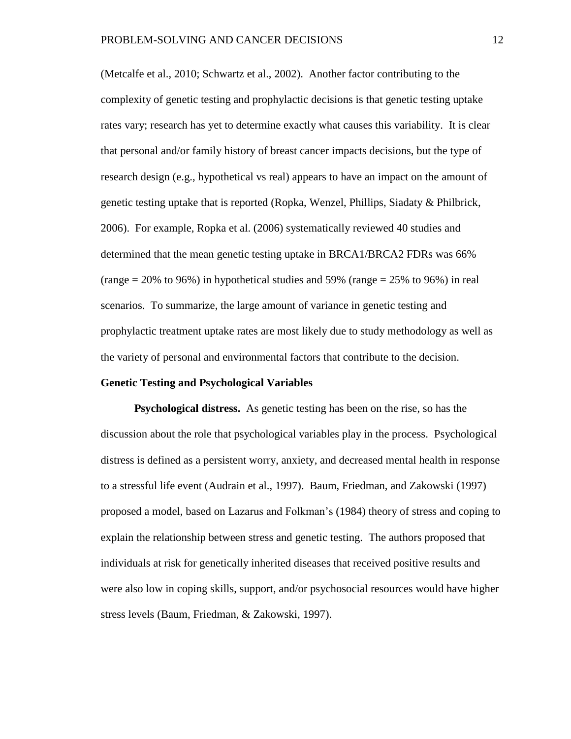(Metcalfe et al., 2010; Schwartz et al., 2002). Another factor contributing to the complexity of genetic testing and prophylactic decisions is that genetic testing uptake rates vary; research has yet to determine exactly what causes this variability. It is clear that personal and/or family history of breast cancer impacts decisions, but the type of research design (e.g., hypothetical vs real) appears to have an impact on the amount of genetic testing uptake that is reported (Ropka, Wenzel, Phillips, Siadaty & Philbrick, 2006). For example, Ropka et al. (2006) systematically reviewed 40 studies and determined that the mean genetic testing uptake in BRCA1/BRCA2 FDRs was 66% (range = 20% to 96%) in hypothetical studies and 59% (range = 25% to 96%) in real scenarios. To summarize, the large amount of variance in genetic testing and prophylactic treatment uptake rates are most likely due to study methodology as well as the variety of personal and environmental factors that contribute to the decision.

## Genetic Testing and Psychological Variables

**Psychological distress.** As genetic testing has been on the rise, so has the discussion about the role that psychological variables play in the process. Psychological distress is defined as a persistent worry, anxiety, and decreased mental health in response to a stressful life event (Audrain et al., 1997). Baum, Friedman, and Zakowski (1997) proposed a model, based on Lazarus and Folkman's (1984) theory of stress and coping to explain the relationship between stress and genetic testing. The authors proposed that individuals at risk for genetically inherited diseases that received positive results and were also low in coping skills, support, and/or psychosocial resources would have higher stress levels (Baum, Friedman, & Zakowski, 1997).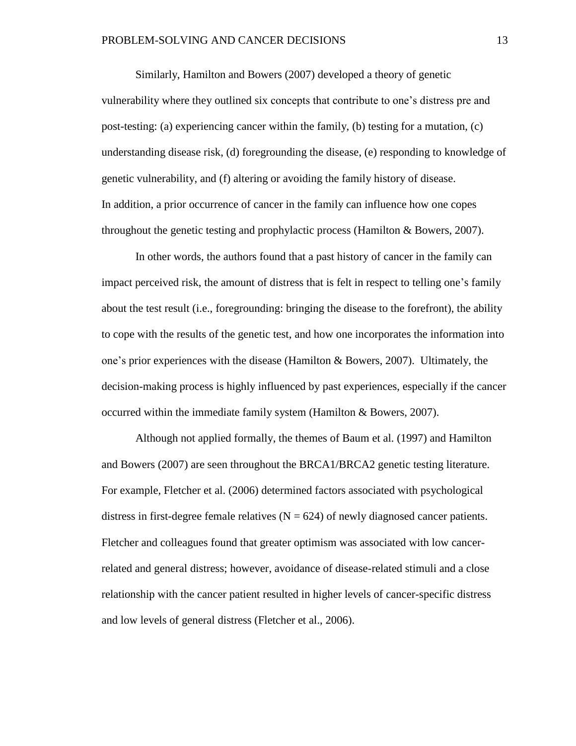Similarly, Hamilton and Bowers (2007) developed a theory of genetic vulnerability where they outlined six concepts that contribute to one's distress pre and post-testing: (a) experiencing cancer within the family, (b) testing for a mutation, (c) understanding disease risk, (d) foregrounding the disease, (e) responding to knowledge of genetic vulnerability, and (f) altering or avoiding the family history of disease. In addition, a prior occurrence of cancer in the family can influence how one copes throughout the genetic testing and prophylactic process (Hamilton & Bowers, 2007).

In other words, the authors found that a past history of cancer in the family can impact perceived risk, the amount of distress that is felt in respect to telling one's family about the test result (i.e., foregrounding: bringing the disease to the forefront), the ability to cope with the results of the genetic test, and how one incorporates the information into one's prior experiences with the disease (Hamilton & Bowers, 2007). Ultimately, the decision-making process is highly influenced by past experiences, especially if the cancer occurred within the immediate family system (Hamilton & Bowers, 2007).

Although not applied formally, the themes of Baum et al. (1997) and Hamilton and Bowers (2007) are seen throughout the BRCA1/BRCA2 genetic testing literature. For example, Fletcher et al. (2006) determined factors associated with psychological distress in first-degree female relatives ($N = 624$) of newly diagnosed cancer patients. Fletcher and colleagues found that greater optimism was associated with low cancer-related and general distress; however, avoidance of disease-related stimuli and a close relationship with the cancer patient resulted in higher levels of cancer-specific distress and low levels of general distress (Fletcher et al., 2006).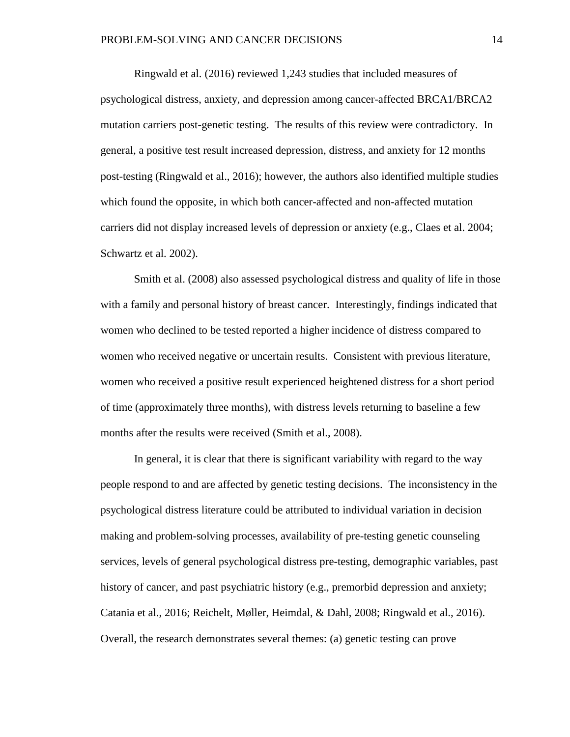Ringwald et al. (2016) reviewed 1,243 studies that included measures of psychological distress, anxiety, and depression among cancer-affected BRCA1/BRCA2 mutation carriers post-genetic testing. The results of this review were contradictory. In general, a positive test result increased depression, distress, and anxiety for 12 months post-testing (Ringwald et al., 2016); however, the authors also identified multiple studies which found the opposite, in which both cancer-affected and non-affected mutation carriers did not display increased levels of depression or anxiety (e.g., Claes et al. 2004; Schwartz et al. 2002).

Smith et al. (2008) also assessed psychological distress and quality of life in those with a family and personal history of breast cancer. Interestingly, findings indicated that women who declined to be tested reported a higher incidence of distress compared to women who received negative or uncertain results. Consistent with previous literature, women who received a positive result experienced heightened distress for a short period of time (approximately three months), with distress levels returning to baseline a few months after the results were received (Smith et al., 2008).

In general, it is clear that there is significant variability with regard to the way people respond to and are affected by genetic testing decisions. The inconsistency in the psychological distress literature could be attributed to individual variation in decision making and problem-solving processes, availability of pre-testing genetic counseling services, levels of general psychological distress pre-testing, demographic variables, past history of cancer, and past psychiatric history (e.g., premorbid depression and anxiety; Catania et al., 2016; Reichelt, Møller, Heimdal, & Dahl, 2008; Ringwald et al., 2016). Overall, the research demonstrates several themes: (a) genetic testing can prove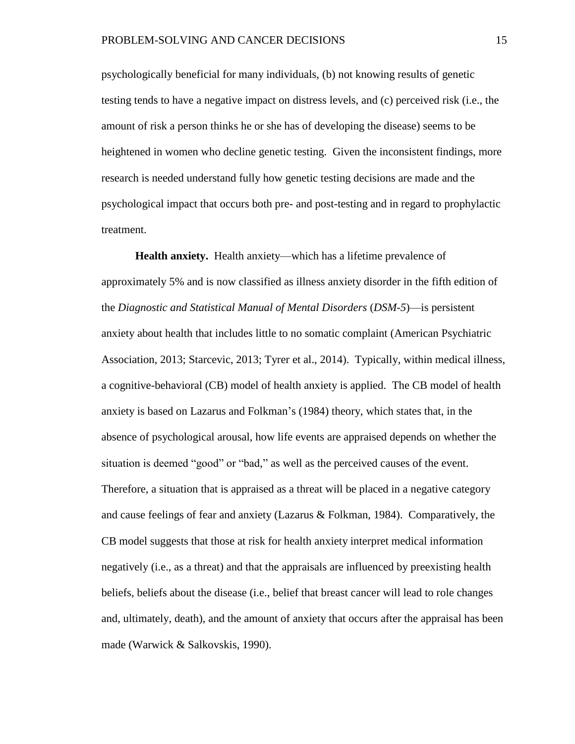psychologically beneficial for many individuals, (b) not knowing results of genetic testing tends to have a negative impact on distress levels, and (c) perceived risk (i.e., the amount of risk a person thinks he or she has of developing the disease) seems to be heightened in women who decline genetic testing. Given the inconsistent findings, more research is needed understand fully how genetic testing decisions are made and the psychological impact that occurs both pre- and post-testing and in regard to prophylactic treatment.

**Health anxiety.** Health anxiety—which has a lifetime prevalence of approximately 5% and is now classified as illness anxiety disorder in the fifth edition of the *Diagnostic and Statistical Manual of Mental Disorders* (*DSM-5*)—is persistent anxiety about health that includes little to no somatic complaint (American Psychiatric Association, 2013; Starcevic, 2013; Tyrer et al., 2014). Typically, within medical illness, a cognitive-behavioral (CB) model of health anxiety is applied. The CB model of health anxiety is based on Lazarus and Folkman's (1984) theory, which states that, in the absence of psychological arousal, how life events are appraised depends on whether the situation is deemed "good" or "bad," as well as the perceived causes of the event. Therefore, a situation that is appraised as a threat will be placed in a negative category and cause feelings of fear and anxiety (Lazarus & Folkman, 1984). Comparatively, the CB model suggests that those at risk for health anxiety interpret medical information negatively (i.e., as a threat) and that the appraisals are influenced by preexisting health beliefs, beliefs about the disease (i.e., belief that breast cancer will lead to role changes and, ultimately, death), and the amount of anxiety that occurs after the appraisal has been made (Warwick & Salkovskis, 1990).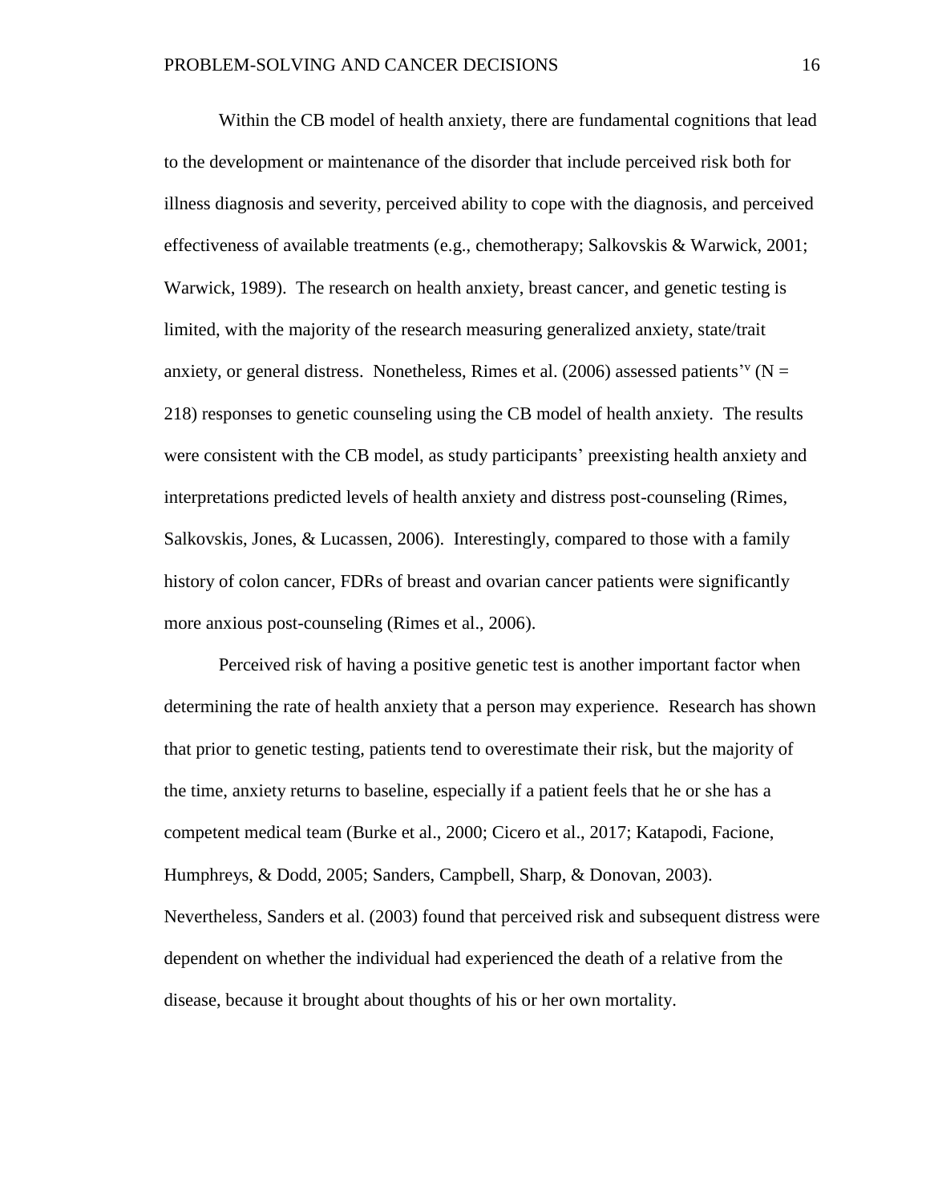Within the CB model of health anxiety, there are fundamental cognitions that lead to the development or maintenance of the disorder that include perceived risk both for illness diagnosis and severity, perceived ability to cope with the diagnosis, and perceived effectiveness of available treatments (e.g., chemotherapy; Salkovskis & Warwick, 2001; Warwick, 1989). The research on health anxiety, breast cancer, and genetic testing is limited, with the majority of the research measuring generalized anxiety, state/trait anxiety, or general distress. Nonetheless, Rimes et al. (2006) assessed patients'v (N = 218) responses to genetic counseling using the CB model of health anxiety. The results were consistent with the CB model, as study participants' preexisting health anxiety and interpretations predicted levels of health anxiety and distress post-counseling (Rimes, Salkovskis, Jones, & Lucassen, 2006). Interestingly, compared to those with a family history of colon cancer, FDRs of breast and ovarian cancer patients were significantly more anxious post-counseling (Rimes et al., 2006).

Perceived risk of having a positive genetic test is another important factor when determining the rate of health anxiety that a person may experience. Research has shown that prior to genetic testing, patients tend to overestimate their risk, but the majority of the time, anxiety returns to baseline, especially if a patient feels that he or she has a competent medical team (Burke et al., 2000; Cicero et al., 2017; Katapodi, Facione, Humphreys, & Dodd, 2005; Sanders, Campbell, Sharp, & Donovan, 2003). Nevertheless, Sanders et al. (2003) found that perceived risk and subsequent distress were dependent on whether the individual had experienced the death of a relative from the disease, because it brought about thoughts of his or her own mortality.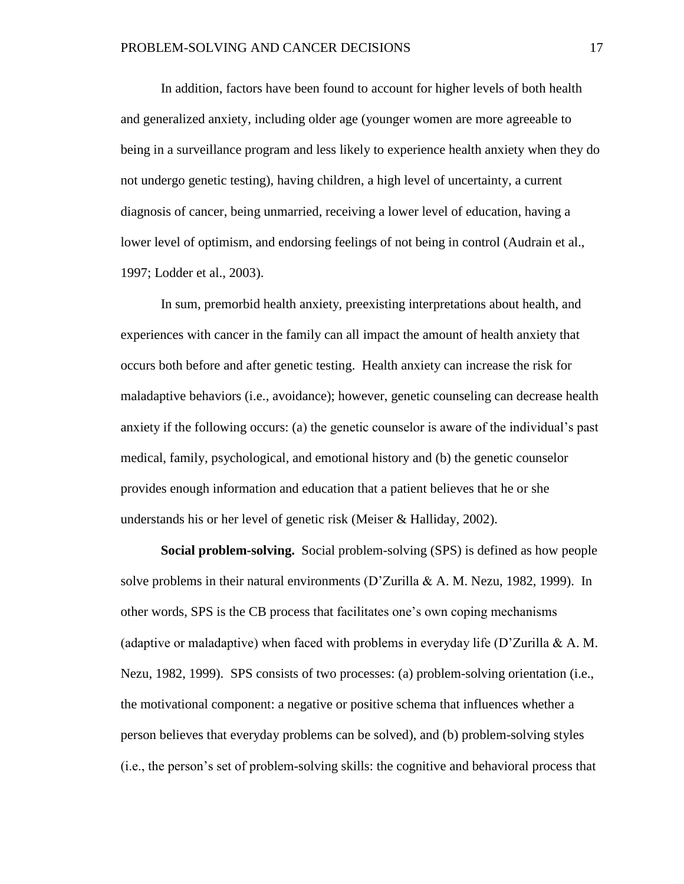In addition, factors have been found to account for higher levels of both health and generalized anxiety, including older age (younger women are more agreeable to being in a surveillance program and less likely to experience health anxiety when they do not undergo genetic testing), having children, a high level of uncertainty, a current diagnosis of cancer, being unmarried, receiving a lower level of education, having a lower level of optimism, and endorsing feelings of not being in control (Audrain et al., 1997; Lodder et al., 2003).

In sum, premorbid health anxiety, preexisting interpretations about health, and experiences with cancer in the family can all impact the amount of health anxiety that occurs both before and after genetic testing. Health anxiety can increase the risk for maladaptive behaviors (i.e., avoidance); however, genetic counseling can decrease health anxiety if the following occurs: (a) the genetic counselor is aware of the individual's past medical, family, psychological, and emotional history and (b) the genetic counselor provides enough information and education that a patient believes that he or she understands his or her level of genetic risk (Meiser & Halliday, 2002).

**Social problem-solving.** Social problem-solving (SPS) is defined as how people solve problems in their natural environments (D'Zurilla & A. M. Nezu, 1982, 1999). In other words, SPS is the CB process that facilitates one's own coping mechanisms (adaptive or maladaptive) when faced with problems in everyday life (D'Zurilla & A. M. Nezu, 1982, 1999). SPS consists of two processes: (a) problem-solving orientation (i.e., the motivational component: a negative or positive schema that influences whether a person believes that everyday problems can be solved), and (b) problem-solving styles (i.e., the person's set of problem-solving skills: the cognitive and behavioral process that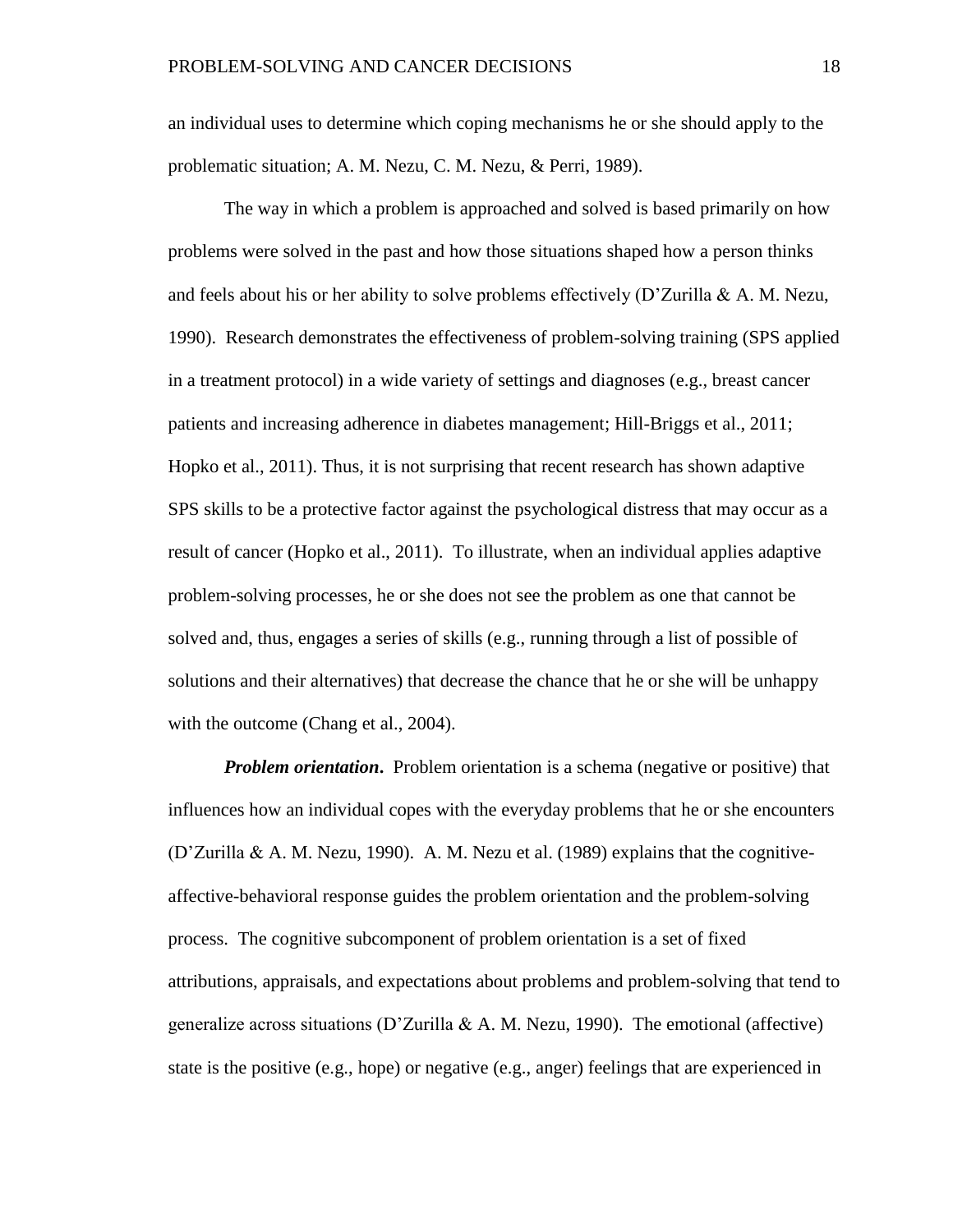an individual uses to determine which coping mechanisms he or she should apply to the problematic situation; A. M. Nezu, C. M. Nezu, & Perri, 1989).

The way in which a problem is approached and solved is based primarily on how problems were solved in the past and how those situations shaped how a person thinks and feels about his or her ability to solve problems effectively (D'Zurilla & A. M. Nezu, 1990). Research demonstrates the effectiveness of problem-solving training (SPS applied in a treatment protocol) in a wide variety of settings and diagnoses (e.g., breast cancer patients and increasing adherence in diabetes management; Hill-Briggs et al., 2011; Hopko et al., 2011). Thus, it is not surprising that recent research has shown adaptive SPS skills to be a protective factor against the psychological distress that may occur as a result of cancer (Hopko et al., 2011). To illustrate, when an individual applies adaptive problem-solving processes, he or she does not see the problem as one that cannot be solved and, thus, engages a series of skills (e.g., running through a list of possible of solutions and their alternatives) that decrease the chance that he or she will be unhappy with the outcome (Chang et al., 2004).

***Problem orientation*.** Problem orientation is a schema (negative or positive) that influences how an individual copes with the everyday problems that he or she encounters (D'Zurilla & A. M. Nezu, 1990). A. M. Nezu et al. (1989) explains that the cognitive-affective-behavioral response guides the problem orientation and the problem-solving process. The cognitive subcomponent of problem orientation is a set of fixed attributions, appraisals, and expectations about problems and problem-solving that tend to generalize across situations (D'Zurilla & A. M. Nezu, 1990). The emotional (affective) state is the positive (e.g., hope) or negative (e.g., anger) feelings that are experienced in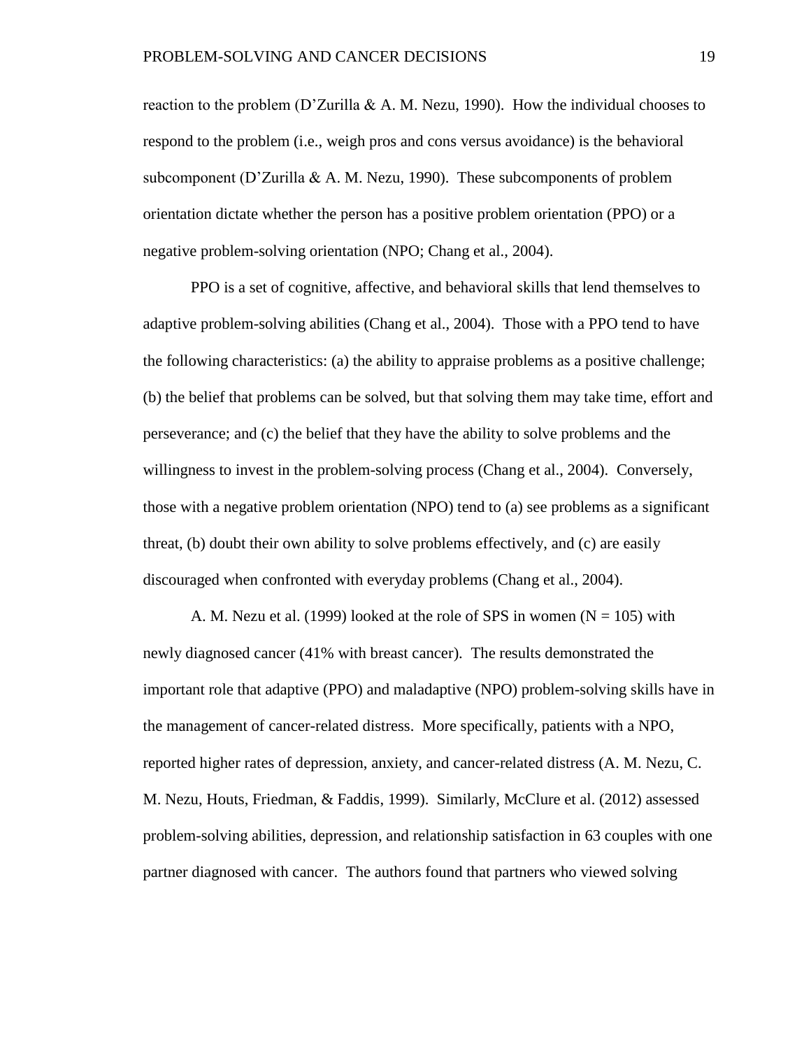reaction to the problem (D'Zurilla & A. M. Nezu, 1990). How the individual chooses to respond to the problem (i.e., weigh pros and cons versus avoidance) is the behavioral subcomponent (D'Zurilla & A. M. Nezu, 1990). These subcomponents of problem orientation dictate whether the person has a positive problem orientation (PPO) or a negative problem-solving orientation (NPO; Chang et al., 2004).

PPO is a set of cognitive, affective, and behavioral skills that lend themselves to adaptive problem-solving abilities (Chang et al., 2004). Those with a PPO tend to have the following characteristics: (a) the ability to appraise problems as a positive challenge; (b) the belief that problems can be solved, but that solving them may take time, effort and perseverance; and (c) the belief that they have the ability to solve problems and the willingness to invest in the problem-solving process (Chang et al., 2004). Conversely, those with a negative problem orientation (NPO) tend to (a) see problems as a significant threat, (b) doubt their own ability to solve problems effectively, and (c) are easily discouraged when confronted with everyday problems (Chang et al., 2004).

A. M. Nezu et al. (1999) looked at the role of SPS in women (N = 105) with newly diagnosed cancer (41% with breast cancer). The results demonstrated the important role that adaptive (PPO) and maladaptive (NPO) problem-solving skills have in the management of cancer-related distress. More specifically, patients with a NPO, reported higher rates of depression, anxiety, and cancer-related distress (A. M. Nezu, C. M. Nezu, Houts, Friedman, & Faddis, 1999). Similarly, McClure et al. (2012) assessed problem-solving abilities, depression, and relationship satisfaction in 63 couples with one partner diagnosed with cancer. The authors found that partners who viewed solving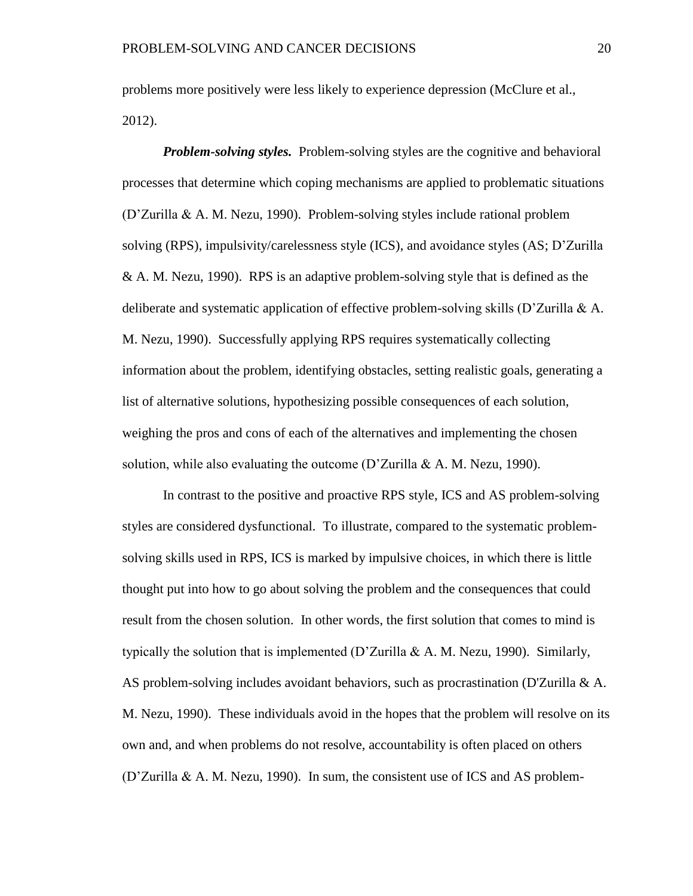problems more positively were less likely to experience depression (McClure et al., 2012).

***Problem-solving styles.*** Problem-solving styles are the cognitive and behavioral processes that determine which coping mechanisms are applied to problematic situations (D'Zurilla & A. M. Nezu, 1990). Problem-solving styles include rational problem solving (RPS), impulsivity/carelessness style (ICS), and avoidance styles (AS; D'Zurilla & A. M. Nezu, 1990). RPS is an adaptive problem-solving style that is defined as the deliberate and systematic application of effective problem-solving skills (D'Zurilla & A. M. Nezu, 1990). Successfully applying RPS requires systematically collecting information about the problem, identifying obstacles, setting realistic goals, generating a list of alternative solutions, hypothesizing possible consequences of each solution, weighing the pros and cons of each of the alternatives and implementing the chosen solution, while also evaluating the outcome (D'Zurilla & A. M. Nezu, 1990).

In contrast to the positive and proactive RPS style, ICS and AS problem-solving styles are considered dysfunctional. To illustrate, compared to the systematic problem-solving skills used in RPS, ICS is marked by impulsive choices, in which there is little thought put into how to go about solving the problem and the consequences that could result from the chosen solution. In other words, the first solution that comes to mind is typically the solution that is implemented (D'Zurilla & A. M. Nezu, 1990). Similarly, AS problem-solving includes avoidant behaviors, such as procrastination (D'Zurilla & A. M. Nezu, 1990). These individuals avoid in the hopes that the problem will resolve on its own and, and when problems do not resolve, accountability is often placed on others (D'Zurilla & A. M. Nezu, 1990). In sum, the consistent use of ICS and AS problem-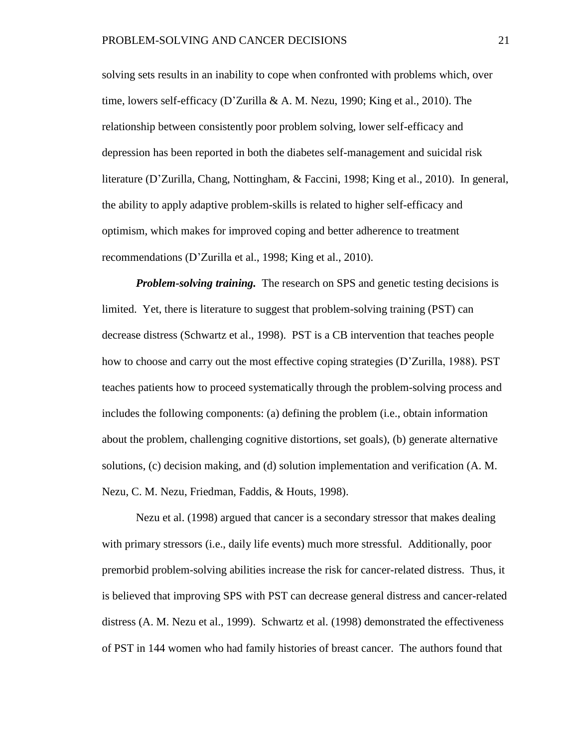solving sets results in an inability to cope when confronted with problems which, over time, lowers self-efficacy (D'Zurilla & A. M. Nezu, 1990; King et al., 2010). The relationship between consistently poor problem solving, lower self-efficacy and depression has been reported in both the diabetes self-management and suicidal risk literature (D'Zurilla, Chang, Nottingham, & Faccini, 1998; King et al., 2010). In general, the ability to apply adaptive problem-skills is related to higher self-efficacy and optimism, which makes for improved coping and better adherence to treatment recommendations (D'Zurilla et al., 1998; King et al., 2010).

***Problem-solving training.*** The research on SPS and genetic testing decisions is limited. Yet, there is literature to suggest that problem-solving training (PST) can decrease distress (Schwartz et al., 1998). PST is a CB intervention that teaches people how to choose and carry out the most effective coping strategies (D'Zurilla, 1988). PST teaches patients how to proceed systematically through the problem-solving process and includes the following components: (a) defining the problem (i.e., obtain information about the problem, challenging cognitive distortions, set goals), (b) generate alternative solutions, (c) decision making, and (d) solution implementation and verification (A. M. Nezu, C. M. Nezu, Friedman, Faddis, & Houts, 1998).

Nezu et al. (1998) argued that cancer is a secondary stressor that makes dealing with primary stressors (i.e., daily life events) much more stressful. Additionally, poor premorbid problem-solving abilities increase the risk for cancer-related distress. Thus, it is believed that improving SPS with PST can decrease general distress and cancer-related distress (A. M. Nezu et al., 1999). Schwartz et al. (1998) demonstrated the effectiveness of PST in 144 women who had family histories of breast cancer. The authors found that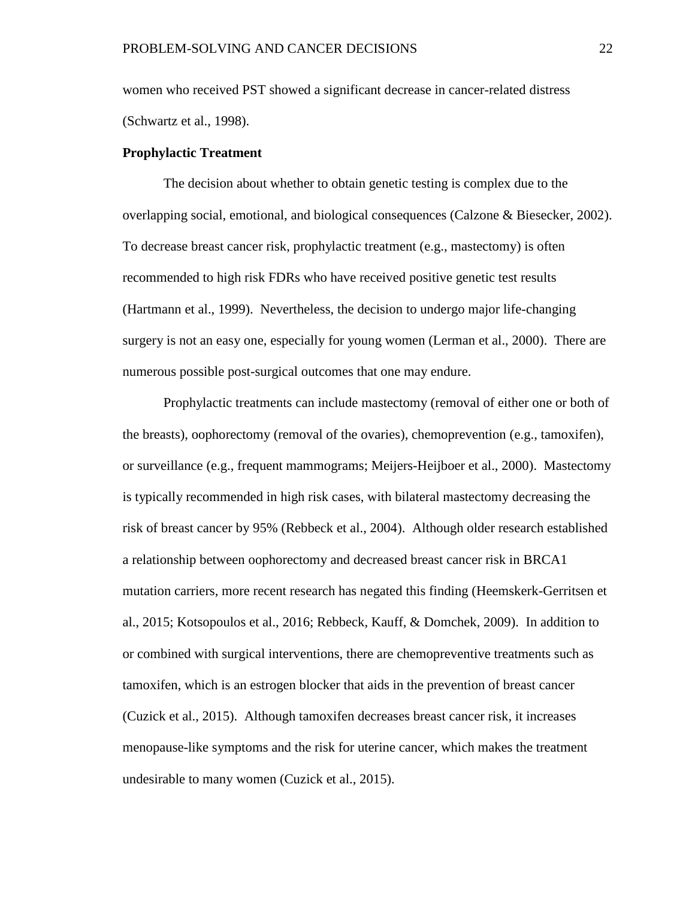women who received PST showed a significant decrease in cancer-related distress (Schwartz et al., 1998).

**Prophylactic Treatment**

The decision about whether to obtain genetic testing is complex due to the overlapping social, emotional, and biological consequences (Calzone & Biesecker, 2002). To decrease breast cancer risk, prophylactic treatment (e.g., mastectomy) is often recommended to high risk FDRs who have received positive genetic test results (Hartmann et al., 1999). Nevertheless, the decision to undergo major life-changing surgery is not an easy one, especially for young women (Lerman et al., 2000). There are numerous possible post-surgical outcomes that one may endure.

Prophylactic treatments can include mastectomy (removal of either one or both of the breasts), oophorectomy (removal of the ovaries), chemoprevention (e.g., tamoxifen), or surveillance (e.g., frequent mammograms; Meijers-Heijboer et al., 2000). Mastectomy is typically recommended in high risk cases, with bilateral mastectomy decreasing the risk of breast cancer by 95% (Rebbeck et al., 2004). Although older research established a relationship between oophorectomy and decreased breast cancer risk in BRCA1 mutation carriers, more recent research has negated this finding (Heemskerk-Gerritsen et al., 2015; Kotsopoulos et al., 2016; Rebbeck, Kauff, & Domchek, 2009). In addition to or combined with surgical interventions, there are chemopreventive treatments such as tamoxifen, which is an estrogen blocker that aids in the prevention of breast cancer (Cuzick et al., 2015). Although tamoxifen decreases breast cancer risk, it increases menopause-like symptoms and the risk for uterine cancer, which makes the treatment undesirable to many women (Cuzick et al., 2015).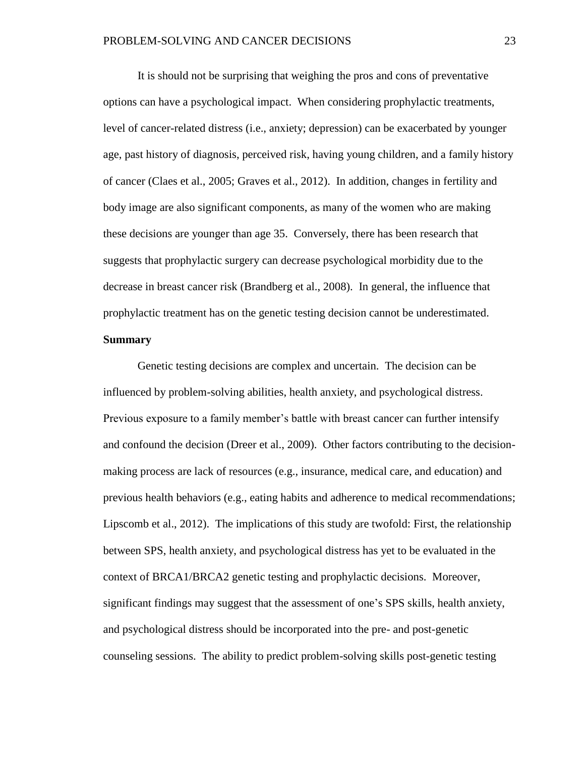It is should not be surprising that weighing the pros and cons of preventative options can have a psychological impact. When considering prophylactic treatments, level of cancer-related distress (i.e., anxiety; depression) can be exacerbated by younger age, past history of diagnosis, perceived risk, having young children, and a family history of cancer (Claes et al., 2005; Graves et al., 2012). In addition, changes in fertility and body image are also significant components, as many of the women who are making these decisions are younger than age 35. Conversely, there has been research that suggests that prophylactic surgery can decrease psychological morbidity due to the decrease in breast cancer risk (Brandberg et al., 2008). In general, the influence that prophylactic treatment has on the genetic testing decision cannot be underestimated.

**Summary**

Genetic testing decisions are complex and uncertain. The decision can be influenced by problem-solving abilities, health anxiety, and psychological distress. Previous exposure to a family member's battle with breast cancer can further intensify and confound the decision (Dreer et al., 2009). Other factors contributing to the decision-making process are lack of resources (e.g., insurance, medical care, and education) and previous health behaviors (e.g., eating habits and adherence to medical recommendations; Lipscomb et al., 2012). The implications of this study are twofold: First, the relationship between SPS, health anxiety, and psychological distress has yet to be evaluated in the context of BRCA1/BRCA2 genetic testing and prophylactic decisions. Moreover, significant findings may suggest that the assessment of one's SPS skills, health anxiety, and psychological distress should be incorporated into the pre- and post-genetic counseling sessions. The ability to predict problem-solving skills post-genetic testing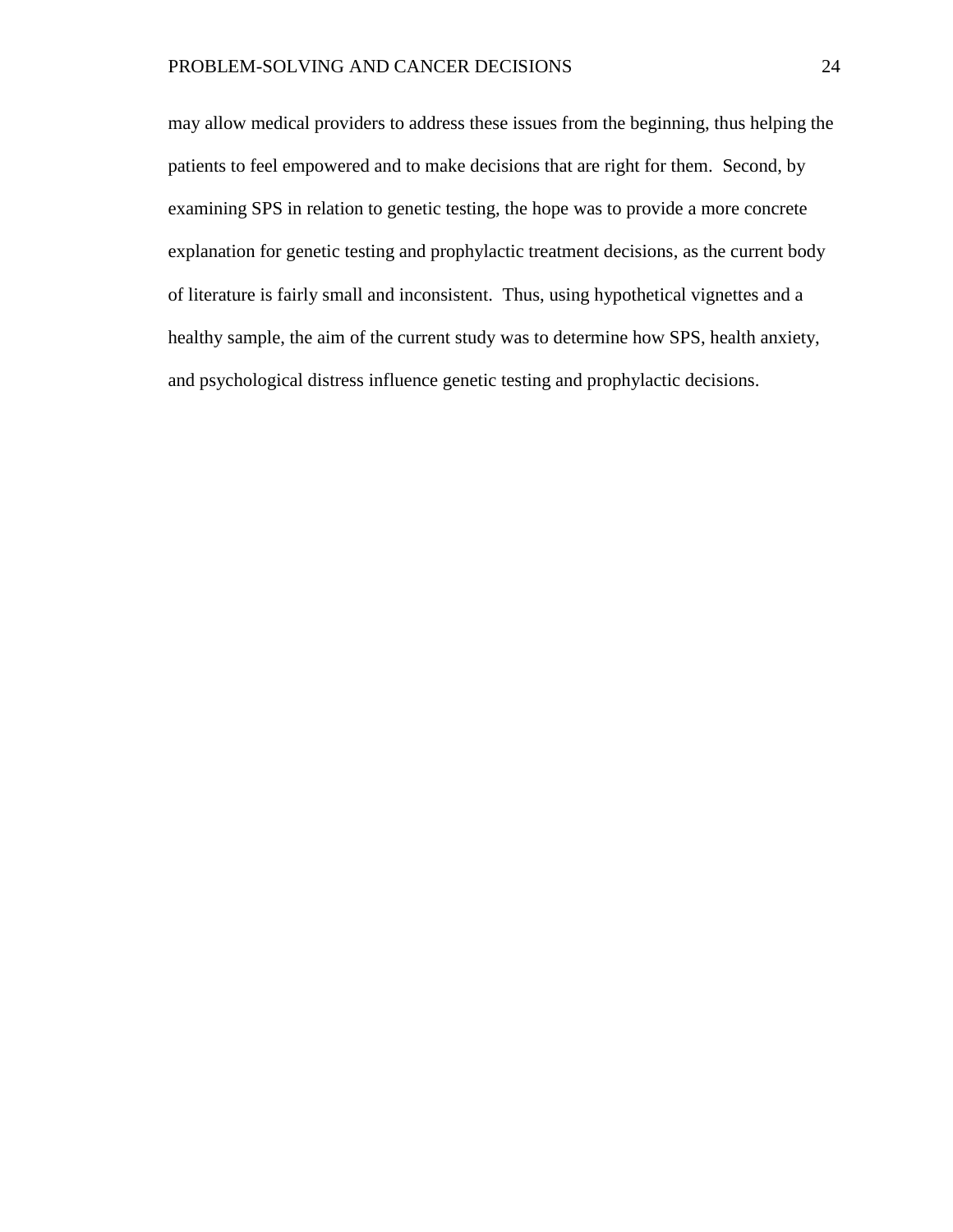may allow medical providers to address these issues from the beginning, thus helping the patients to feel empowered and to make decisions that are right for them. Second, by examining SPS in relation to genetic testing, the hope was to provide a more concrete explanation for genetic testing and prophylactic treatment decisions, as the current body of literature is fairly small and inconsistent. Thus, using hypothetical vignettes and a healthy sample, the aim of the current study was to determine how SPS, health anxiety, and psychological distress influence genetic testing and prophylactic decisions.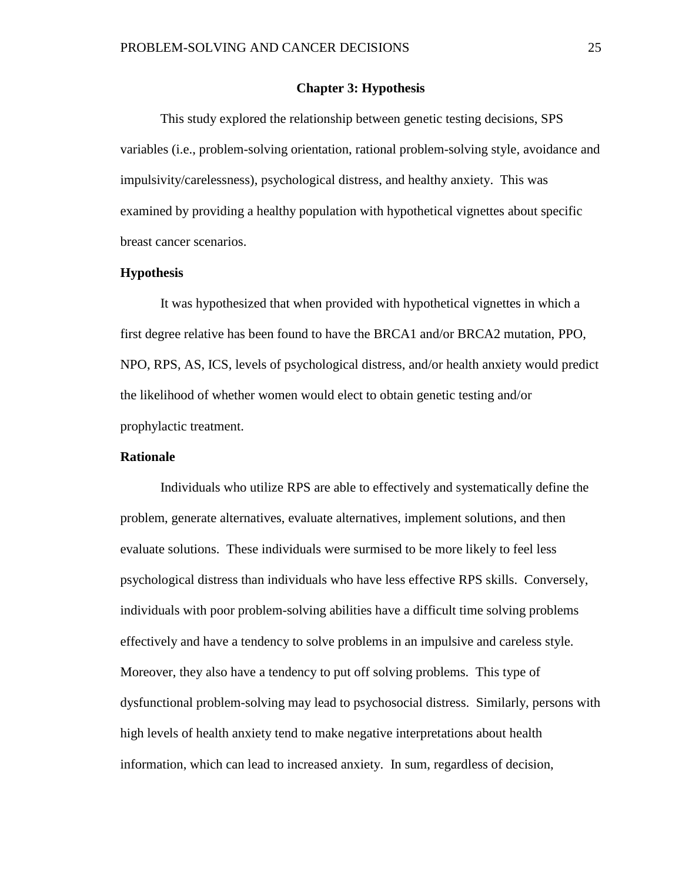# Chapter 3: Hypothesis

This study explored the relationship between genetic testing decisions, SPS variables (i.e., problem-solving orientation, rational problem-solving style, avoidance and impulsivity/carelessness), psychological distress, and healthy anxiety. This was examined by providing a healthy population with hypothetical vignettes about specific breast cancer scenarios.

## Hypothesis

It was hypothesized that when provided with hypothetical vignettes in which a first degree relative has been found to have the BRCA1 and/or BRCA2 mutation, PPO, NPO, RPS, AS, ICS, levels of psychological distress, and/or health anxiety would predict the likelihood of whether women would elect to obtain genetic testing and/or prophylactic treatment.

## Rationale

Individuals who utilize RPS are able to effectively and systematically define the problem, generate alternatives, evaluate alternatives, implement solutions, and then evaluate solutions. These individuals were surmised to be more likely to feel less psychological distress than individuals who have less effective RPS skills. Conversely, individuals with poor problem-solving abilities have a difficult time solving problems effectively and have a tendency to solve problems in an impulsive and careless style. Moreover, they also have a tendency to put off solving problems. This type of dysfunctional problem-solving may lead to psychosocial distress. Similarly, persons with high levels of health anxiety tend to make negative interpretations about health information, which can lead to increased anxiety. In sum, regardless of decision,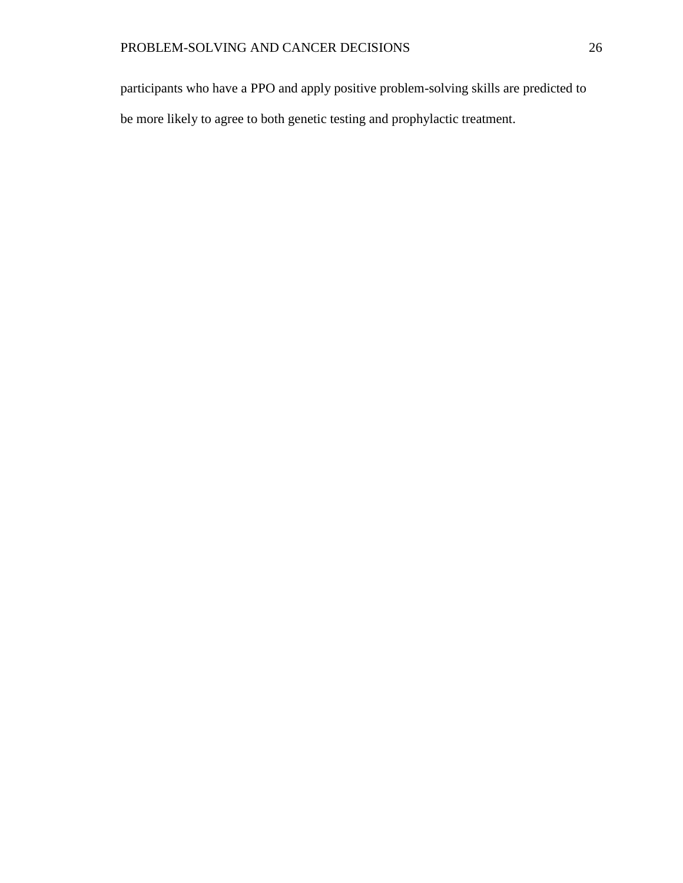participants who have a PPO and apply positive problem-solving skills are predicted to be more likely to agree to both genetic testing and prophylactic treatment.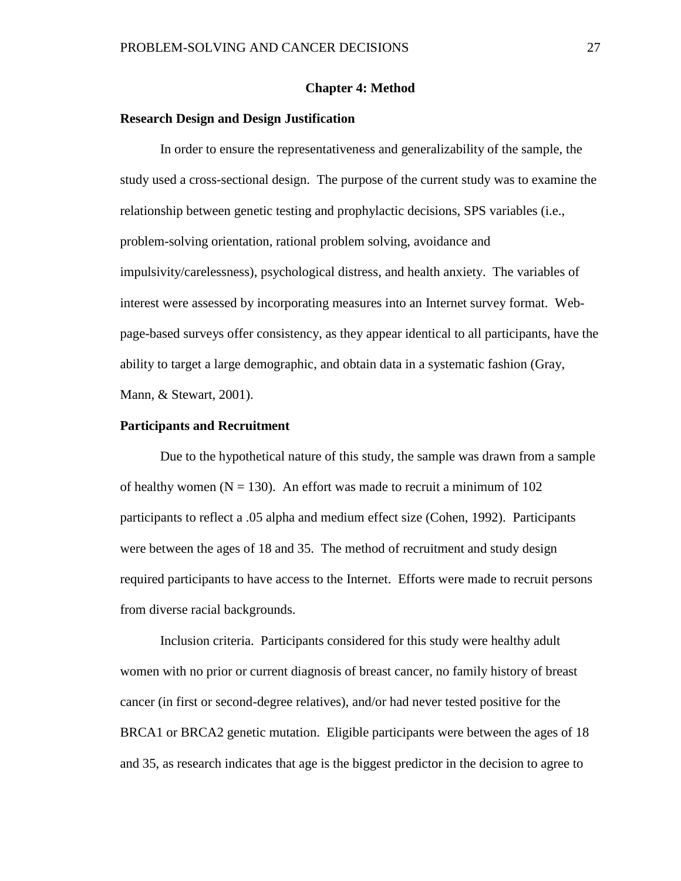# Chapter 4: Method

## Research Design and Design Justification

In order to ensure the representativeness and generalizability of the sample, the study used a cross-sectional design. The purpose of the current study was to examine the relationship between genetic testing and prophylactic decisions, SPS variables (i.e., problem-solving orientation, rational problem solving, avoidance and impulsivity/carelessness), psychological distress, and health anxiety. The variables of interest were assessed by incorporating measures into an Internet survey format. Web-page-based surveys offer consistency, as they appear identical to all participants, have the ability to target a large demographic, and obtain data in a systematic fashion (Gray, Mann, & Stewart, 2001).

## Participants and Recruitment

Due to the hypothetical nature of this study, the sample was drawn from a sample of healthy women ($N = 130$). An effort was made to recruit a minimum of 102 participants to reflect a .05 alpha and medium effect size (Cohen, 1992). Participants were between the ages of 18 and 35. The method of recruitment and study design required participants to have access to the Internet. Efforts were made to recruit persons from diverse racial backgrounds.

Inclusion criteria. Participants considered for this study were healthy adult women with no prior or current diagnosis of breast cancer, no family history of breast cancer (in first or second-degree relatives), and/or had never tested positive for the BRCA1 or BRCA2 genetic mutation. Eligible participants were between the ages of 18 and 35, as research indicates that age is the biggest predictor in the decision to agree to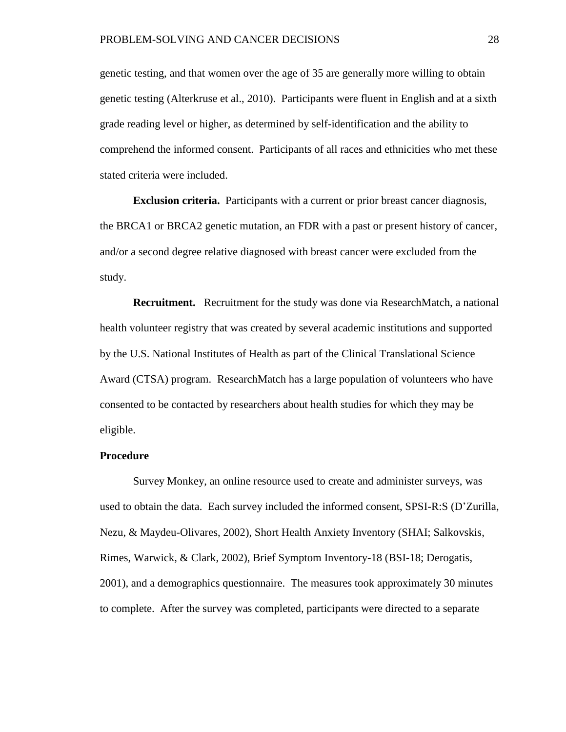genetic testing, and that women over the age of 35 are generally more willing to obtain genetic testing (Alterkruse et al., 2010). Participants were fluent in English and at a sixth grade reading level or higher, as determined by self-identification and the ability to comprehend the informed consent. Participants of all races and ethnicities who met these stated criteria were included.

**Exclusion criteria.** Participants with a current or prior breast cancer diagnosis, the BRCA1 or BRCA2 genetic mutation, an FDR with a past or present history of cancer, and/or a second degree relative diagnosed with breast cancer were excluded from the study.

**Recruitment.** Recruitment for the study was done via ResearchMatch, a national health volunteer registry that was created by several academic institutions and supported by the U.S. National Institutes of Health as part of the Clinical Translational Science Award (CTSA) program. ResearchMatch has a large population of volunteers who have consented to be contacted by researchers about health studies for which they may be eligible.

## Procedure

Survey Monkey, an online resource used to create and administer surveys, was used to obtain the data. Each survey included the informed consent, SPSI-R:S (D'Zurilla, Nezu, & Maydeu-Olivares, 2002), Short Health Anxiety Inventory (SHAI; Salkovskis, Rimes, Warwick, & Clark, 2002), Brief Symptom Inventory-18 (BSI-18; Derogatis, 2001), and a demographics questionnaire. The measures took approximately 30 minutes to complete. After the survey was completed, participants were directed to a separate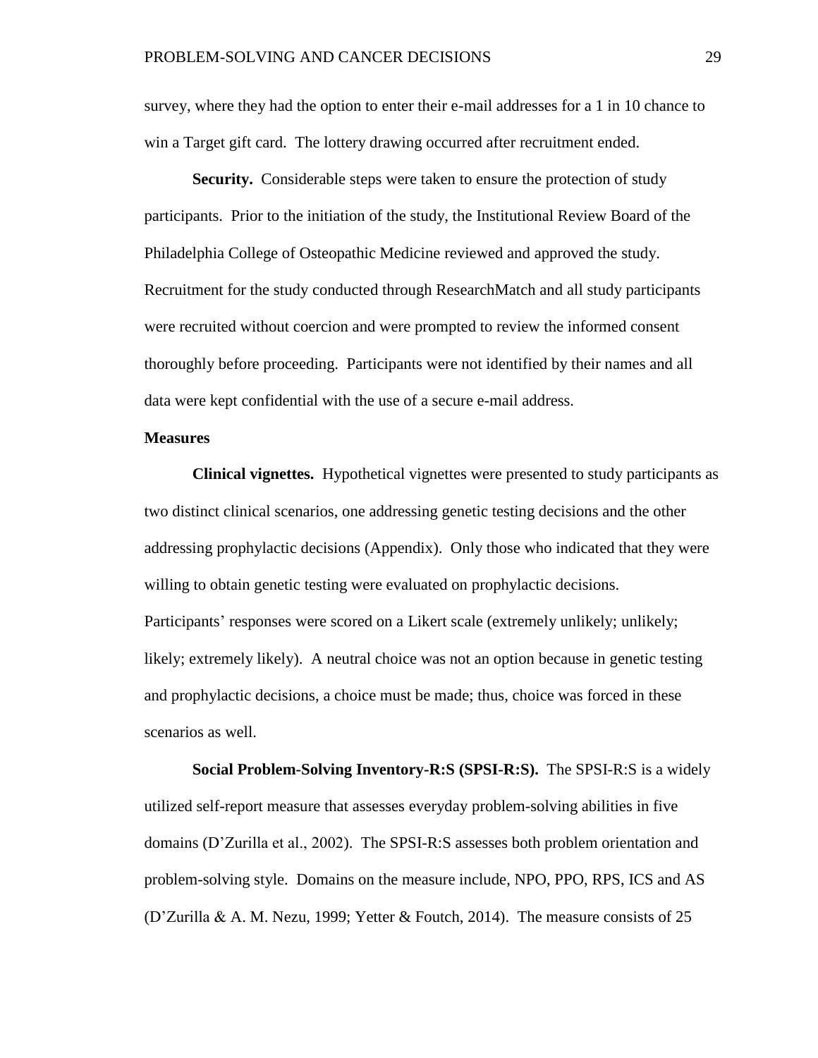survey, where they had the option to enter their e-mail addresses for a 1 in 10 chance to win a Target gift card. The lottery drawing occurred after recruitment ended.

**Security.** Considerable steps were taken to ensure the protection of study participants. Prior to the initiation of the study, the Institutional Review Board of the Philadelphia College of Osteopathic Medicine reviewed and approved the study. Recruitment for the study conducted through ResearchMatch and all study participants were recruited without coercion and were prompted to review the informed consent thoroughly before proceeding. Participants were not identified by their names and all data were kept confidential with the use of a secure e-mail address.

## Measures

**Clinical vignettes.** Hypothetical vignettes were presented to study participants as two distinct clinical scenarios, one addressing genetic testing decisions and the other addressing prophylactic decisions (Appendix). Only those who indicated that they were willing to obtain genetic testing were evaluated on prophylactic decisions. Participants' responses were scored on a Likert scale (extremely unlikely; unlikely; likely; extremely likely). A neutral choice was not an option because in genetic testing and prophylactic decisions, a choice must be made; thus, choice was forced in these scenarios as well.

**Social Problem-Solving Inventory-R:S (SPSI-R:S).** The SPSI-R:S is a widely utilized self-report measure that assesses everyday problem-solving abilities in five domains (D'Zurilla et al., 2002). The SPSI-R:S assesses both problem orientation and problem-solving style. Domains on the measure include, NPO, PPO, RPS, ICS and AS (D'Zurilla & A. M. Nezu, 1999; Yetter & Foutch, 2014). The measure consists of 25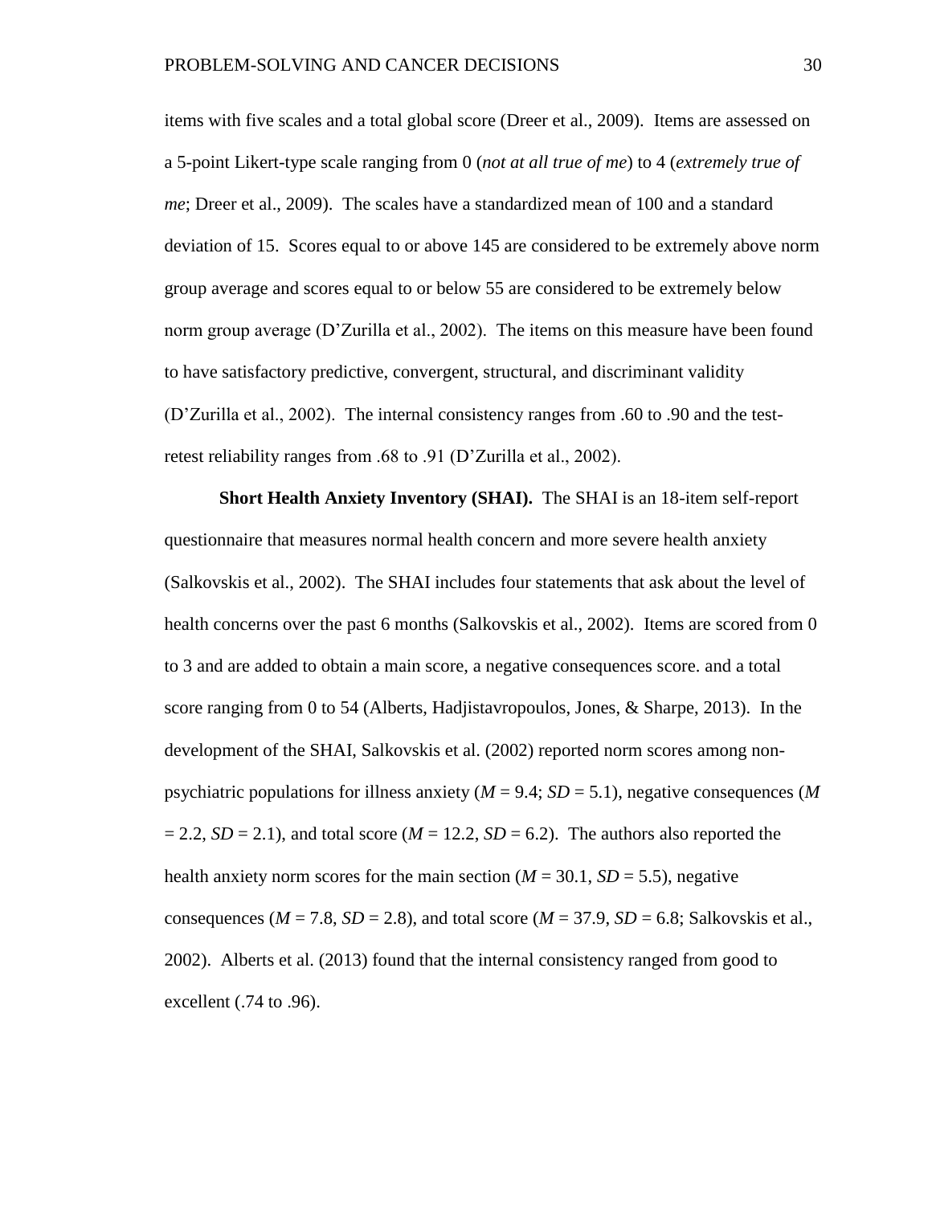items with five scales and a total global score (Dreer et al., 2009). Items are assessed on a 5-point Likert-type scale ranging from 0 (*not at all true of me*) to 4 (*extremely true of me*; Dreer et al., 2009). The scales have a standardized mean of 100 and a standard deviation of 15. Scores equal to or above 145 are considered to be extremely above norm group average and scores equal to or below 55 are considered to be extremely below norm group average (D'Zurilla et al., 2002). The items on this measure have been found to have satisfactory predictive, convergent, structural, and discriminant validity (D'Zurilla et al., 2002). The internal consistency ranges from .60 to .90 and the test-retest reliability ranges from .68 to .91 (D'Zurilla et al., 2002).

**Short Health Anxiety Inventory (SHAI).** The SHAI is an 18-item self-report questionnaire that measures normal health concern and more severe health anxiety (Salkovskis et al., 2002). The SHAI includes four statements that ask about the level of health concerns over the past 6 months (Salkovskis et al., 2002). Items are scored from 0 to 3 and are added to obtain a main score, a negative consequences score. and a total score ranging from 0 to 54 (Alberts, Hadjistavropoulos, Jones, & Sharpe, 2013). In the development of the SHAI, Salkovskis et al. (2002) reported norm scores among non-psychiatric populations for illness anxiety ($M$ = 9.4; $SD$ = 5.1), negative consequences ($M$ = 2.2, $SD$ = 2.1), and total score ($M$ = 12.2, $SD$ = 6.2). The authors also reported the health anxiety norm scores for the main section ($M$ = 30.1, $SD$ = 5.5), negative consequences ($M$ = 7.8, $SD$ = 2.8), and total score ($M$ = 37.9, $SD$ = 6.8; Salkovskis et al., 2002). Alberts et al. (2013) found that the internal consistency ranged from good to excellent (.74 to .96).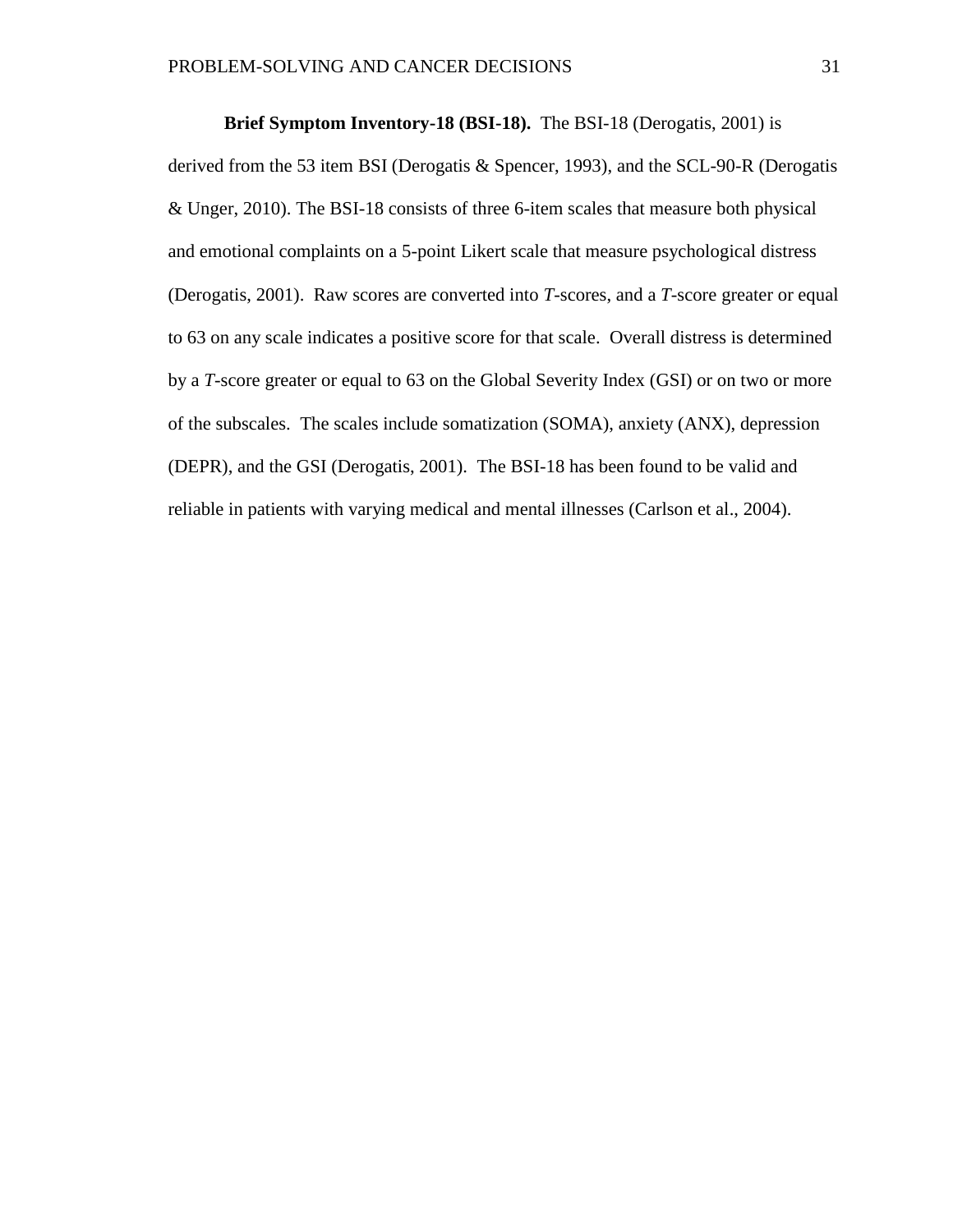**Brief Symptom Inventory-18 (BSI-18).** The BSI-18 (Derogatis, 2001) is derived from the 53 item BSI (Derogatis & Spencer, 1993), and the SCL-90-R (Derogatis & Unger, 2010). The BSI-18 consists of three 6-item scales that measure both physical and emotional complaints on a 5-point Likert scale that measure psychological distress (Derogatis, 2001). Raw scores are converted into *T*-scores, and a *T*-score greater or equal to 63 on any scale indicates a positive score for that scale. Overall distress is determined by a *T*-score greater or equal to 63 on the Global Severity Index (GSI) or on two or more of the subscales. The scales include somatization (SOMA), anxiety (ANX), depression (DEPR), and the GSI (Derogatis, 2001). The BSI-18 has been found to be valid and reliable in patients with varying medical and mental illnesses (Carlson et al., 2004).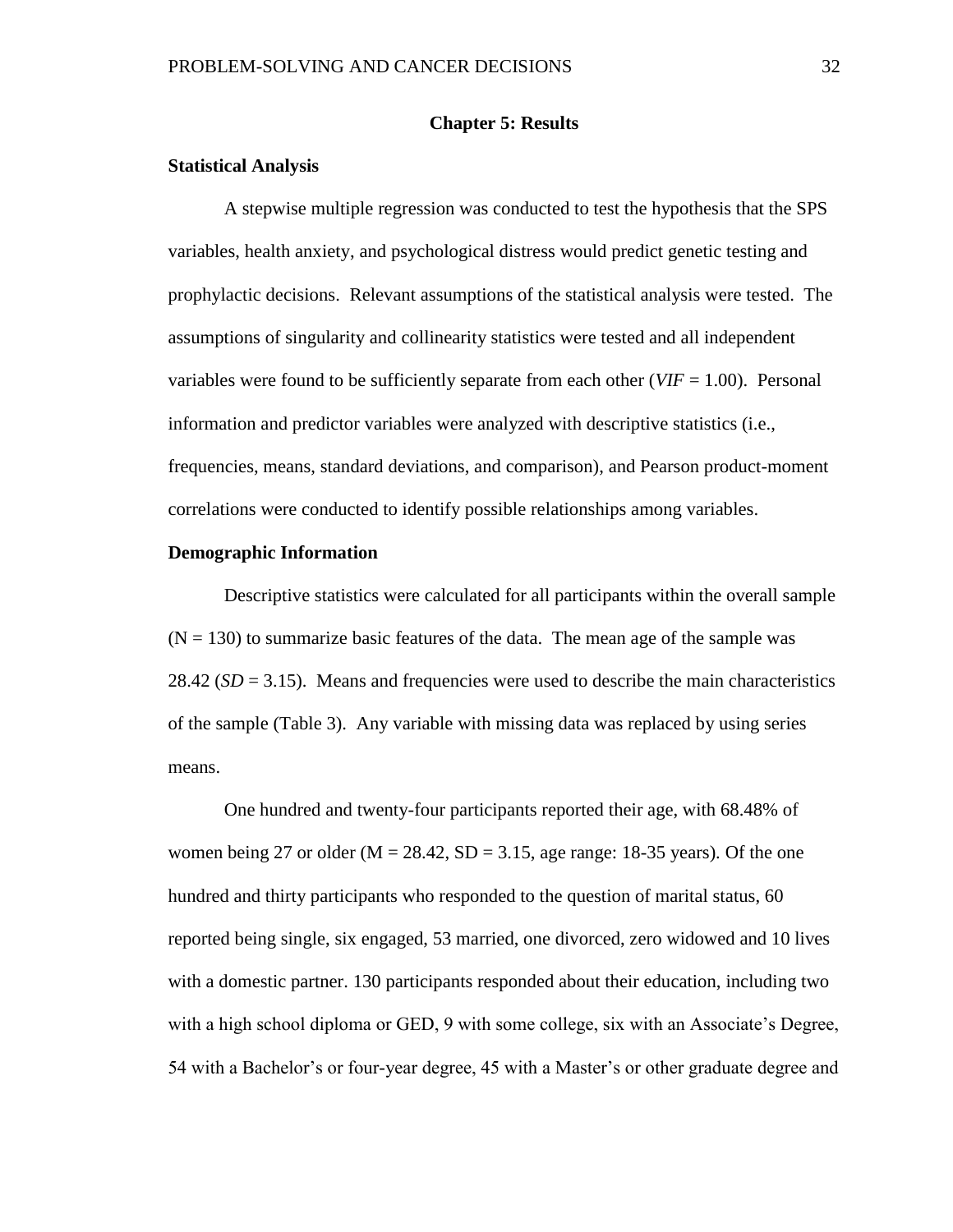## Chapter 5: Results

### Statistical Analysis

A stepwise multiple regression was conducted to test the hypothesis that the SPS variables, health anxiety, and psychological distress would predict genetic testing and prophylactic decisions. Relevant assumptions of the statistical analysis were tested. The assumptions of singularity and collinearity statistics were tested and all independent variables were found to be sufficiently separate from each other (*VIF* = 1.00). Personal information and predictor variables were analyzed with descriptive statistics (i.e., frequencies, means, standard deviations, and comparison), and Pearson product-moment correlations were conducted to identify possible relationships among variables.

### Demographic Information

Descriptive statistics were calculated for all participants within the overall sample ($N = 130$) to summarize basic features of the data. The mean age of the sample was 28.42 (*SD* = 3.15). Means and frequencies were used to describe the main characteristics of the sample (Table 3). Any variable with missing data was replaced by using series means.

One hundred and twenty-four participants reported their age, with 68.48% of women being 27 or older ($M = 28.42$, $SD = 3.15$, age range: 18-35 years). Of the one hundred and thirty participants who responded to the question of marital status, 60 reported being single, six engaged, 53 married, one divorced, zero widowed and 10 lives with a domestic partner. 130 participants responded about their education, including two with a high school diploma or GED, 9 with some college, six with an Associate's Degree, 54 with a Bachelor's or four-year degree, 45 with a Master's or other graduate degree and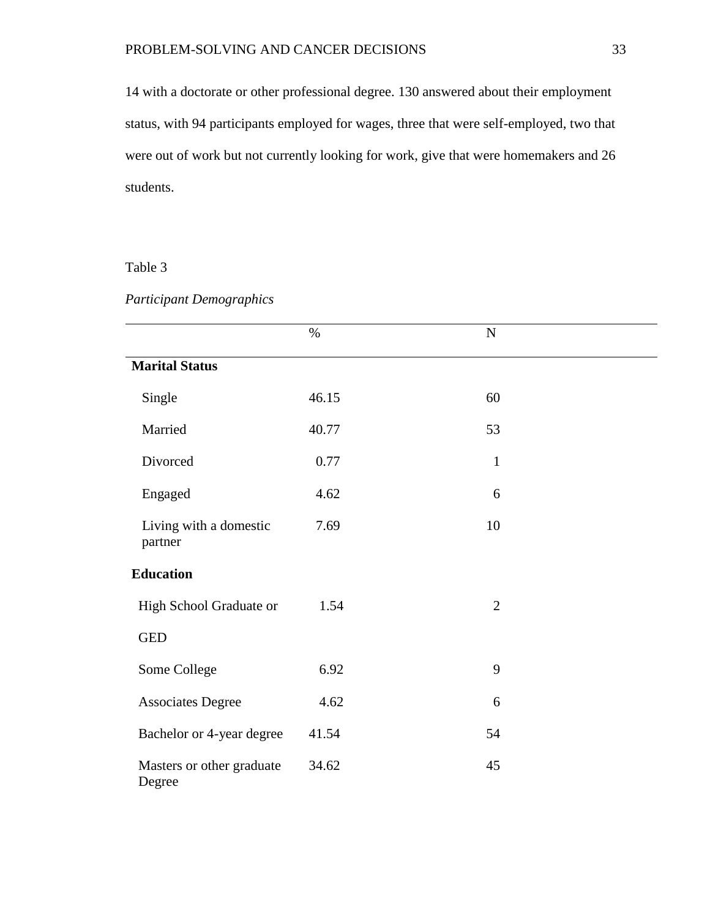14 with a doctorate or other professional degree. 130 answered about their employment status, with 94 participants employed for wages, three that were self-employed, two that were out of work but not currently looking for work, give that were homemakers and 26 students.

Table 3

*Participant Demographics*

| | % | N |
|---|---|---|
| **Marital Status** | | |
| Single | 46.15 | 60 |
| Married | 40.77 | 53 |
| Divorced | 0.77 | 1 |
| Engaged | 4.62 | 6 |
| Living with a domestic partner | 7.69 | 10 |
| **Education** | | |
| High School Graduate or GED | 1.54 | 2 |
| Some College | 6.92 | 9 |
| Associates Degree | 4.62 | 6 |
| Bachelor or 4-year degree | 41.54 | 54 |
| Masters or other graduate Degree | 34.62 | 45 |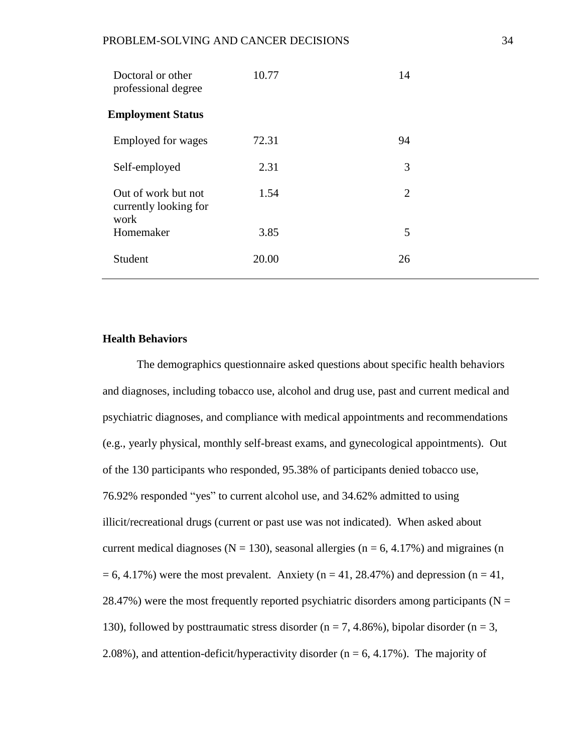| | | |
|---|---|---|
| Doctoral or other professional degree | 10.77 | 14 |
| **Employment Status** | | |
| Employed for wages | 72.31 | 94 |
| Self-employed | 2.31 | 3 |
| Out of work but not currently looking for work | 1.54 | 2 |
| Homemaker | 3.85 | 5 |
| Student | 20.00 | 26 |

**Health Behaviors**

The demographics questionnaire asked questions about specific health behaviors and diagnoses, including tobacco use, alcohol and drug use, past and current medical and psychiatric diagnoses, and compliance with medical appointments and recommendations (e.g., yearly physical, monthly self-breast exams, and gynecological appointments). Out of the 130 participants who responded, 95.38% of participants denied tobacco use, 76.92% responded "yes" to current alcohol use, and 34.62% admitted to using illicit/recreational drugs (current or past use was not indicated). When asked about current medical diagnoses ($N = 130$), seasonal allergies ($n = 6$, 4.17%) and migraines ($n = 6$, 4.17%) were the most prevalent. Anxiety ($n = 41$, 28.47%) and depression ($n = 41$, 28.47%) were the most frequently reported psychiatric disorders among participants ($N = 130$), followed by posttraumatic stress disorder ($n = 7$, 4.86%), bipolar disorder ($n = 3$, 2.08%), and attention-deficit/hyperactivity disorder ($n = 6$, 4.17%). The majority of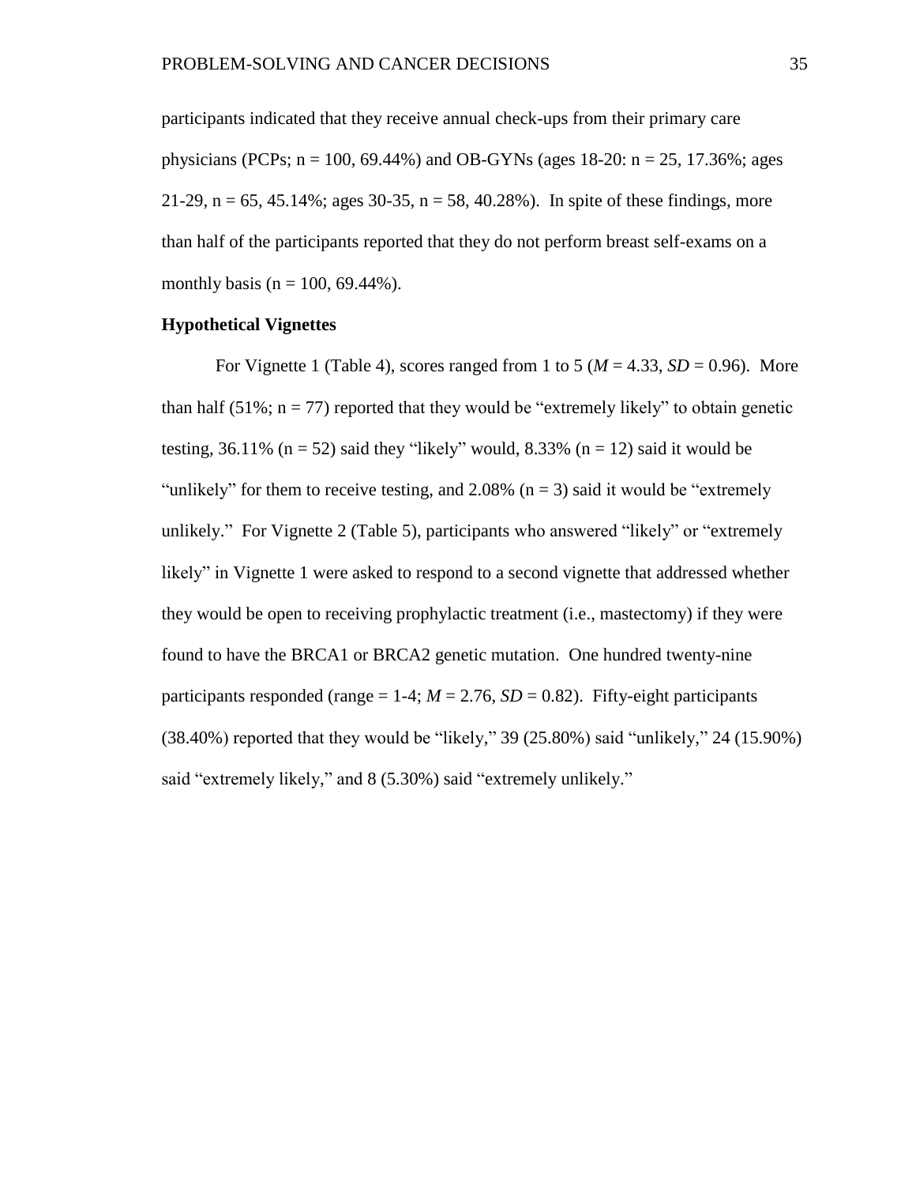participants indicated that they receive annual check-ups from their primary care physicians (PCPs; n = 100, 69.44%) and OB-GYNs (ages 18-20: n = 25, 17.36%; ages 21-29, n = 65, 45.14%; ages 30-35, n = 58, 40.28%). In spite of these findings, more than half of the participants reported that they do not perform breast self-exams on a monthly basis (n = 100, 69.44%).

**Hypothetical Vignettes**

For Vignette 1 (Table 4), scores ranged from 1 to 5 ($M$ = 4.33, $SD$ = 0.96). More than half (51%; n = 77) reported that they would be "extremely likely" to obtain genetic testing, 36.11% (n = 52) said they "likely" would, 8.33% (n = 12) said it would be "unlikely" for them to receive testing, and 2.08% (n = 3) said it would be "extremely unlikely." For Vignette 2 (Table 5), participants who answered "likely" or "extremely likely" in Vignette 1 were asked to respond to a second vignette that addressed whether they would be open to receiving prophylactic treatment (i.e., mastectomy) if they were found to have the BRCA1 or BRCA2 genetic mutation. One hundred twenty-nine participants responded (range = 1-4; $M$ = 2.76, $SD$ = 0.82). Fifty-eight participants (38.40%) reported that they would be "likely," 39 (25.80%) said "unlikely," 24 (15.90%) said "extremely likely," and 8 (5.30%) said "extremely unlikely."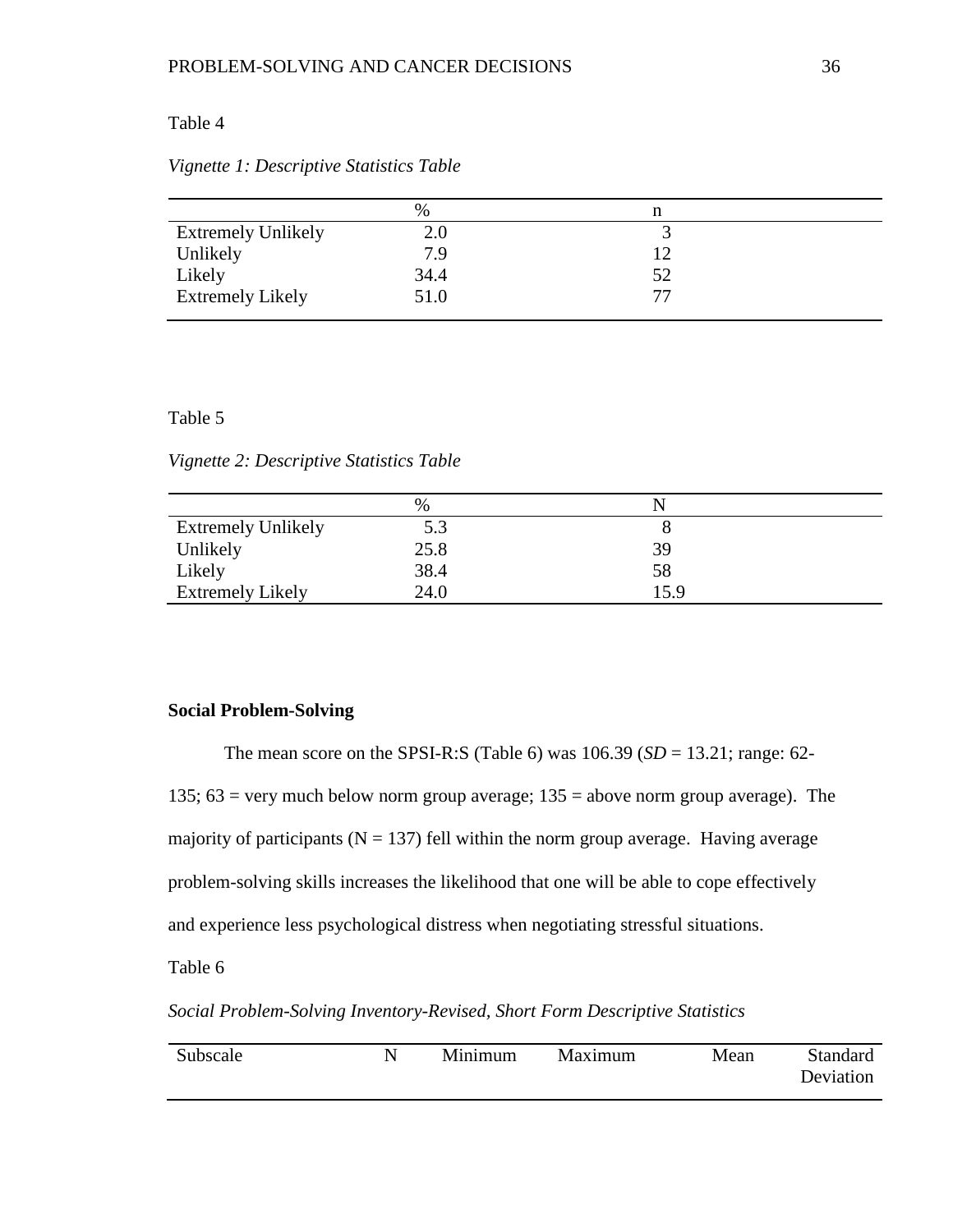Table 4

*Vignette 1: Descriptive Statistics Table*

| | % | n |
|---|---|---|
| Extremely Unlikely | 2.0 | 3 |
| Unlikely | 7.9 | 12 |
| Likely | 34.4 | 52 |
| Extremely Likely | 51.0 | 77 |

Table 5

*Vignette 2: Descriptive Statistics Table*

| | % | N |
|---|---|---|
| Extremely Unlikely | 5.3 | 8 |
| Unlikely | 25.8 | 39 |
| Likely | 38.4 | 58 |
| Extremely Likely | 24.0 | 15.9 |

**Social Problem-Solving**

The mean score on the SPSI-R:S (Table 6) was 106.39 (*SD* = 13.21; range: 62-135; 63 = very much below norm group average; 135 = above norm group average). The majority of participants (N = 137) fell within the norm group average. Having average problem-solving skills increases the likelihood that one will be able to cope effectively and experience less psychological distress when negotiating stressful situations.

Table 6

*Social Problem-Solving Inventory-Revised, Short Form Descriptive Statistics*

| Subscale | N | Minimum | Maximum | Mean | Standard Deviation |
|---|---|---|---|---|---|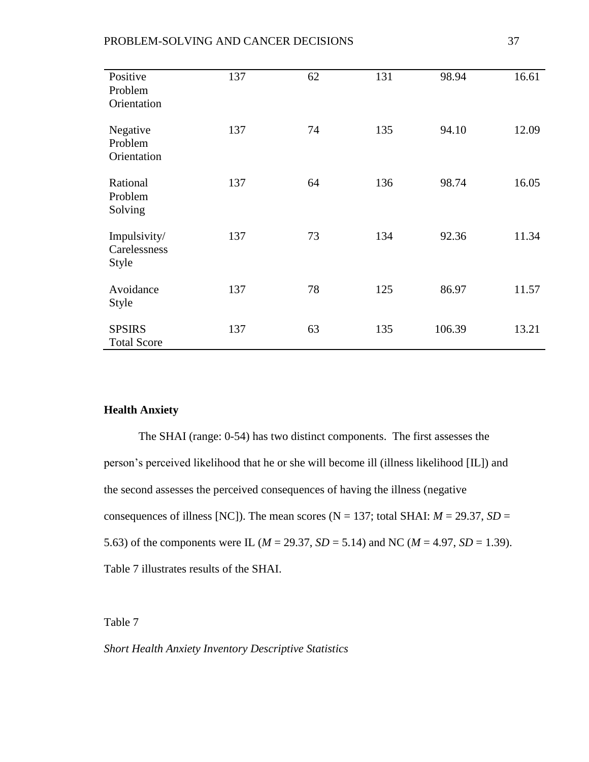| | | | | | |
|---|---|---|---|---|---|
| Positive Problem Orientation | 137 | 62 | 131 | 98.94 | 16.61 |
| Negative Problem Orientation | 137 | 74 | 135 | 94.10 | 12.09 |
| Rational Problem Solving | 137 | 64 | 136 | 98.74 | 16.05 |
| Impulsivity/ Carelessness Style | 137 | 73 | 134 | 92.36 | 11.34 |
| Avoidance Style | 137 | 78 | 125 | 86.97 | 11.57 |
| SPSIRS Total Score | 137 | 63 | 135 | 106.39 | 13.21 |

**Health Anxiety**

The SHAI (range: 0-54) has two distinct components. The first assesses the person's perceived likelihood that he or she will become ill (illness likelihood [IL]) and the second assesses the perceived consequences of having the illness (negative consequences of illness [NC]). The mean scores (N = 137; total SHAI: $M = 29.37$, $SD = 5.63$) of the components were IL ($M = 29.37$, $SD = 5.14$) and NC ($M = 4.97$, $SD = 1.39$). Table 7 illustrates results of the SHAI.

Table 7

*Short Health Anxiety Inventory Descriptive Statistics*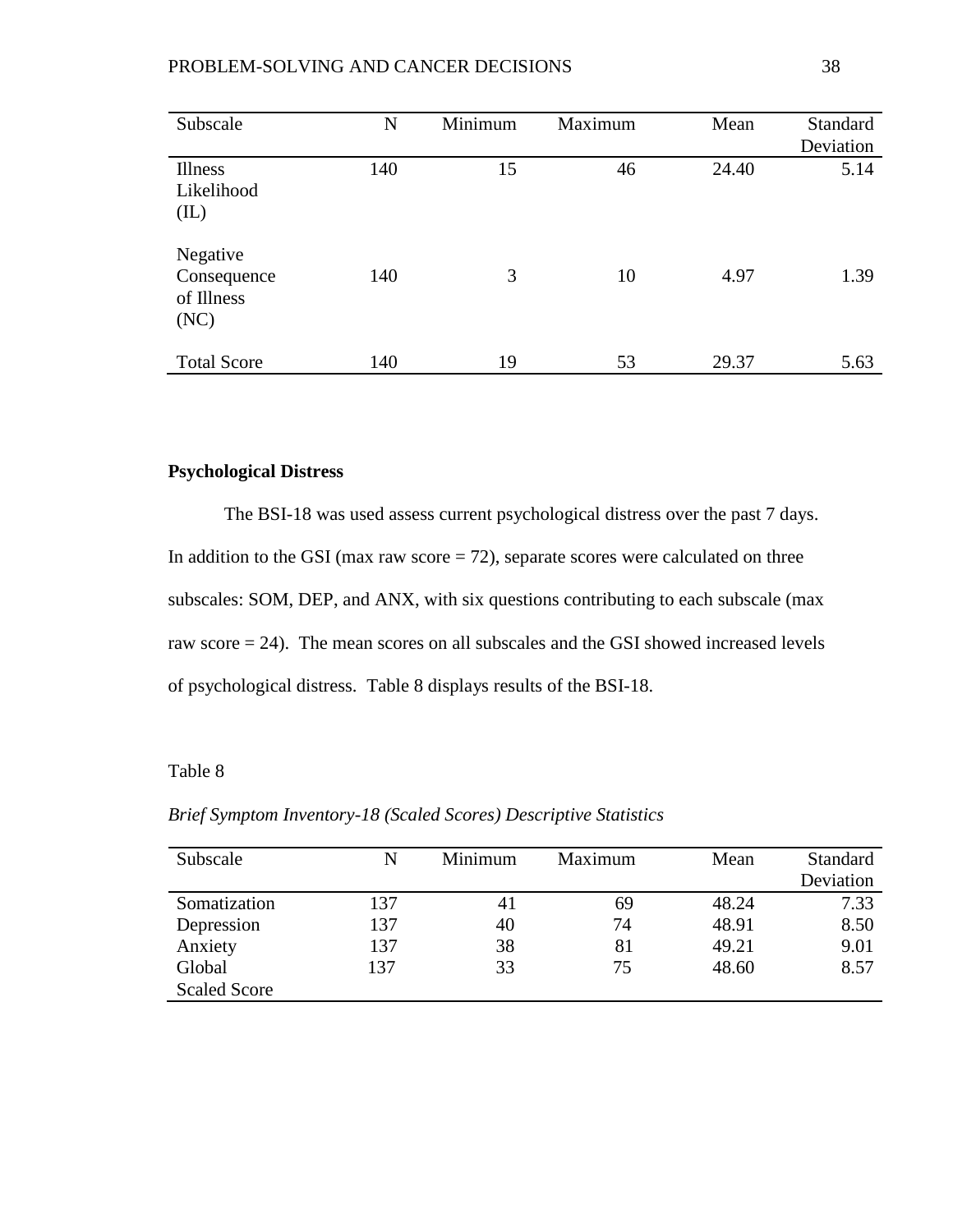| Subscale | N | Minimum | Maximum | Mean | Standard Deviation |
|---|---|---|---|---|---|
| Illness Likelihood (IL) | 140 | 15 | 46 | 24.40 | 5.14 |
| Negative Consequence of Illness (NC) | 140 | 3 | 10 | 4.97 | 1.39 |
| Total Score | 140 | 19 | 53 | 29.37 | 5.63 |

**Psychological Distress**

The BSI-18 was used assess current psychological distress over the past 7 days. In addition to the GSI (max raw score = 72), separate scores were calculated on three subscales: SOM, DEP, and ANX, with six questions contributing to each subscale (max raw score = 24). The mean scores on all subscales and the GSI showed increased levels of psychological distress. Table 8 displays results of the BSI-18.

Table 8

*Brief Symptom Inventory-18 (Scaled Scores) Descriptive Statistics*

| Subscale | N | Minimum | Maximum | Mean | Standard Deviation |
|---|---|---|---|---|---|
| Somatization | 137 | 41 | 69 | 48.24 | 7.33 |
| Depression | 137 | 40 | 74 | 48.91 | 8.50 |
| Anxiety | 137 | 38 | 81 | 49.21 | 9.01 |
| Global Scaled Score | 137 | 33 | 75 | 48.60 | 8.57 |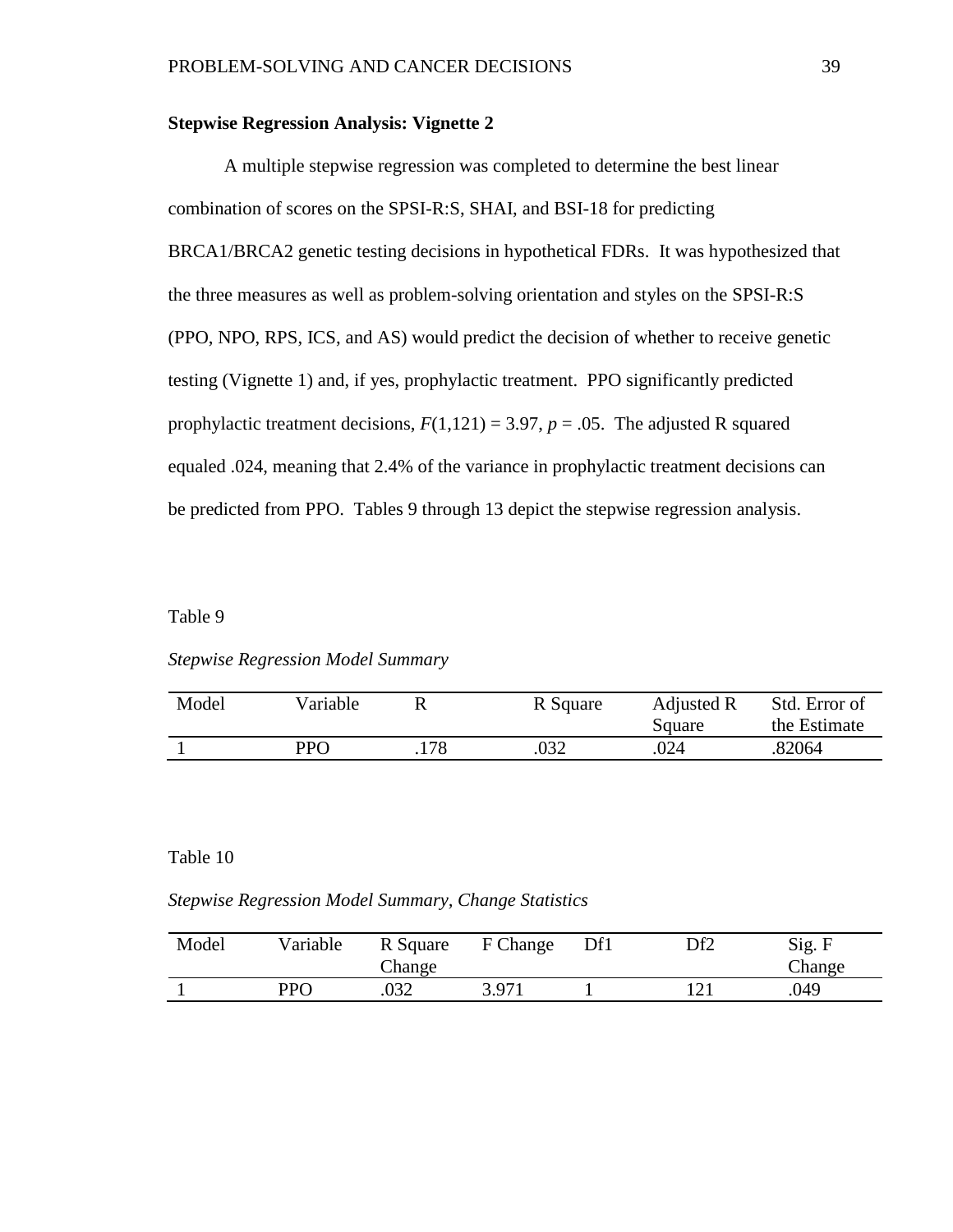**Stepwise Regression Analysis: Vignette 2**

A multiple stepwise regression was completed to determine the best linear combination of scores on the SPSI-R:S, SHAI, and BSI-18 for predicting BRCA1/BRCA2 genetic testing decisions in hypothetical FDRs. It was hypothesized that the three measures as well as problem-solving orientation and styles on the SPSI-R:S (PPO, NPO, RPS, ICS, and AS) would predict the decision of whether to receive genetic testing (Vignette 1) and, if yes, prophylactic treatment. PPO significantly predicted prophylactic treatment decisions, $F(1,121) = 3.97$, $p = .05$. The adjusted R squared equaled .024, meaning that 2.4% of the variance in prophylactic treatment decisions can be predicted from PPO. Tables 9 through 13 depict the stepwise regression analysis.

Table 9

*Stepwise Regression Model Summary*

| Model | Variable | R | R Square | Adjusted R Square | Std. Error of the Estimate |
|---|---|---|---|---|---|
| 1 | PPO | .178 | .032 | .024 | .82064 |

Table 10

*Stepwise Regression Model Summary, Change Statistics*

| Model | Variable | R Square Change | F Change | Df1 | Df2 | Sig. F Change |
|---|---|---|---|---|---|---|
| 1 | PPO | .032 | 3.971 | 1 | 121 | .049 |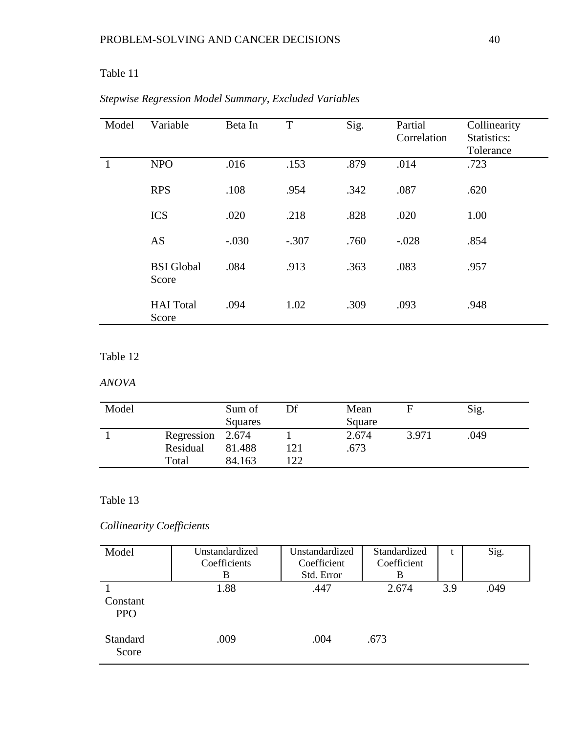Table 11

*Stepwise Regression Model Summary, Excluded Variables*

| Model | Variable | Beta In | T | Sig. | Partial Correlation | Collinearity Statistics: Tolerance |
|---|---|---|---|---|---|---|
| 1 | NPO | .016 | .153 | .879 | .014 | .723 |
| | RPS | .108 | .954 | .342 | .087 | .620 |
| | ICS | .020 | .218 | .828 | .020 | 1.00 |
| | AS | -.030 | -.307 | .760 | -.028 | .854 |
| | BSI Global Score | .084 | .913 | .363 | .083 | .957 |
| | HAI Total Score | .094 | 1.02 | .309 | .093 | .948 |

Table 12

*ANOVA*

| Model | | Sum of Squares | Df | Mean Square | F | Sig. |
|---|---|---|---|---|---|---|
| 1 | Regression | 2.674 | 1 | 2.674 | 3.971 | .049 |
| | Residual | 81.488 | 121 | .673 | | |
| | Total | 84.163 | 122 | | | |

Table 13

*Collinearity Coefficients*

| Model | Unstandardized Coefficients B | Unstandardized Coefficient Std. Error | Standardized Coefficient B | t | Sig. |
|---|---|---|---|---|---|
| 1 Constant PPO | 1.88 | .447 | 2.674 | 3.9 | .049 |
| Standard Score | .009 | .004 | .673 | | |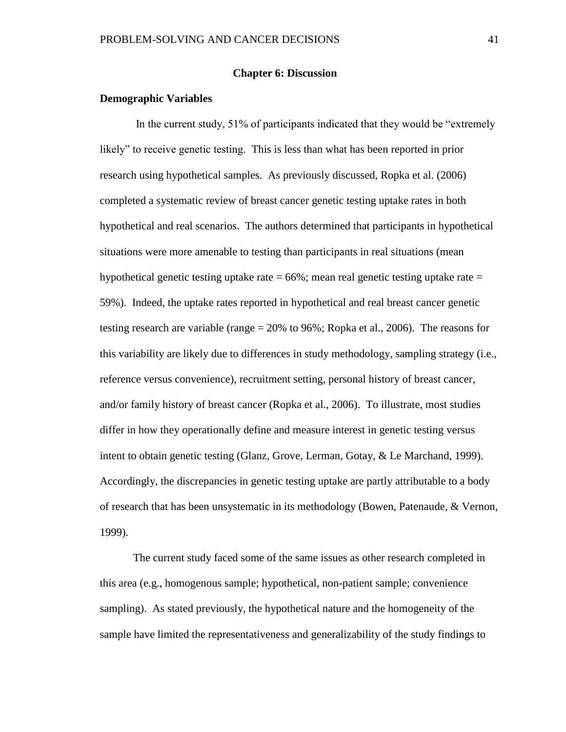## Chapter 6: Discussion

### Demographic Variables

In the current study, 51% of participants indicated that they would be "extremely likely" to receive genetic testing. This is less than what has been reported in prior research using hypothetical samples. As previously discussed, Ropka et al. (2006) completed a systematic review of breast cancer genetic testing uptake rates in both hypothetical and real scenarios. The authors determined that participants in hypothetical situations were more amenable to testing than participants in real situations (mean hypothetical genetic testing uptake rate = 66%; mean real genetic testing uptake rate = 59%). Indeed, the uptake rates reported in hypothetical and real breast cancer genetic testing research are variable (range = 20% to 96%; Ropka et al., 2006). The reasons for this variability are likely due to differences in study methodology, sampling strategy (i.e., reference versus convenience), recruitment setting, personal history of breast cancer, and/or family history of breast cancer (Ropka et al., 2006). To illustrate, most studies differ in how they operationally define and measure interest in genetic testing versus intent to obtain genetic testing (Glanz, Grove, Lerman, Gotay, & Le Marchand, 1999). Accordingly, the discrepancies in genetic testing uptake are partly attributable to a body of research that has been unsystematic in its methodology (Bowen, Patenaude, & Vernon, 1999).

The current study faced some of the same issues as other research completed in this area (e.g., homogenous sample; hypothetical, non-patient sample; convenience sampling). As stated previously, the hypothetical nature and the homogeneity of the sample have limited the representativeness and generalizability of the study findings to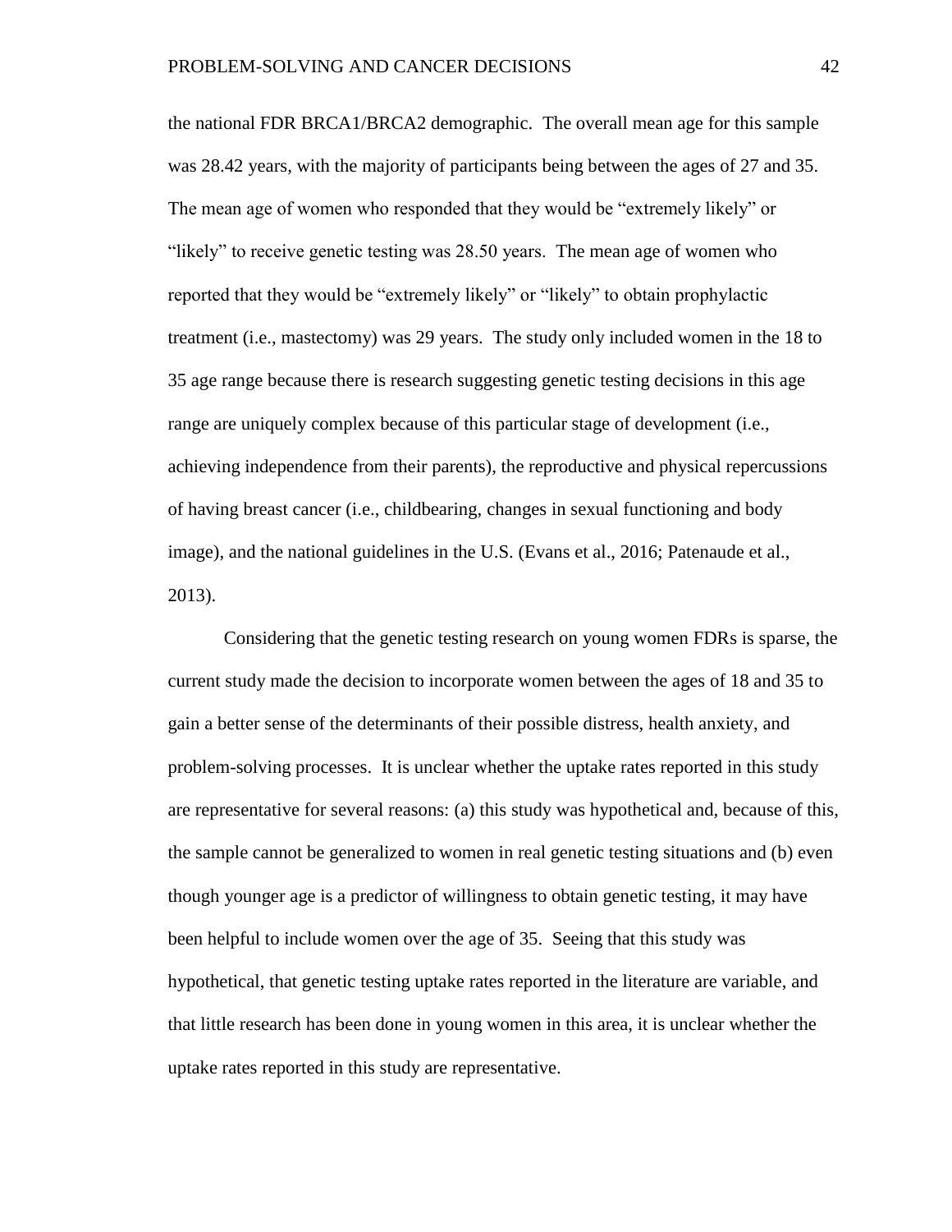the national FDR BRCA1/BRCA2 demographic. The overall mean age for this sample was 28.42 years, with the majority of participants being between the ages of 27 and 35. The mean age of women who responded that they would be "extremely likely" or "likely" to receive genetic testing was 28.50 years. The mean age of women who reported that they would be "extremely likely" or "likely" to obtain prophylactic treatment (i.e., mastectomy) was 29 years. The study only included women in the 18 to 35 age range because there is research suggesting genetic testing decisions in this age range are uniquely complex because of this particular stage of development (i.e., achieving independence from their parents), the reproductive and physical repercussions of having breast cancer (i.e., childbearing, changes in sexual functioning and body image), and the national guidelines in the U.S. (Evans et al., 2016; Patenaude et al., 2013).

Considering that the genetic testing research on young women FDRs is sparse, the current study made the decision to incorporate women between the ages of 18 and 35 to gain a better sense of the determinants of their possible distress, health anxiety, and problem-solving processes. It is unclear whether the uptake rates reported in this study are representative for several reasons: (a) this study was hypothetical and, because of this, the sample cannot be generalized to women in real genetic testing situations and (b) even though younger age is a predictor of willingness to obtain genetic testing, it may have been helpful to include women over the age of 35. Seeing that this study was hypothetical, that genetic testing uptake rates reported in the literature are variable, and that little research has been done in young women in this area, it is unclear whether the uptake rates reported in this study are representative.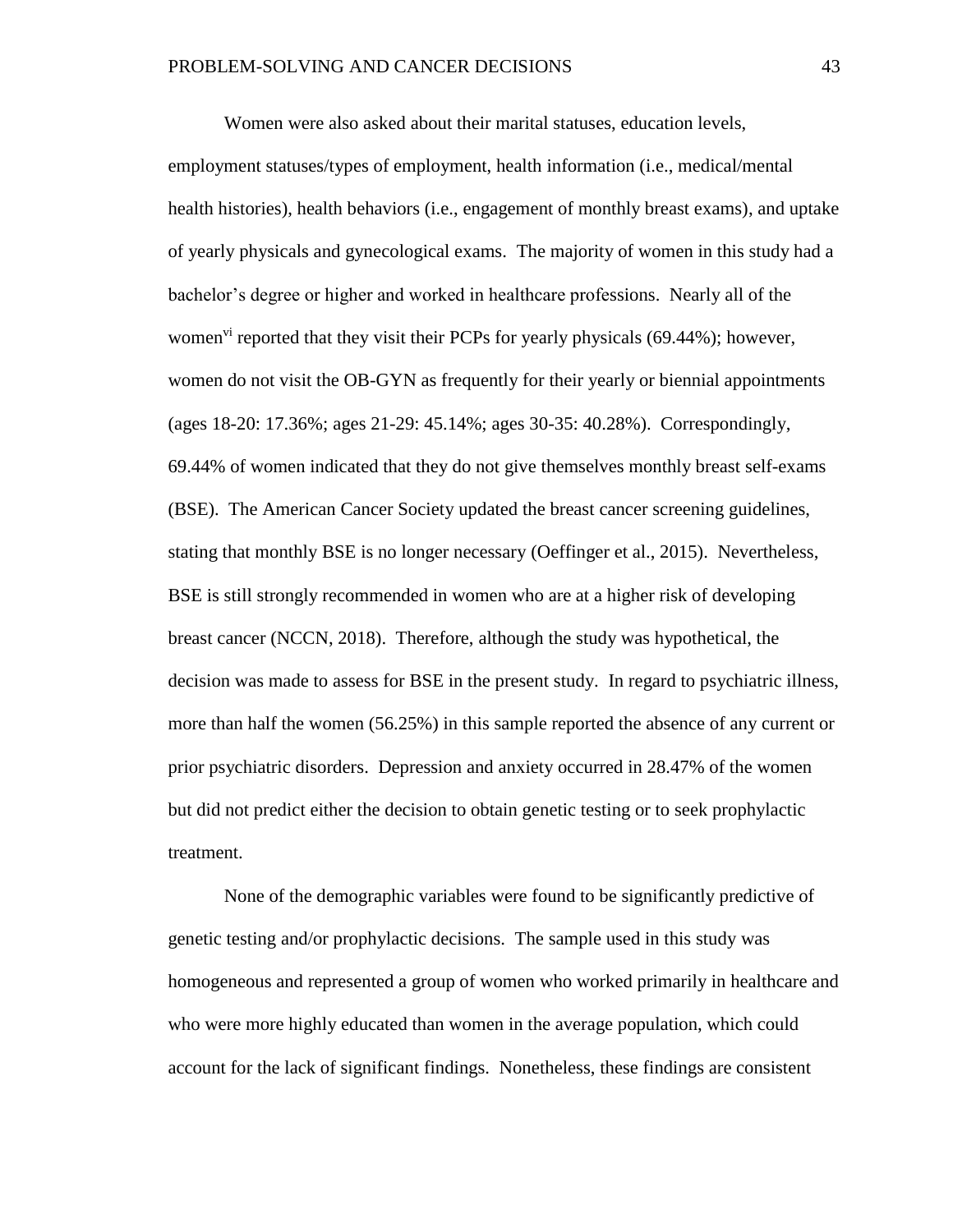Women were also asked about their marital statuses, education levels, employment statuses/types of employment, health information (i.e., medical/mental health histories), health behaviors (i.e., engagement of monthly breast exams), and uptake of yearly physicals and gynecological exams. The majority of women in this study had a bachelor's degree or higher and worked in healthcare professions. Nearly all of the women[vi] reported that they visit their PCPs for yearly physicals (69.44%); however, women do not visit the OB-GYN as frequently for their yearly or biennial appointments (ages 18-20: 17.36%; ages 21-29: 45.14%; ages 30-35: 40.28%). Correspondingly, 69.44% of women indicated that they do not give themselves monthly breast self-exams (BSE). The American Cancer Society updated the breast cancer screening guidelines, stating that monthly BSE is no longer necessary (Oeffinger et al., 2015). Nevertheless, BSE is still strongly recommended in women who are at a higher risk of developing breast cancer (NCCN, 2018). Therefore, although the study was hypothetical, the decision was made to assess for BSE in the present study. In regard to psychiatric illness, more than half the women (56.25%) in this sample reported the absence of any current or prior psychiatric disorders. Depression and anxiety occurred in 28.47% of the women but did not predict either the decision to obtain genetic testing or to seek prophylactic treatment.

None of the demographic variables were found to be significantly predictive of genetic testing and/or prophylactic decisions. The sample used in this study was homogeneous and represented a group of women who worked primarily in healthcare and who were more highly educated than women in the average population, which could account for the lack of significant findings. Nonetheless, these findings are consistent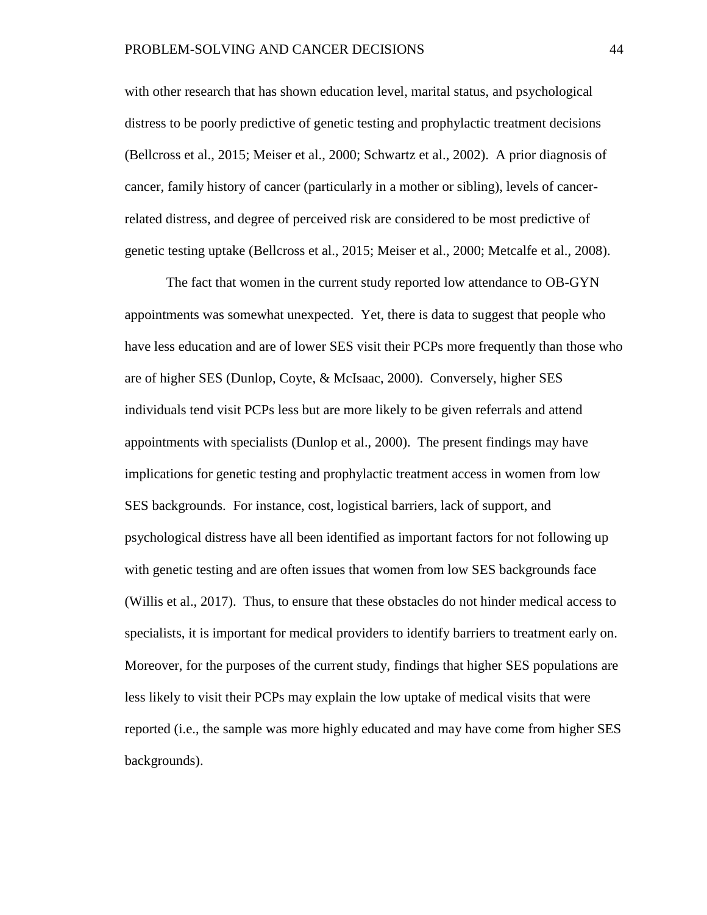with other research that has shown education level, marital status, and psychological distress to be poorly predictive of genetic testing and prophylactic treatment decisions (Bellcross et al., 2015; Meiser et al., 2000; Schwartz et al., 2002). A prior diagnosis of cancer, family history of cancer (particularly in a mother or sibling), levels of cancer-related distress, and degree of perceived risk are considered to be most predictive of genetic testing uptake (Bellcross et al., 2015; Meiser et al., 2000; Metcalfe et al., 2008).

The fact that women in the current study reported low attendance to OB-GYN appointments was somewhat unexpected. Yet, there is data to suggest that people who have less education and are of lower SES visit their PCPs more frequently than those who are of higher SES (Dunlop, Coyte, & McIsaac, 2000). Conversely, higher SES individuals tend visit PCPs less but are more likely to be given referrals and attend appointments with specialists (Dunlop et al., 2000). The present findings may have implications for genetic testing and prophylactic treatment access in women from low SES backgrounds. For instance, cost, logistical barriers, lack of support, and psychological distress have all been identified as important factors for not following up with genetic testing and are often issues that women from low SES backgrounds face (Willis et al., 2017). Thus, to ensure that these obstacles do not hinder medical access to specialists, it is important for medical providers to identify barriers to treatment early on. Moreover, for the purposes of the current study, findings that higher SES populations are less likely to visit their PCPs may explain the low uptake of medical visits that were reported (i.e., the sample was more highly educated and may have come from higher SES backgrounds).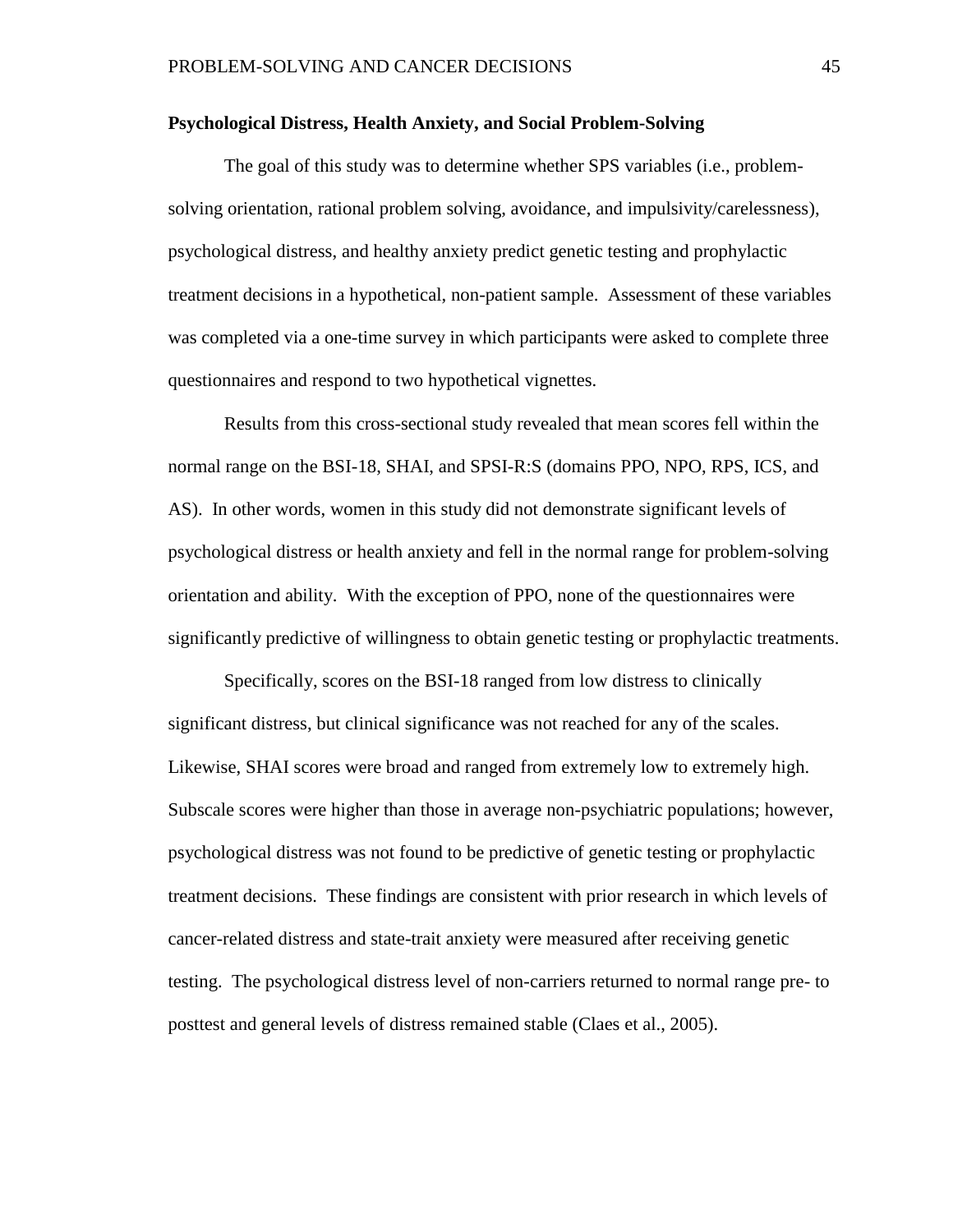**Psychological Distress, Health Anxiety, and Social Problem-Solving**

The goal of this study was to determine whether SPS variables (i.e., problem-solving orientation, rational problem solving, avoidance, and impulsivity/carelessness), psychological distress, and healthy anxiety predict genetic testing and prophylactic treatment decisions in a hypothetical, non-patient sample. Assessment of these variables was completed via a one-time survey in which participants were asked to complete three questionnaires and respond to two hypothetical vignettes.

Results from this cross-sectional study revealed that mean scores fell within the normal range on the BSI-18, SHAI, and SPSI-R:S (domains PPO, NPO, RPS, ICS, and AS). In other words, women in this study did not demonstrate significant levels of psychological distress or health anxiety and fell in the normal range for problem-solving orientation and ability. With the exception of PPO, none of the questionnaires were significantly predictive of willingness to obtain genetic testing or prophylactic treatments.

Specifically, scores on the BSI-18 ranged from low distress to clinically significant distress, but clinical significance was not reached for any of the scales. Likewise, SHAI scores were broad and ranged from extremely low to extremely high. Subscale scores were higher than those in average non-psychiatric populations; however, psychological distress was not found to be predictive of genetic testing or prophylactic treatment decisions. These findings are consistent with prior research in which levels of cancer-related distress and state-trait anxiety were measured after receiving genetic testing. The psychological distress level of non-carriers returned to normal range pre- to posttest and general levels of distress remained stable (Claes et al., 2005).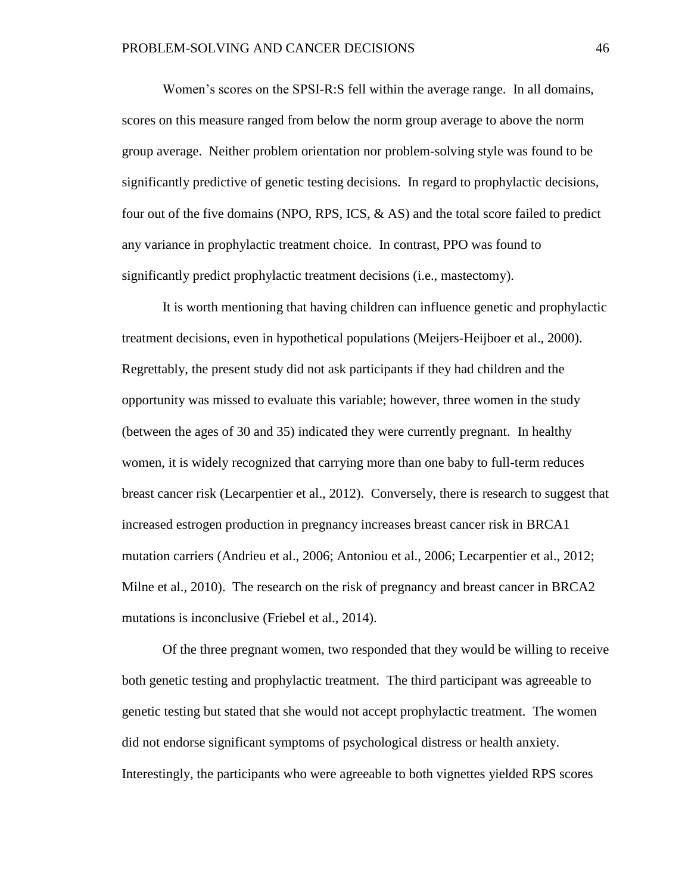Women's scores on the SPSI-R:S fell within the average range. In all domains, scores on this measure ranged from below the norm group average to above the norm group average. Neither problem orientation nor problem-solving style was found to be significantly predictive of genetic testing decisions. In regard to prophylactic decisions, four out of the five domains (NPO, RPS, ICS, & AS) and the total score failed to predict any variance in prophylactic treatment choice. In contrast, PPO was found to significantly predict prophylactic treatment decisions (i.e., mastectomy).

It is worth mentioning that having children can influence genetic and prophylactic treatment decisions, even in hypothetical populations (Meijers-Heijboer et al., 2000). Regrettably, the present study did not ask participants if they had children and the opportunity was missed to evaluate this variable; however, three women in the study (between the ages of 30 and 35) indicated they were currently pregnant. In healthy women, it is widely recognized that carrying more than one baby to full-term reduces breast cancer risk (Lecarpentier et al., 2012). Conversely, there is research to suggest that increased estrogen production in pregnancy increases breast cancer risk in BRCA1 mutation carriers (Andrieu et al., 2006; Antoniou et al., 2006; Lecarpentier et al., 2012; Milne et al., 2010). The research on the risk of pregnancy and breast cancer in BRCA2 mutations is inconclusive (Friebel et al., 2014).

Of the three pregnant women, two responded that they would be willing to receive both genetic testing and prophylactic treatment. The third participant was agreeable to genetic testing but stated that she would not accept prophylactic treatment. The women did not endorse significant symptoms of psychological distress or health anxiety. Interestingly, the participants who were agreeable to both vignettes yielded RPS scores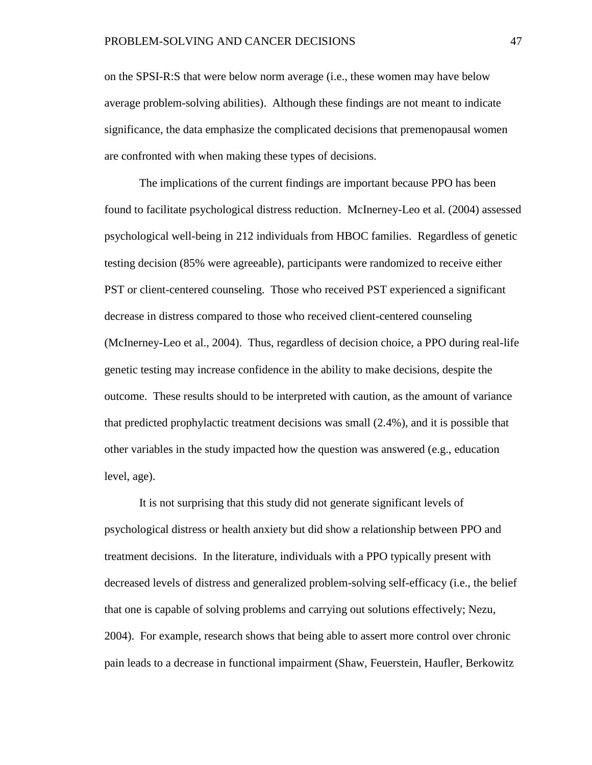on the SPSI-R:S that were below norm average (i.e., these women may have below average problem-solving abilities). Although these findings are not meant to indicate significance, the data emphasize the complicated decisions that premenopausal women are confronted with when making these types of decisions.

The implications of the current findings are important because PPO has been found to facilitate psychological distress reduction. McInerney-Leo et al. (2004) assessed psychological well-being in 212 individuals from HBOC families. Regardless of genetic testing decision (85% were agreeable), participants were randomized to receive either PST or client-centered counseling. Those who received PST experienced a significant decrease in distress compared to those who received client-centered counseling (McInerney-Leo et al., 2004). Thus, regardless of decision choice, a PPO during real-life genetic testing may increase confidence in the ability to make decisions, despite the outcome. These results should to be interpreted with caution, as the amount of variance that predicted prophylactic treatment decisions was small (2.4%), and it is possible that other variables in the study impacted how the question was answered (e.g., education level, age).

It is not surprising that this study did not generate significant levels of psychological distress or health anxiety but did show a relationship between PPO and treatment decisions. In the literature, individuals with a PPO typically present with decreased levels of distress and generalized problem-solving self-efficacy (i.e., the belief that one is capable of solving problems and carrying out solutions effectively; Nezu, 2004). For example, research shows that being able to assert more control over chronic pain leads to a decrease in functional impairment (Shaw, Feuerstein, Haufler, Berkowitz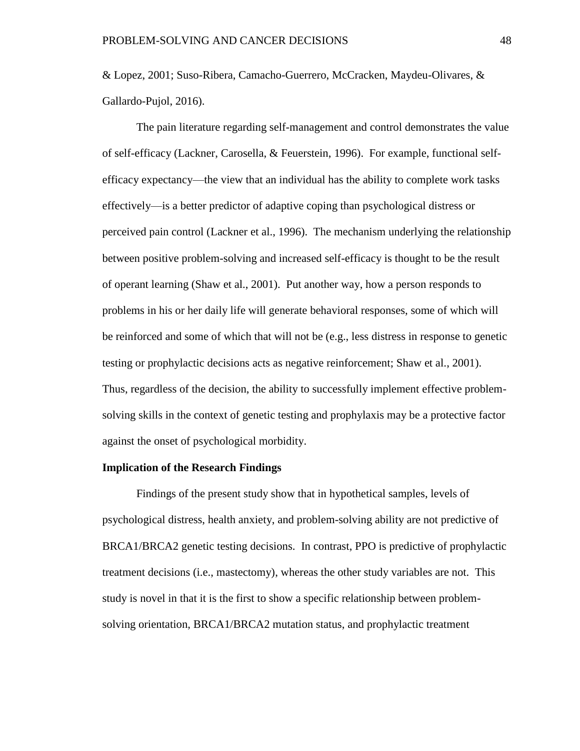& Lopez, 2001; Suso-Ribera, Camacho-Guerrero, McCracken, Maydeu-Olivares, & Gallardo-Pujol, 2016).

The pain literature regarding self-management and control demonstrates the value of self-efficacy (Lackner, Carosella, & Feuerstein, 1996). For example, functional self-efficacy expectancy—the view that an individual has the ability to complete work tasks effectively—is a better predictor of adaptive coping than psychological distress or perceived pain control (Lackner et al., 1996). The mechanism underlying the relationship between positive problem-solving and increased self-efficacy is thought to be the result of operant learning (Shaw et al., 2001). Put another way, how a person responds to problems in his or her daily life will generate behavioral responses, some of which will be reinforced and some of which that will not be (e.g., less distress in response to genetic testing or prophylactic decisions acts as negative reinforcement; Shaw et al., 2001). Thus, regardless of the decision, the ability to successfully implement effective problem-solving skills in the context of genetic testing and prophylaxis may be a protective factor against the onset of psychological morbidity.

**Implication of the Research Findings**

Findings of the present study show that in hypothetical samples, levels of psychological distress, health anxiety, and problem-solving ability are not predictive of BRCA1/BRCA2 genetic testing decisions. In contrast, PPO is predictive of prophylactic treatment decisions (i.e., mastectomy), whereas the other study variables are not. This study is novel in that it is the first to show a specific relationship between problem-solving orientation, BRCA1/BRCA2 mutation status, and prophylactic treatment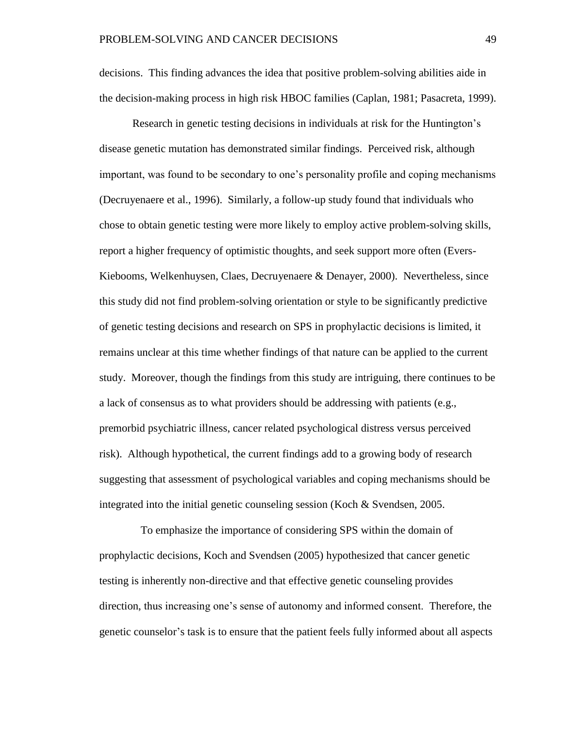decisions. This finding advances the idea that positive problem-solving abilities aide in the decision-making process in high risk HBOC families (Caplan, 1981; Pasacreta, 1999).

Research in genetic testing decisions in individuals at risk for the Huntington's disease genetic mutation has demonstrated similar findings. Perceived risk, although important, was found to be secondary to one's personality profile and coping mechanisms (Decruyenaere et al., 1996). Similarly, a follow-up study found that individuals who chose to obtain genetic testing were more likely to employ active problem-solving skills, report a higher frequency of optimistic thoughts, and seek support more often (Evers-Kiebooms, Welkenhuysen, Claes, Decruyenaere & Denayer, 2000). Nevertheless, since this study did not find problem-solving orientation or style to be significantly predictive of genetic testing decisions and research on SPS in prophylactic decisions is limited, it remains unclear at this time whether findings of that nature can be applied to the current study. Moreover, though the findings from this study are intriguing, there continues to be a lack of consensus as to what providers should be addressing with patients (e.g., premorbid psychiatric illness, cancer related psychological distress versus perceived risk). Although hypothetical, the current findings add to a growing body of research suggesting that assessment of psychological variables and coping mechanisms should be integrated into the initial genetic counseling session (Koch & Svendsen, 2005.

To emphasize the importance of considering SPS within the domain of prophylactic decisions, Koch and Svendsen (2005) hypothesized that cancer genetic testing is inherently non-directive and that effective genetic counseling provides direction, thus increasing one's sense of autonomy and informed consent. Therefore, the genetic counselor's task is to ensure that the patient feels fully informed about all aspects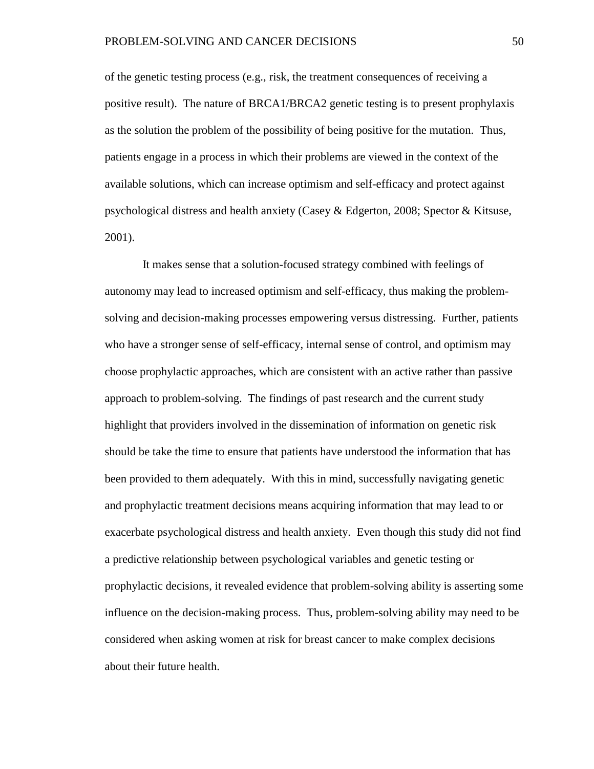of the genetic testing process (e.g., risk, the treatment consequences of receiving a positive result). The nature of BRCA1/BRCA2 genetic testing is to present prophylaxis as the solution the problem of the possibility of being positive for the mutation. Thus, patients engage in a process in which their problems are viewed in the context of the available solutions, which can increase optimism and self-efficacy and protect against psychological distress and health anxiety (Casey & Edgerton, 2008; Spector & Kitsuse, 2001).

It makes sense that a solution-focused strategy combined with feelings of autonomy may lead to increased optimism and self-efficacy, thus making the problem-solving and decision-making processes empowering versus distressing. Further, patients who have a stronger sense of self-efficacy, internal sense of control, and optimism may choose prophylactic approaches, which are consistent with an active rather than passive approach to problem-solving. The findings of past research and the current study highlight that providers involved in the dissemination of information on genetic risk should be take the time to ensure that patients have understood the information that has been provided to them adequately. With this in mind, successfully navigating genetic and prophylactic treatment decisions means acquiring information that may lead to or exacerbate psychological distress and health anxiety. Even though this study did not find a predictive relationship between psychological variables and genetic testing or prophylactic decisions, it revealed evidence that problem-solving ability is asserting some influence on the decision-making process. Thus, problem-solving ability may need to be considered when asking women at risk for breast cancer to make complex decisions about their future health.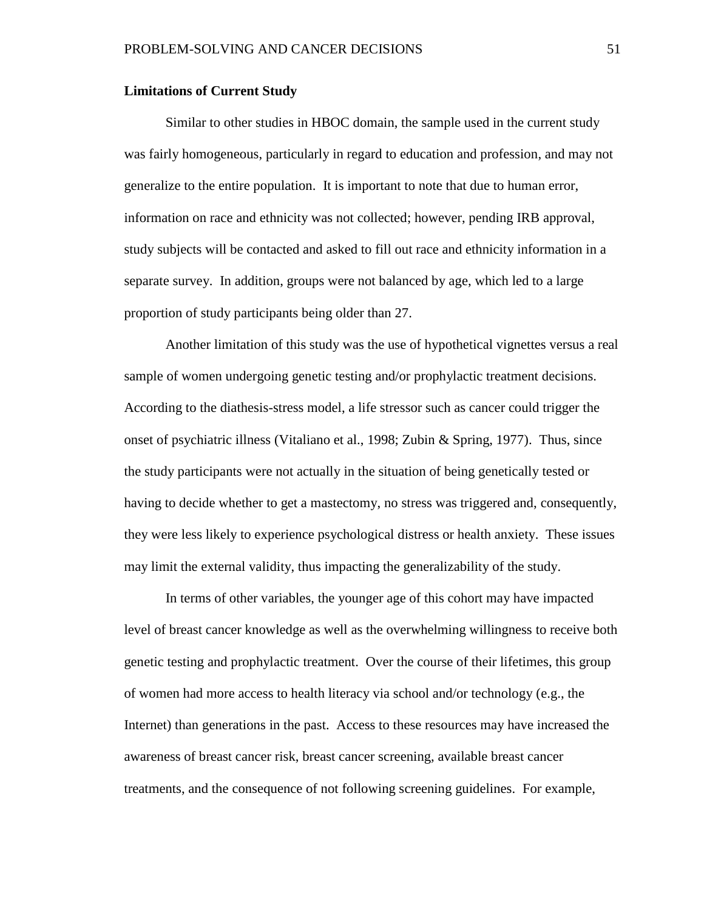**Limitations of Current Study**

Similar to other studies in HBOC domain, the sample used in the current study was fairly homogeneous, particularly in regard to education and profession, and may not generalize to the entire population. It is important to note that due to human error, information on race and ethnicity was not collected; however, pending IRB approval, study subjects will be contacted and asked to fill out race and ethnicity information in a separate survey. In addition, groups were not balanced by age, which led to a large proportion of study participants being older than 27.

Another limitation of this study was the use of hypothetical vignettes versus a real sample of women undergoing genetic testing and/or prophylactic treatment decisions. According to the diathesis-stress model, a life stressor such as cancer could trigger the onset of psychiatric illness (Vitaliano et al., 1998; Zubin & Spring, 1977). Thus, since the study participants were not actually in the situation of being genetically tested or having to decide whether to get a mastectomy, no stress was triggered and, consequently, they were less likely to experience psychological distress or health anxiety. These issues may limit the external validity, thus impacting the generalizability of the study.

In terms of other variables, the younger age of this cohort may have impacted level of breast cancer knowledge as well as the overwhelming willingness to receive both genetic testing and prophylactic treatment. Over the course of their lifetimes, this group of women had more access to health literacy via school and/or technology (e.g., the Internet) than generations in the past. Access to these resources may have increased the awareness of breast cancer risk, breast cancer screening, available breast cancer treatments, and the consequence of not following screening guidelines. For example,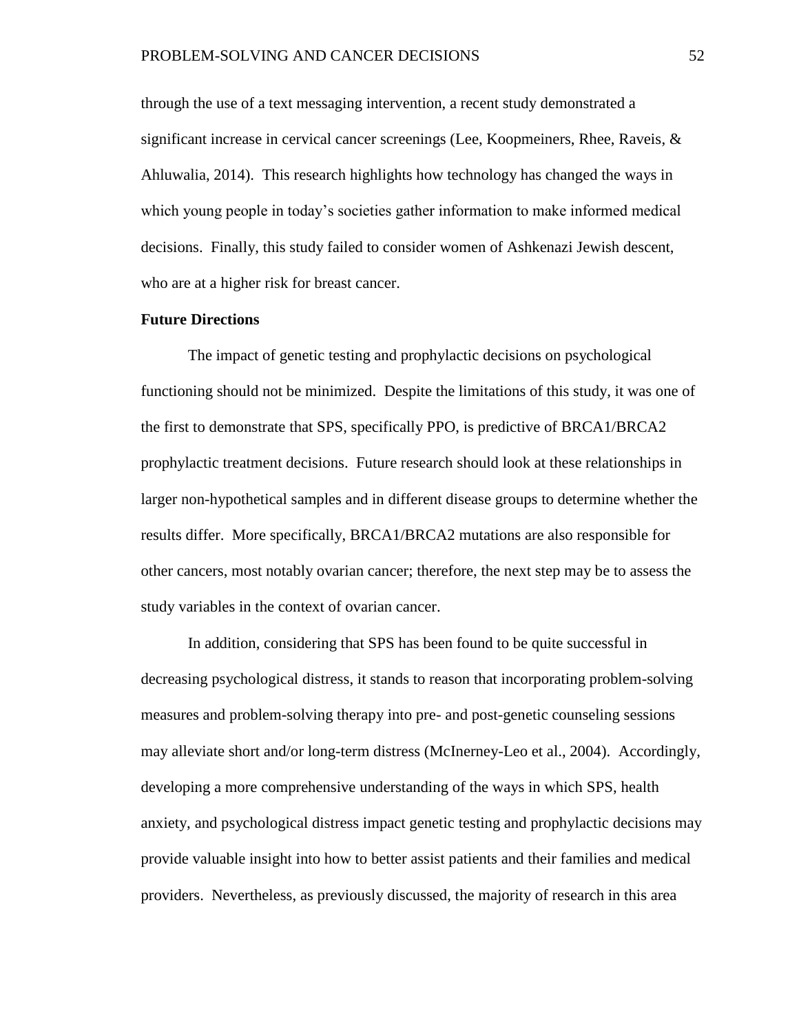through the use of a text messaging intervention, a recent study demonstrated a significant increase in cervical cancer screenings (Lee, Koopmeiners, Rhee, Raveis, & Ahluwalia, 2014). This research highlights how technology has changed the ways in which young people in today's societies gather information to make informed medical decisions. Finally, this study failed to consider women of Ashkenazi Jewish descent, who are at a higher risk for breast cancer.

## Future Directions

The impact of genetic testing and prophylactic decisions on psychological functioning should not be minimized. Despite the limitations of this study, it was one of the first to demonstrate that SPS, specifically PPO, is predictive of BRCA1/BRCA2 prophylactic treatment decisions. Future research should look at these relationships in larger non-hypothetical samples and in different disease groups to determine whether the results differ. More specifically, BRCA1/BRCA2 mutations are also responsible for other cancers, most notably ovarian cancer; therefore, the next step may be to assess the study variables in the context of ovarian cancer.

In addition, considering that SPS has been found to be quite successful in decreasing psychological distress, it stands to reason that incorporating problem-solving measures and problem-solving therapy into pre- and post-genetic counseling sessions may alleviate short and/or long-term distress (McInerney-Leo et al., 2004). Accordingly, developing a more comprehensive understanding of the ways in which SPS, health anxiety, and psychological distress impact genetic testing and prophylactic decisions may provide valuable insight into how to better assist patients and their families and medical providers. Nevertheless, as previously discussed, the majority of research in this area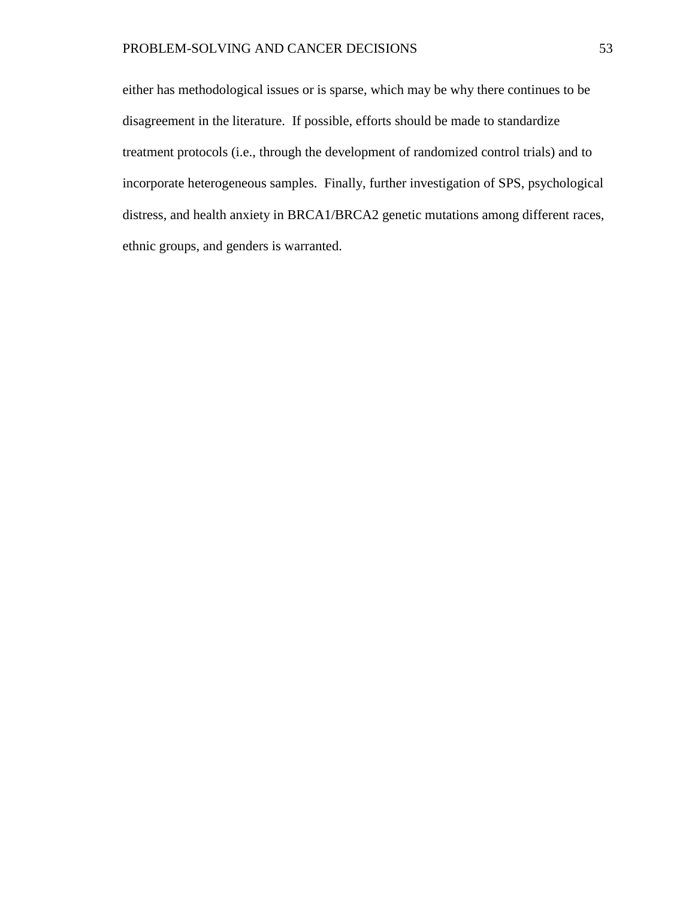either has methodological issues or is sparse, which may be why there continues to be disagreement in the literature. If possible, efforts should be made to standardize treatment protocols (i.e., through the development of randomized control trials) and to incorporate heterogeneous samples. Finally, further investigation of SPS, psychological distress, and health anxiety in BRCA1/BRCA2 genetic mutations among different races, ethnic groups, and genders is warranted.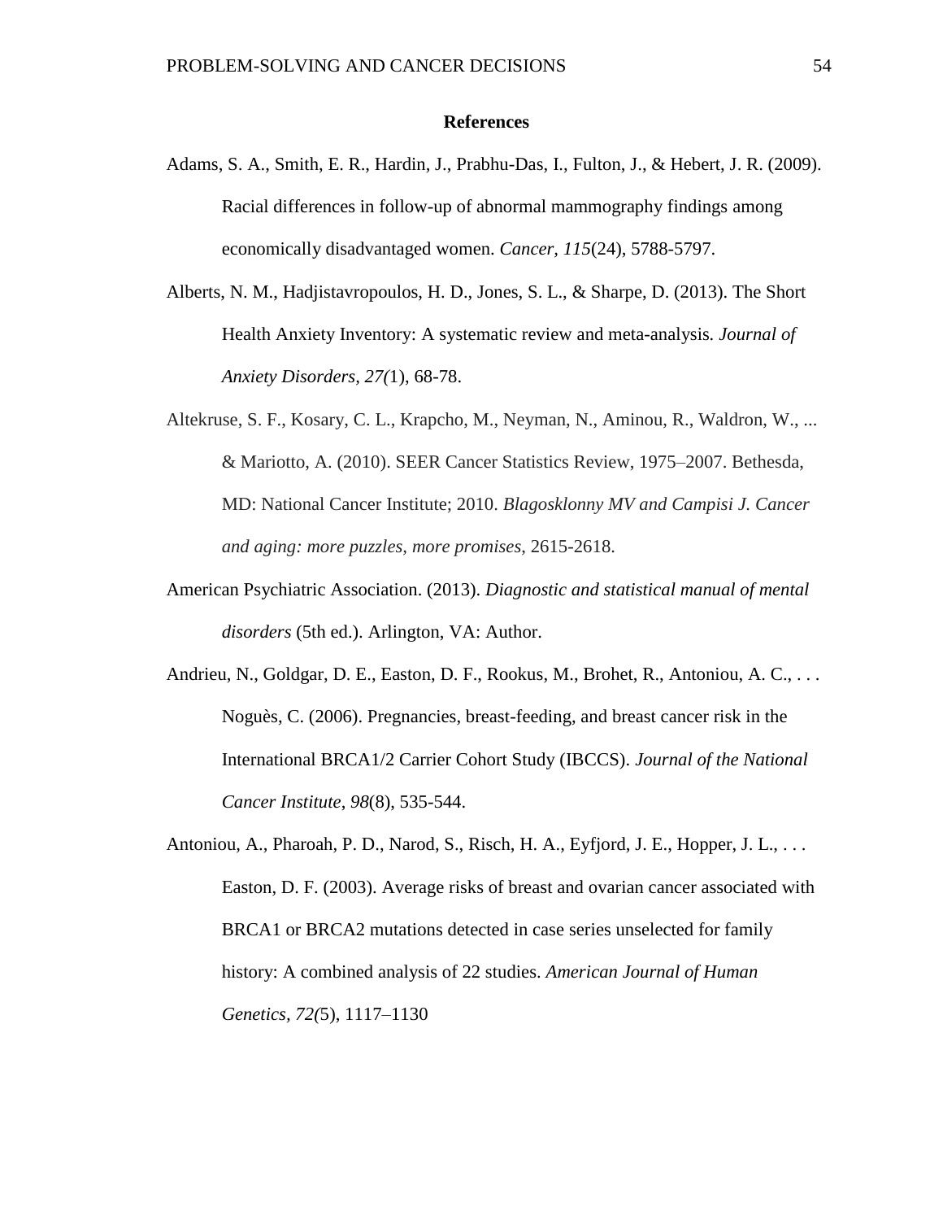# References

Adams, S. A., Smith, E. R., Hardin, J., Prabhu-Das, I., Fulton, J., & Hebert, J. R. (2009). Racial differences in follow-up of abnormal mammography findings among economically disadvantaged women. *Cancer, 115*(24), 5788-5797.

Alberts, N. M., Hadjistavropoulos, H. D., Jones, S. L., & Sharpe, D. (2013). The Short Health Anxiety Inventory: A systematic review and meta-analysis. *Journal of Anxiety Disorders*, *27(*1), 68-78.

Altekruse, S. F., Kosary, C. L., Krapcho, M., Neyman, N., Aminou, R., Waldron, W., ... & Mariotto, A. (2010). SEER Cancer Statistics Review, 1975–2007. Bethesda, MD: National Cancer Institute; 2010. *Blagosklonny MV and Campisi J. Cancer and aging: more puzzles, more promises*, 2615-2618.

American Psychiatric Association. (2013). *Diagnostic and statistical manual of mental disorders* (5th ed.). Arlington, VA: Author.

Andrieu, N., Goldgar, D. E., Easton, D. F., Rookus, M., Brohet, R., Antoniou, A. C., . . . Noguès, C. (2006). Pregnancies, breast-feeding, and breast cancer risk in the International BRCA1/2 Carrier Cohort Study (IBCCS). *Journal of the National Cancer Institute*, *98*(8), 535-544.

Antoniou, A., Pharoah, P. D., Narod, S., Risch, H. A., Eyfjord, J. E., Hopper, J. L., . . . Easton, D. F. (2003). Average risks of breast and ovarian cancer associated with BRCA1 or BRCA2 mutations detected in case series unselected for family history: A combined analysis of 22 studies. *American Journal of Human Genetics*, *72(*5), 1117–1130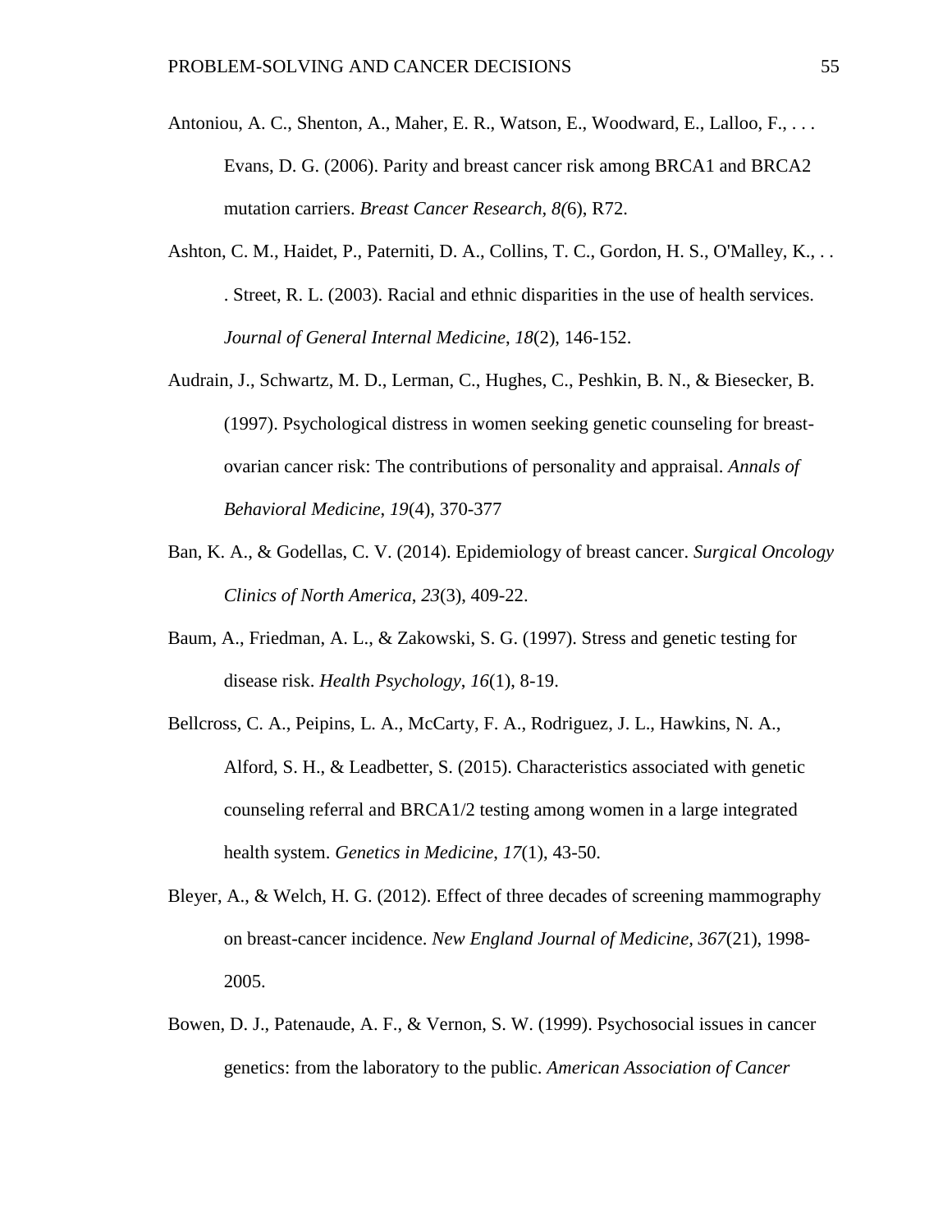Antoniou, A. C., Shenton, A., Maher, E. R., Watson, E., Woodward, E., Lalloo, F., . . . Evans, D. G. (2006). Parity and breast cancer risk among BRCA1 and BRCA2 mutation carriers. *Breast Cancer Research, 8(*6), R72.

Ashton, C. M., Haidet, P., Paterniti, D. A., Collins, T. C., Gordon, H. S., O'Malley, K., . . . Street, R. L. (2003). Racial and ethnic disparities in the use of health services. *Journal of General Internal Medicine*, *18*(2), 146-152.

Audrain, J., Schwartz, M. D., Lerman, C., Hughes, C., Peshkin, B. N., & Biesecker, B. (1997). Psychological distress in women seeking genetic counseling for breast-ovarian cancer risk: The contributions of personality and appraisal. *Annals of Behavioral Medicine*, *19*(4), 370-377

Ban, K. A., & Godellas, C. V. (2014). Epidemiology of breast cancer. *Surgical Oncology Clinics of North America*, *23*(3), 409-22.

Baum, A., Friedman, A. L., & Zakowski, S. G. (1997). Stress and genetic testing for disease risk. *Health Psychology*, *16*(1), 8-19.

Bellcross, C. A., Peipins, L. A., McCarty, F. A., Rodriguez, J. L., Hawkins, N. A., Alford, S. H., & Leadbetter, S. (2015). Characteristics associated with genetic counseling referral and BRCA1/2 testing among women in a large integrated health system. *Genetics in Medicine*, *17*(1), 43-50.

Bleyer, A., & Welch, H. G. (2012). Effect of three decades of screening mammography on breast-cancer incidence. *New England Journal of Medicine*, *367*(21), 1998-2005.

Bowen, D. J., Patenaude, A. F., & Vernon, S. W. (1999). Psychosocial issues in cancer genetics: from the laboratory to the public. *American Association of Cancer*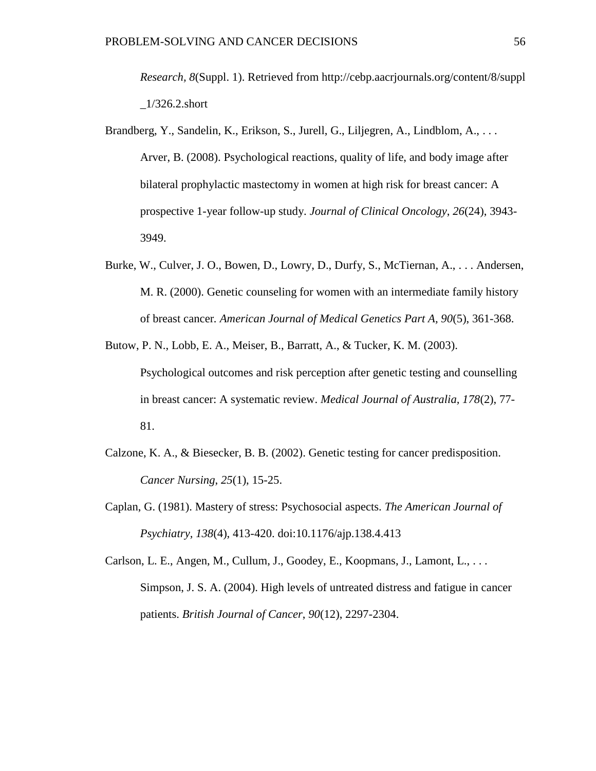*Research, 8*(Suppl. 1). Retrieved from http://cebp.aacrjournals.org/content/8/suppl_1/326.2.short

Brandberg, Y., Sandelin, K., Erikson, S., Jurell, G., Liljegren, A., Lindblom, A., . . . Arver, B. (2008). Psychological reactions, quality of life, and body image after bilateral prophylactic mastectomy in women at high risk for breast cancer: A prospective 1-year follow-up study. *Journal of Clinical Oncology*, *26*(24), 3943-3949.

Burke, W., Culver, J. O., Bowen, D., Lowry, D., Durfy, S., McTiernan, A., . . . Andersen, M. R. (2000). Genetic counseling for women with an intermediate family history of breast cancer. *American Journal of Medical Genetics Part A, 90*(5), 361-368.

Butow, P. N., Lobb, E. A., Meiser, B., Barratt, A., & Tucker, K. M. (2003). Psychological outcomes and risk perception after genetic testing and counselling in breast cancer: A systematic review. *Medical Journal of Australia, 178*(2), 77-81.

Calzone, K. A., & Biesecker, B. B. (2002). Genetic testing for cancer predisposition. *Cancer Nursing*, *25*(1), 15-25.

Caplan, G. (1981). Mastery of stress: Psychosocial aspects. *The American Journal of Psychiatry*, *138*(4), 413-420. doi:10.1176/ajp.138.4.413

Carlson, L. E., Angen, M., Cullum, J., Goodey, E., Koopmans, J., Lamont, L., . . . Simpson, J. S. A. (2004). High levels of untreated distress and fatigue in cancer patients. *British Journal of Cancer*, *90*(12), 2297-2304.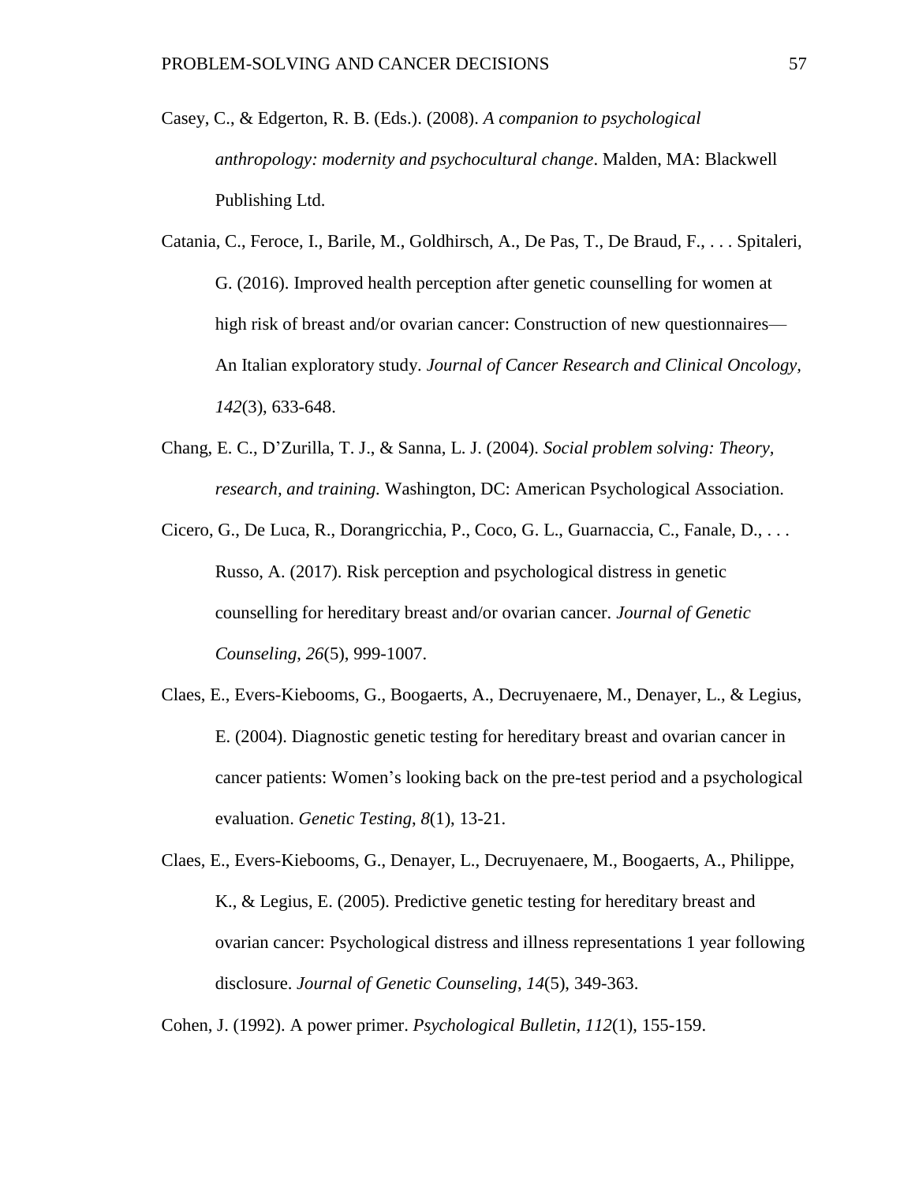Casey, C., & Edgerton, R. B. (Eds.). (2008). *A companion to psychological anthropology: modernity and psychocultural change*. Malden, MA: Blackwell Publishing Ltd.

Catania, C., Feroce, I., Barile, M., Goldhirsch, A., De Pas, T., De Braud, F., . . . Spitaleri, G. (2016). Improved health perception after genetic counselling for women at high risk of breast and/or ovarian cancer: Construction of new questionnaires—An Italian exploratory study. *Journal of Cancer Research and Clinical Oncology, 142*(3), 633-648.

Chang, E. C., D'Zurilla, T. J., & Sanna, L. J. (2004). *Social problem solving: Theory, research, and training.* Washington, DC: American Psychological Association.

Cicero, G., De Luca, R., Dorangricchia, P., Coco, G. L., Guarnaccia, C., Fanale, D., . . . Russo, A. (2017). Risk perception and psychological distress in genetic counselling for hereditary breast and/or ovarian cancer. *Journal of Genetic Counseling, 26*(5), 999-1007.

Claes, E., Evers-Kiebooms, G., Boogaerts, A., Decruyenaere, M., Denayer, L., & Legius, E. (2004). Diagnostic genetic testing for hereditary breast and ovarian cancer in cancer patients: Women's looking back on the pre-test period and a psychological evaluation. *Genetic Testing*, *8*(1), 13-21.

Claes, E., Evers-Kiebooms, G., Denayer, L., Decruyenaere, M., Boogaerts, A., Philippe, K., & Legius, E. (2005). Predictive genetic testing for hereditary breast and ovarian cancer: Psychological distress and illness representations 1 year following disclosure. *Journal of Genetic Counseling*, *14*(5), 349-363.

Cohen, J. (1992). A power primer. *Psychological Bulletin*, *112*(1), 155-159.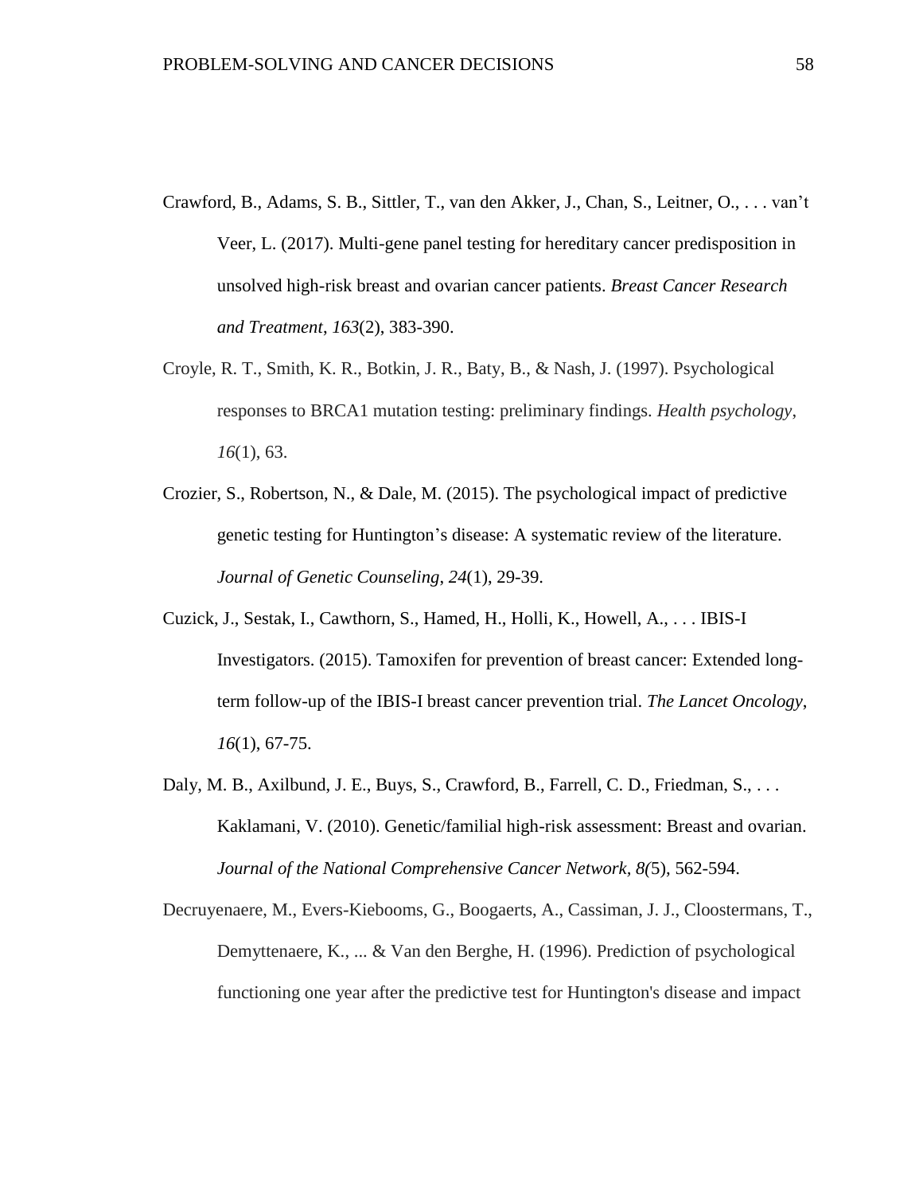Crawford, B., Adams, S. B., Sittler, T., van den Akker, J., Chan, S., Leitner, O., . . . van't Veer, L. (2017). Multi-gene panel testing for hereditary cancer predisposition in unsolved high-risk breast and ovarian cancer patients. *Breast Cancer Research and Treatment*, *163*(2), 383-390.

Croyle, R. T., Smith, K. R., Botkin, J. R., Baty, B., & Nash, J. (1997). Psychological responses to BRCA1 mutation testing: preliminary findings. *Health psychology*, *16*(1), 63.

Crozier, S., Robertson, N., & Dale, M. (2015). The psychological impact of predictive genetic testing for Huntington's disease: A systematic review of the literature. *Journal of Genetic Counseling*, *24*(1), 29-39.

Cuzick, J., Sestak, I., Cawthorn, S., Hamed, H., Holli, K., Howell, A., . . . IBIS-I Investigators. (2015). Tamoxifen for prevention of breast cancer: Extended long-term follow-up of the IBIS-I breast cancer prevention trial. *The Lancet Oncology*, *16*(1), 67-75.

Daly, M. B., Axilbund, J. E., Buys, S., Crawford, B., Farrell, C. D., Friedman, S., . . . Kaklamani, V. (2010). Genetic/familial high-risk assessment: Breast and ovarian. *Journal of the National Comprehensive Cancer Network, 8(*5), 562-594.

Decruyenaere, M., Evers-Kiebooms, G., Boogaerts, A., Cassiman, J. J., Cloostermans, T., Demyttenaere, K., ... & Van den Berghe, H. (1996). Prediction of psychological functioning one year after the predictive test for Huntington's disease and impact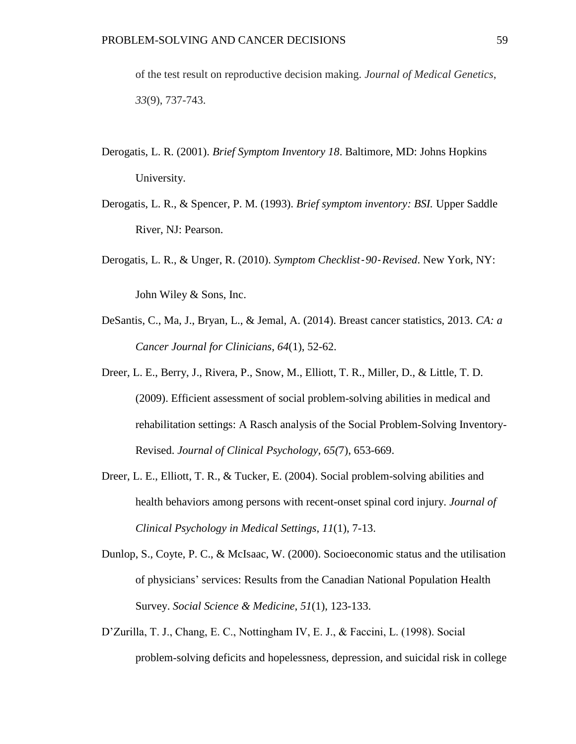of the test result on reproductive decision making. *Journal of Medical Genetics*, *33*(9), 737-743.

Derogatis, L. R. (2001). *Brief Symptom Inventory 18*. Baltimore, MD: Johns Hopkins University.

Derogatis, L. R., & Spencer, P. M. (1993). *Brief symptom inventory: BSI.* Upper Saddle River, NJ: Pearson.

Derogatis, L. R., & Unger, R. (2010). *Symptom Checklist‐90‐Revised*. New York, NY: John Wiley & Sons, Inc.

DeSantis, C., Ma, J., Bryan, L., & Jemal, A. (2014). Breast cancer statistics, 2013. *CA: a Cancer Journal for Clinicians*, *64*(1), 52-62.

Dreer, L. E., Berry, J., Rivera, P., Snow, M., Elliott, T. R., Miller, D., & Little, T. D. (2009). Efficient assessment of social problem-solving abilities in medical and rehabilitation settings: A Rasch analysis of the Social Problem-Solving Inventory-Revised. *Journal of Clinical Psychology*, *65(*7), 653-669.

Dreer, L. E., Elliott, T. R., & Tucker, E. (2004). Social problem-solving abilities and health behaviors among persons with recent-onset spinal cord injury. *Journal of Clinical Psychology in Medical Settings*, *11*(1), 7-13.

Dunlop, S., Coyte, P. C., & McIsaac, W. (2000). Socioeconomic status and the utilisation of physicians' services: Results from the Canadian National Population Health Survey. *Social Science & Medicine*, *51*(1), 123-133.

D'Zurilla, T. J., Chang, E. C., Nottingham IV, E. J., & Faccini, L. (1998). Social problem-solving deficits and hopelessness, depression, and suicidal risk in college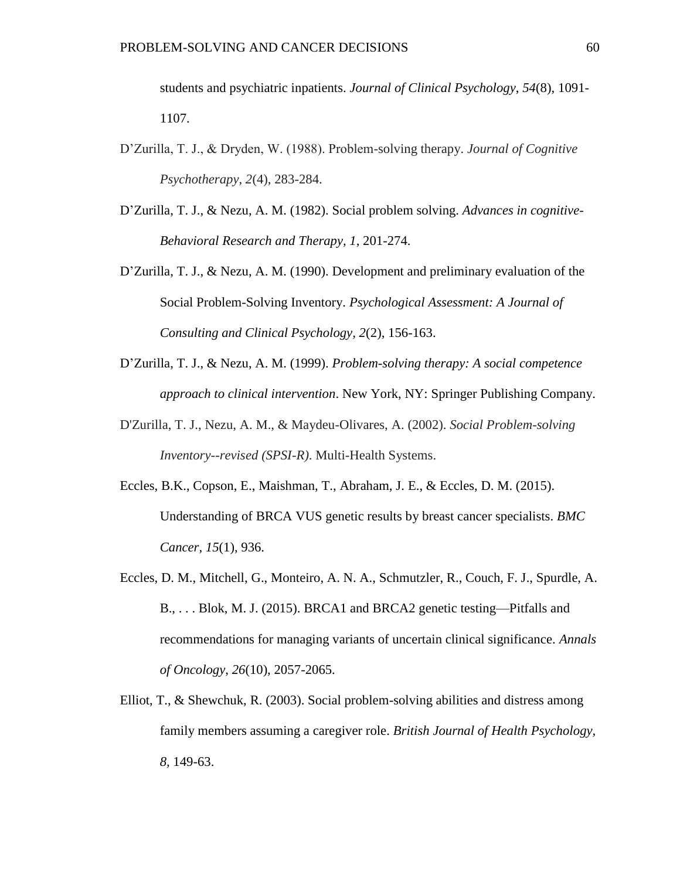students and psychiatric inpatients. *Journal of Clinical Psychology*, *54*(8), 1091-1107.

D'Zurilla, T. J., & Dryden, W. (1988). Problem-solving therapy. *Journal of Cognitive Psychotherapy*, *2*(4), 283-284.

D'Zurilla, T. J., & Nezu, A. M. (1982). Social problem solving. *Advances in cognitive-Behavioral Research and Therapy, 1,* 201-274.

D'Zurilla, T. J., & Nezu, A. M. (1990). Development and preliminary evaluation of the Social Problem-Solving Inventory. *Psychological Assessment: A Journal of Consulting and Clinical Psychology, 2*(2), 156-163.

D'Zurilla, T. J., & Nezu, A. M. (1999). *Problem-solving therapy: A social competence approach to clinical intervention*. New York, NY: Springer Publishing Company.

D'Zurilla, T. J., Nezu, A. M., & Maydeu-Olivares, A. (2002). *Social Problem-solving Inventory--revised (SPSI-R)*. Multi-Health Systems.

Eccles, B.K., Copson, E., Maishman, T., Abraham, J. E., & Eccles, D. M. (2015). Understanding of BRCA VUS genetic results by breast cancer specialists. *BMC Cancer*, *15*(1), 936.

Eccles, D. M., Mitchell, G., Monteiro, A. N. A., Schmutzler, R., Couch, F. J., Spurdle, A. B., . . . Blok, M. J. (2015). BRCA1 and BRCA2 genetic testing—Pitfalls and recommendations for managing variants of uncertain clinical significance. *Annals of Oncology*, *26*(10), 2057-2065.

Elliot, T., & Shewchuk, R. (2003). Social problem-solving abilities and distress among family members assuming a caregiver role. *British Journal of Health Psychology*, *8,* 149-63.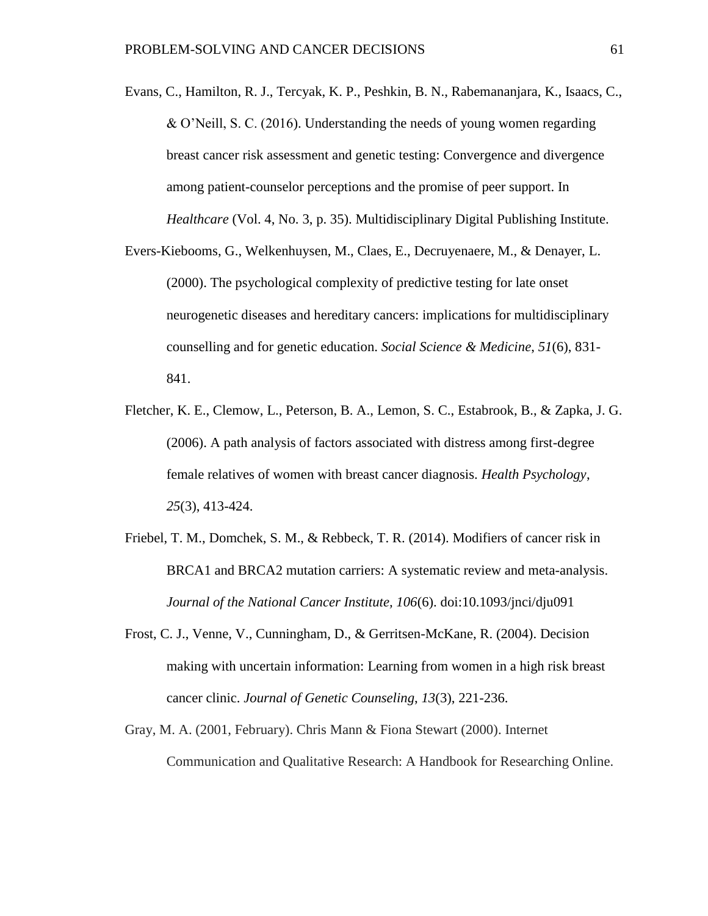Evans, C., Hamilton, R. J., Tercyak, K. P., Peshkin, B. N., Rabemananjara, K., Isaacs, C., & O'Neill, S. C. (2016). Understanding the needs of young women regarding breast cancer risk assessment and genetic testing: Convergence and divergence among patient-counselor perceptions and the promise of peer support. In *Healthcare* (Vol. 4, No. 3, p. 35). Multidisciplinary Digital Publishing Institute.

Evers-Kiebooms, G., Welkenhuysen, M., Claes, E., Decruyenaere, M., & Denayer, L. (2000). The psychological complexity of predictive testing for late onset neurogenetic diseases and hereditary cancers: implications for multidisciplinary counselling and for genetic education. *Social Science & Medicine*, *51*(6), 831-841.

Fletcher, K. E., Clemow, L., Peterson, B. A., Lemon, S. C., Estabrook, B., & Zapka, J. G. (2006). A path analysis of factors associated with distress among first-degree female relatives of women with breast cancer diagnosis. *Health Psychology*, *25*(3), 413-424.

Friebel, T. M., Domchek, S. M., & Rebbeck, T. R. (2014). Modifiers of cancer risk in BRCA1 and BRCA2 mutation carriers: A systematic review and meta-analysis. *Journal of the National Cancer Institute*, *106*(6). doi:10.1093/jnci/dju091

Frost, C. J., Venne, V., Cunningham, D., & Gerritsen-McKane, R. (2004). Decision making with uncertain information: Learning from women in a high risk breast cancer clinic. *Journal of Genetic Counseling*, *13*(3), 221-236.

Gray, M. A. (2001, February). Chris Mann & Fiona Stewart (2000). Internet Communication and Qualitative Research: A Handbook for Researching Online.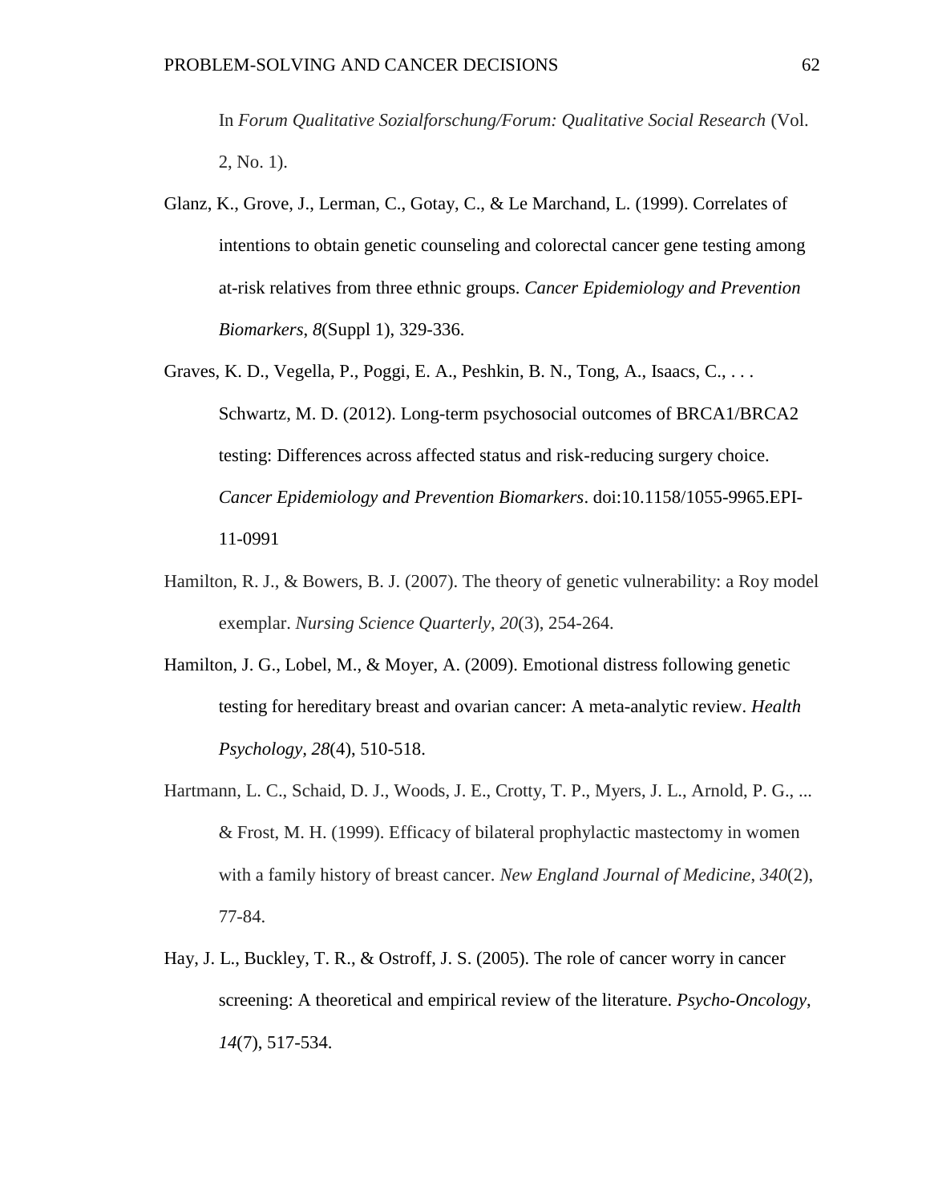In *Forum Qualitative Sozialforschung/Forum: Qualitative Social Research* (Vol. 2, No. 1).

Glanz, K., Grove, J., Lerman, C., Gotay, C., & Le Marchand, L. (1999). Correlates of intentions to obtain genetic counseling and colorectal cancer gene testing among at-risk relatives from three ethnic groups. *Cancer Epidemiology and Prevention Biomarkers*, *8*(Suppl 1), 329-336.

Graves, K. D., Vegella, P., Poggi, E. A., Peshkin, B. N., Tong, A., Isaacs, C., . . . Schwartz, M. D. (2012). Long-term psychosocial outcomes of BRCA1/BRCA2 testing: Differences across affected status and risk-reducing surgery choice. *Cancer Epidemiology and Prevention Biomarkers*. doi:10.1158/1055-9965.EPI-11-0991

Hamilton, R. J., & Bowers, B. J. (2007). The theory of genetic vulnerability: a Roy model exemplar. *Nursing Science Quarterly*, *20*(3), 254-264.

Hamilton, J. G., Lobel, M., & Moyer, A. (2009). Emotional distress following genetic testing for hereditary breast and ovarian cancer: A meta-analytic review. *Health Psychology*, *28*(4), 510-518.

Hartmann, L. C., Schaid, D. J., Woods, J. E., Crotty, T. P., Myers, J. L., Arnold, P. G., ... & Frost, M. H. (1999). Efficacy of bilateral prophylactic mastectomy in women with a family history of breast cancer. *New England Journal of Medicine*, *340*(2), 77-84.

Hay, J. L., Buckley, T. R., & Ostroff, J. S. (2005). The role of cancer worry in cancer screening: A theoretical and empirical review of the literature. *Psycho-Oncology*, *14*(7), 517-534.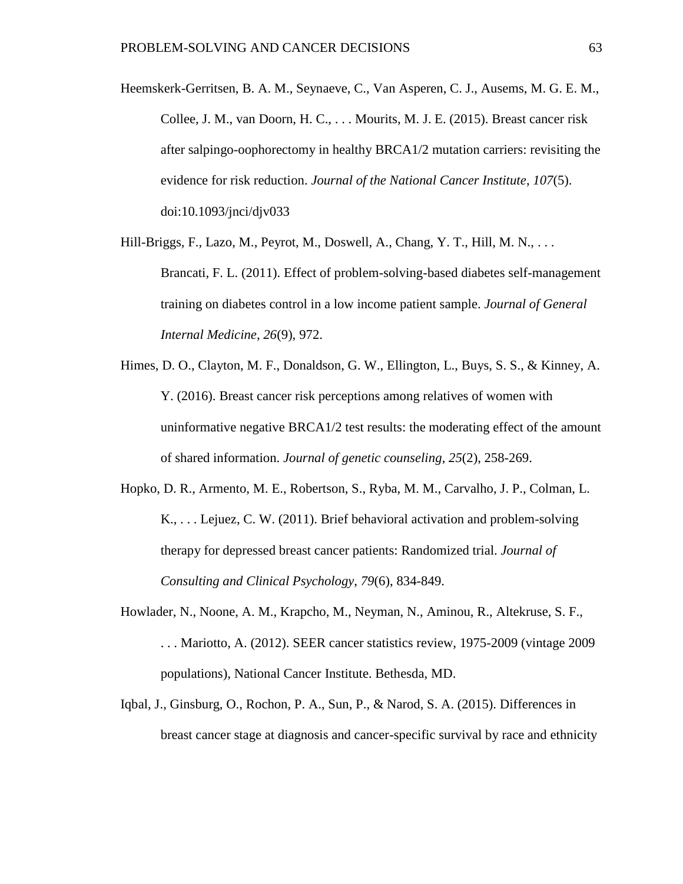Heemskerk-Gerritsen, B. A. M., Seynaeve, C., Van Asperen, C. J., Ausems, M. G. E. M., Collee, J. M., van Doorn, H. C., . . . Mourits, M. J. E. (2015). Breast cancer risk after salpingo-oophorectomy in healthy BRCA1/2 mutation carriers: revisiting the evidence for risk reduction. *Journal of the National Cancer Institute, 107*(5). doi:10.1093/jnci/djv033

Hill-Briggs, F., Lazo, M., Peyrot, M., Doswell, A., Chang, Y. T., Hill, M. N., . . . Brancati, F. L. (2011). Effect of problem-solving-based diabetes self-management training on diabetes control in a low income patient sample. *Journal of General Internal Medicine*, *26*(9), 972.

Himes, D. O., Clayton, M. F., Donaldson, G. W., Ellington, L., Buys, S. S., & Kinney, A. Y. (2016). Breast cancer risk perceptions among relatives of women with uninformative negative BRCA1/2 test results: the moderating effect of the amount of shared information. *Journal of genetic counseling*, *25*(2), 258-269.

Hopko, D. R., Armento, M. E., Robertson, S., Ryba, M. M., Carvalho, J. P., Colman, L. K., . . . Lejuez, C. W. (2011). Brief behavioral activation and problem-solving therapy for depressed breast cancer patients: Randomized trial. *Journal of Consulting and Clinical Psychology*, *79*(6), 834-849.

Howlader, N., Noone, A. M., Krapcho, M., Neyman, N., Aminou, R., Altekruse, S. F., . . . Mariotto, A. (2012). SEER cancer statistics review, 1975-2009 (vintage 2009 populations), National Cancer Institute. Bethesda, MD.

Iqbal, J., Ginsburg, O., Rochon, P. A., Sun, P., & Narod, S. A. (2015). Differences in breast cancer stage at diagnosis and cancer-specific survival by race and ethnicity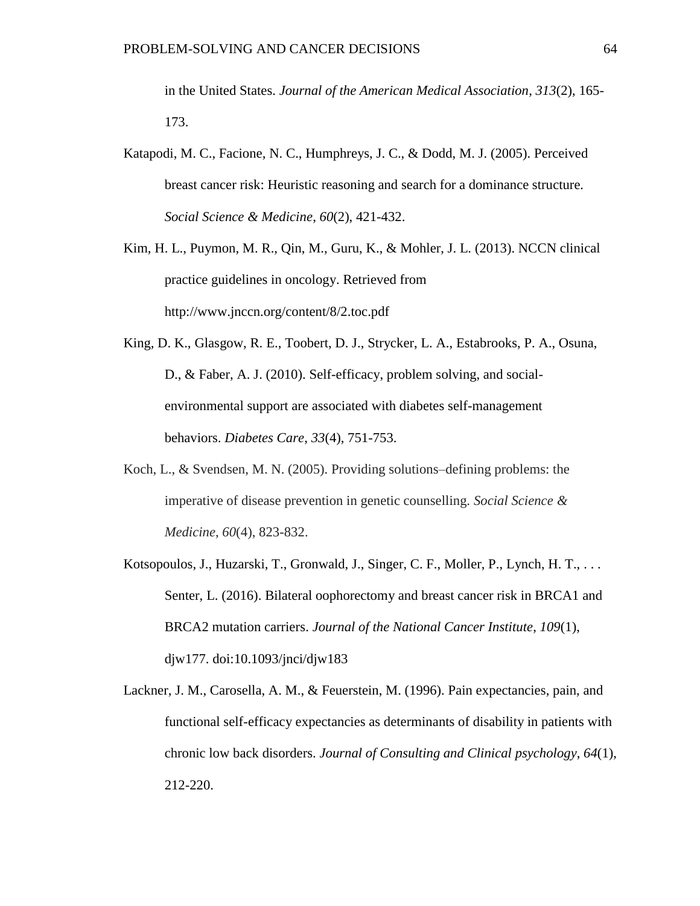in the United States. *Journal of the American Medical Association*, *313*(2), 165-173.

Katapodi, M. C., Facione, N. C., Humphreys, J. C., & Dodd, M. J. (2005). Perceived breast cancer risk: Heuristic reasoning and search for a dominance structure. *Social Science & Medicine*, *60*(2), 421-432.

Kim, H. L., Puymon, M. R., Qin, M., Guru, K., & Mohler, J. L. (2013). NCCN clinical practice guidelines in oncology. Retrieved from http://www.jnccn.org/content/8/2.toc.pdf

King, D. K., Glasgow, R. E., Toobert, D. J., Strycker, L. A., Estabrooks, P. A., Osuna, D., & Faber, A. J. (2010). Self-efficacy, problem solving, and social-environmental support are associated with diabetes self-management behaviors. *Diabetes Care*, *33*(4), 751-753.

Koch, L., & Svendsen, M. N. (2005). Providing solutions–defining problems: the imperative of disease prevention in genetic counselling. *Social Science & Medicine*, *60*(4), 823-832.

Kotsopoulos, J., Huzarski, T., Gronwald, J., Singer, C. F., Moller, P., Lynch, H. T., . . . Senter, L. (2016). Bilateral oophorectomy and breast cancer risk in BRCA1 and BRCA2 mutation carriers. *Journal of the National Cancer Institute*, *109*(1), djw177. doi:10.1093/jnci/djw183

Lackner, J. M., Carosella, A. M., & Feuerstein, M. (1996). Pain expectancies, pain, and functional self-efficacy expectancies as determinants of disability in patients with chronic low back disorders. *Journal of Consulting and Clinical psychology*, *64*(1), 212-220.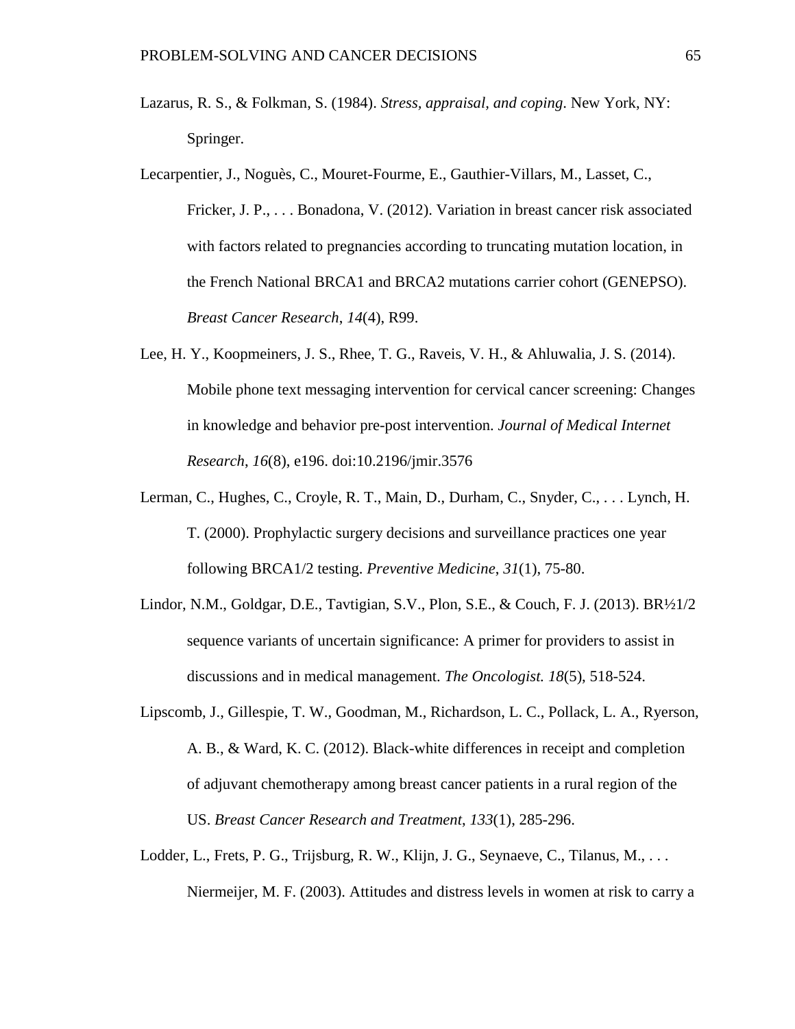Lazarus, R. S., & Folkman, S. (1984). *Stress, appraisal, and coping*. New York, NY: Springer.

Lecarpentier, J., Noguès, C., Mouret-Fourme, E., Gauthier-Villars, M., Lasset, C., Fricker, J. P., . . . Bonadona, V. (2012). Variation in breast cancer risk associated with factors related to pregnancies according to truncating mutation location, in the French National BRCA1 and BRCA2 mutations carrier cohort (GENEPSO). *Breast Cancer Research*, *14*(4), R99.

Lee, H. Y., Koopmeiners, J. S., Rhee, T. G., Raveis, V. H., & Ahluwalia, J. S. (2014). Mobile phone text messaging intervention for cervical cancer screening: Changes in knowledge and behavior pre-post intervention. *Journal of Medical Internet Research*, *16*(8), e196. doi:10.2196/jmir.3576

Lerman, C., Hughes, C., Croyle, R. T., Main, D., Durham, C., Snyder, C., . . . Lynch, H. T. (2000). Prophylactic surgery decisions and surveillance practices one year following BRCA1/2 testing. *Preventive Medicine*, *31*(1), 75-80.

Lindor, N.M., Goldgar, D.E., Tavtigian, S.V., Plon, S.E., & Couch, F. J. (2013). BR½1/2 sequence variants of uncertain significance: A primer for providers to assist in discussions and in medical management. *The Oncologist. 18*(5), 518-524.

Lipscomb, J., Gillespie, T. W., Goodman, M., Richardson, L. C., Pollack, L. A., Ryerson, A. B., & Ward, K. C. (2012). Black-white differences in receipt and completion of adjuvant chemotherapy among breast cancer patients in a rural region of the US. *Breast Cancer Research and Treatment*, *133*(1), 285-296.

Lodder, L., Frets, P. G., Trijsburg, R. W., Klijn, J. G., Seynaeve, C., Tilanus, M., . . . Niermeijer, M. F. (2003). Attitudes and distress levels in women at risk to carry a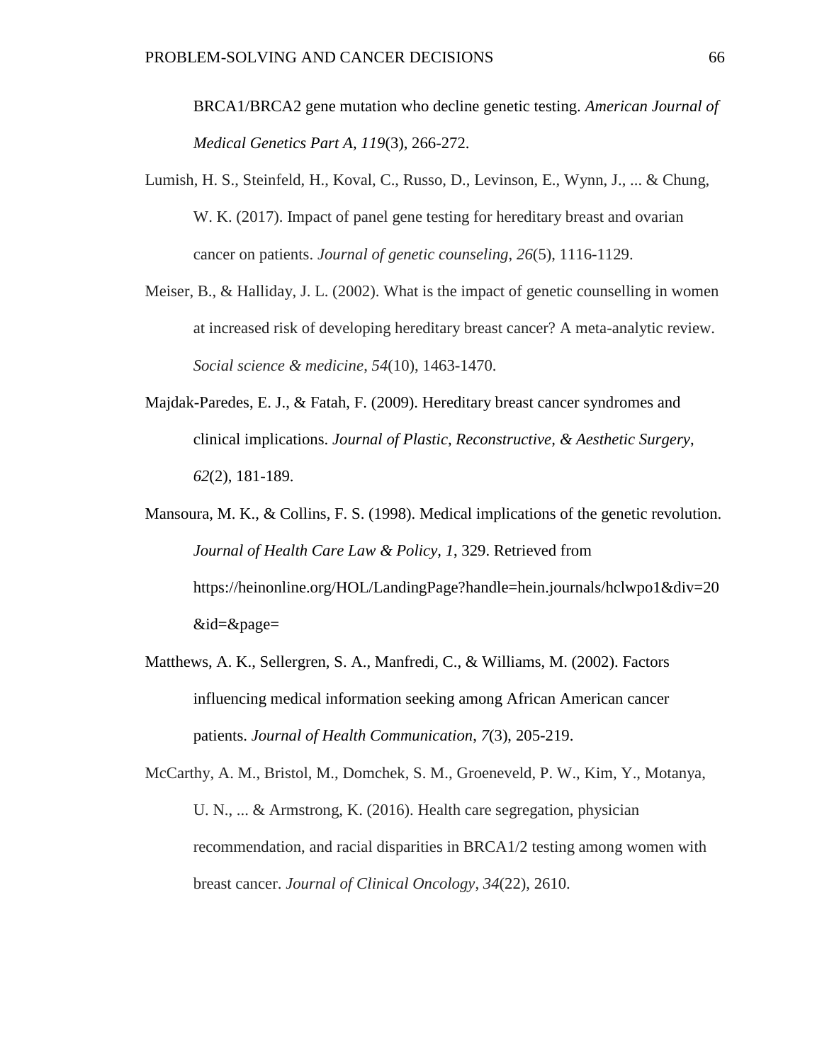BRCA1/BRCA2 gene mutation who decline genetic testing. *American Journal of Medical Genetics Part A*, *119*(3), 266-272.

Lumish, H. S., Steinfeld, H., Koval, C., Russo, D., Levinson, E., Wynn, J., ... & Chung, W. K. (2017). Impact of panel gene testing for hereditary breast and ovarian cancer on patients. *Journal of genetic counseling*, *26*(5), 1116-1129.

Meiser, B., & Halliday, J. L. (2002). What is the impact of genetic counselling in women at increased risk of developing hereditary breast cancer? A meta-analytic review. *Social science & medicine*, *54*(10), 1463-1470.

Majdak-Paredes, E. J., & Fatah, F. (2009). Hereditary breast cancer syndromes and clinical implications. *Journal of Plastic, Reconstructive, & Aesthetic Surgery*, *62*(2), 181-189.

Mansoura, M. K., & Collins, F. S. (1998). Medical implications of the genetic revolution. *Journal of Health Care Law & Policy*, *1*, 329. Retrieved from https://heinonline.org/HOL/LandingPage?handle=hein.journals/hclwpo1&div=20&id=&page=

Matthews, A. K., Sellergren, S. A., Manfredi, C., & Williams, M. (2002). Factors influencing medical information seeking among African American cancer patients. *Journal of Health Communication*, *7*(3), 205-219.

McCarthy, A. M., Bristol, M., Domchek, S. M., Groeneveld, P. W., Kim, Y., Motanya, U. N., ... & Armstrong, K. (2016). Health care segregation, physician recommendation, and racial disparities in BRCA1/2 testing among women with breast cancer. *Journal of Clinical Oncology*, *34*(22), 2610.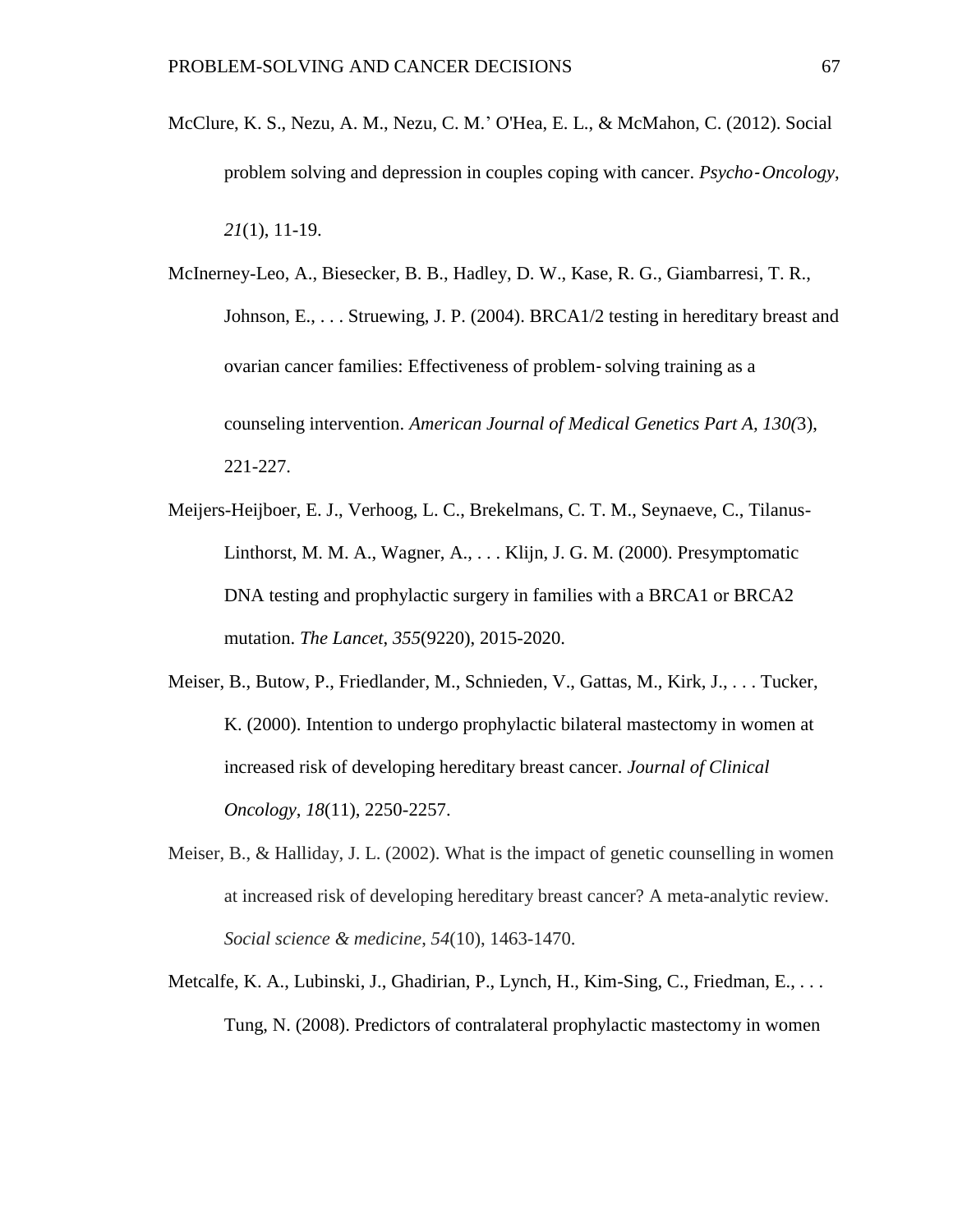McClure, K. S., Nezu, A. M., Nezu, C. M.' O'Hea, E. L., & McMahon, C. (2012). Social problem solving and depression in couples coping with cancer. *Psycho‐Oncology*, *21*(1), 11-19.

McInerney-Leo, A., Biesecker, B. B., Hadley, D. W., Kase, R. G., Giambarresi, T. R., Johnson, E., . . . Struewing, J. P. (2004). BRCA1/2 testing in hereditary breast and ovarian cancer families: Effectiveness of problem‐solving training as a counseling intervention. *American Journal of Medical Genetics Part A, 130(*3), 221-227.

Meijers-Heijboer, E. J., Verhoog, L. C., Brekelmans, C. T. M., Seynaeve, C., Tilanus-Linthorst, M. M. A., Wagner, A., . . . Klijn, J. G. M. (2000). Presymptomatic DNA testing and prophylactic surgery in families with a BRCA1 or BRCA2 mutation. *The Lancet*, *355*(9220), 2015-2020.

Meiser, B., Butow, P., Friedlander, M., Schnieden, V., Gattas, M., Kirk, J., . . . Tucker, K. (2000). Intention to undergo prophylactic bilateral mastectomy in women at increased risk of developing hereditary breast cancer. *Journal of Clinical Oncology*, *18*(11), 2250-2257.

Meiser, B., & Halliday, J. L. (2002). What is the impact of genetic counselling in women at increased risk of developing hereditary breast cancer? A meta-analytic review. *Social science & medicine*, *54*(10), 1463-1470.

Metcalfe, K. A., Lubinski, J., Ghadirian, P., Lynch, H., Kim-Sing, C., Friedman, E., . . . Tung, N. (2008). Predictors of contralateral prophylactic mastectomy in women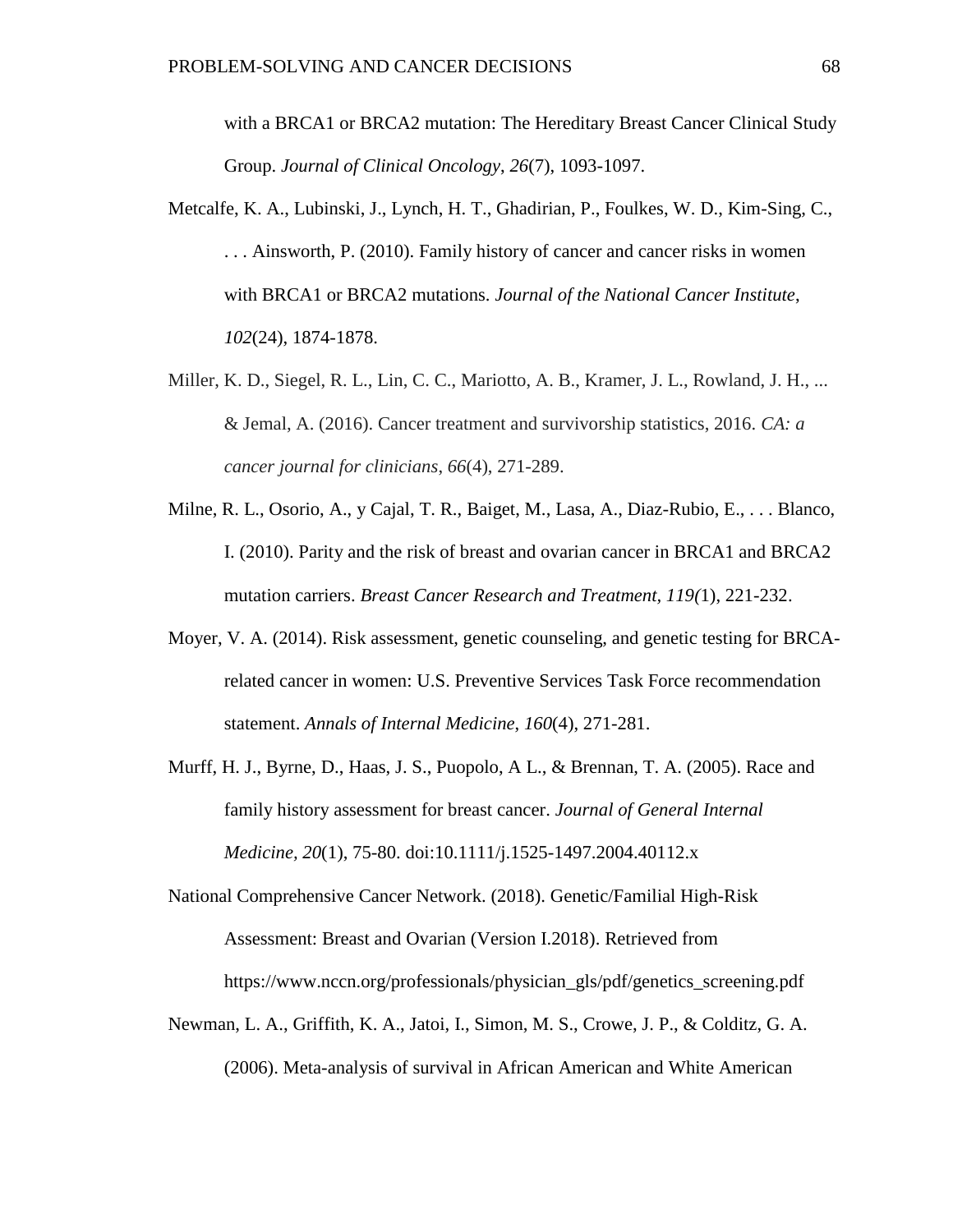with a BRCA1 or BRCA2 mutation: The Hereditary Breast Cancer Clinical Study Group. *Journal of Clinical Oncology, 26*(7), 1093-1097.

Metcalfe, K. A., Lubinski, J., Lynch, H. T., Ghadirian, P., Foulkes, W. D., Kim-Sing, C., . . . Ainsworth, P. (2010). Family history of cancer and cancer risks in women with BRCA1 or BRCA2 mutations. *Journal of the National Cancer Institute*, *102*(24), 1874-1878.

Miller, K. D., Siegel, R. L., Lin, C. C., Mariotto, A. B., Kramer, J. L., Rowland, J. H., ... & Jemal, A. (2016). Cancer treatment and survivorship statistics, 2016. *CA: a cancer journal for clinicians*, *66*(4), 271-289.

Milne, R. L., Osorio, A., y Cajal, T. R., Baiget, M., Lasa, A., Diaz-Rubio, E., . . . Blanco, I. (2010). Parity and the risk of breast and ovarian cancer in BRCA1 and BRCA2 mutation carriers. *Breast Cancer Research and Treatment, 119(*1), 221-232.

Moyer, V. A. (2014). Risk assessment, genetic counseling, and genetic testing for BRCA-related cancer in women: U.S. Preventive Services Task Force recommendation statement. *Annals of Internal Medicine*, *160*(4), 271-281.

Murff, H. J., Byrne, D., Haas, J. S., Puopolo, A L., & Brennan, T. A. (2005). Race and family history assessment for breast cancer. *Journal of General Internal Medicine, 20*(1), 75-80. doi:10.1111/j.1525-1497.2004.40112.x

National Comprehensive Cancer Network. (2018). Genetic/Familial High-Risk Assessment: Breast and Ovarian (Version I.2018). Retrieved from https://www.nccn.org/professionals/physician_gls/pdf/genetics_screening.pdf

Newman, L. A., Griffith, K. A., Jatoi, I., Simon, M. S., Crowe, J. P., & Colditz, G. A. (2006). Meta-analysis of survival in African American and White American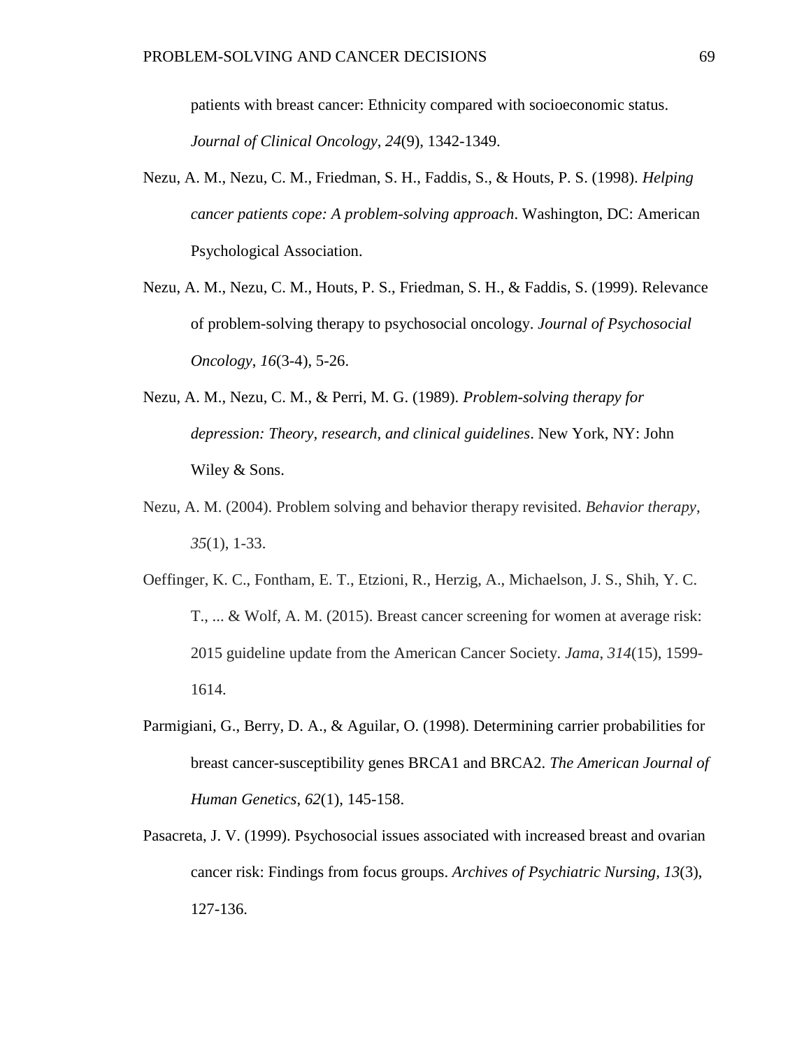patients with breast cancer: Ethnicity compared with socioeconomic status. *Journal of Clinical Oncology*, *24*(9), 1342-1349.

Nezu, A. M., Nezu, C. M., Friedman, S. H., Faddis, S., & Houts, P. S. (1998). *Helping cancer patients cope: A problem-solving approach*. Washington, DC: American Psychological Association.

Nezu, A. M., Nezu, C. M., Houts, P. S., Friedman, S. H., & Faddis, S. (1999). Relevance of problem-solving therapy to psychosocial oncology. *Journal of Psychosocial Oncology*, *16*(3-4), 5-26.

Nezu, A. M., Nezu, C. M., & Perri, M. G. (1989). *Problem-solving therapy for depression: Theory, research, and clinical guidelines*. New York, NY: John Wiley & Sons.

Nezu, A. M. (2004). Problem solving and behavior therapy revisited. *Behavior therapy*, *35*(1), 1-33.

Oeffinger, K. C., Fontham, E. T., Etzioni, R., Herzig, A., Michaelson, J. S., Shih, Y. C. T., ... & Wolf, A. M. (2015). Breast cancer screening for women at average risk: 2015 guideline update from the American Cancer Society. *Jama*, *314*(15), 1599-1614.

Parmigiani, G., Berry, D. A., & Aguilar, O. (1998). Determining carrier probabilities for breast cancer-susceptibility genes BRCA1 and BRCA2. *The American Journal of Human Genetics*, *62*(1), 145-158.

Pasacreta, J. V. (1999). Psychosocial issues associated with increased breast and ovarian cancer risk: Findings from focus groups. *Archives of Psychiatric Nursing*, *13*(3), 127-136.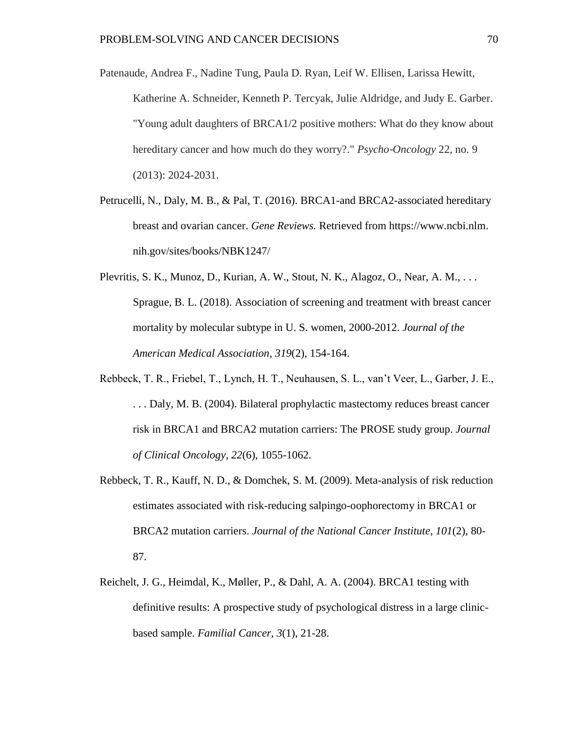Patenaude, Andrea F., Nadine Tung, Paula D. Ryan, Leif W. Ellisen, Larissa Hewitt, Katherine A. Schneider, Kenneth P. Tercyak, Julie Aldridge, and Judy E. Garber. "Young adult daughters of BRCA1/2 positive mothers: What do they know about hereditary cancer and how much do they worry?." *Psycho-Oncology* 22, no. 9 (2013): 2024-2031.

Petrucelli, N., Daly, M. B., & Pal, T. (2016). BRCA1-and BRCA2-associated hereditary breast and ovarian cancer. *Gene Reviews.* Retrieved from https://www.ncbi.nlm.nih.gov/sites/books/NBK1247/

Plevritis, S. K., Munoz, D., Kurian, A. W., Stout, N. K., Alagoz, O., Near, A. M., . . . Sprague, B. L. (2018). Association of screening and treatment with breast cancer mortality by molecular subtype in U. S. women, 2000-2012. *Journal of the American Medical Association, 319*(2), 154-164.

Rebbeck, T. R., Friebel, T., Lynch, H. T., Neuhausen, S. L., van't Veer, L., Garber, J. E., . . . Daly, M. B. (2004). Bilateral prophylactic mastectomy reduces breast cancer risk in BRCA1 and BRCA2 mutation carriers: The PROSE study group. *Journal of Clinical Oncology*, *22*(6), 1055-1062.

Rebbeck, T. R., Kauff, N. D., & Domchek, S. M. (2009). Meta-analysis of risk reduction estimates associated with risk-reducing salpingo-oophorectomy in BRCA1 or BRCA2 mutation carriers. *Journal of the National Cancer Institute*, *101*(2), 80-87.

Reichelt, J. G., Heimdal, K., Møller, P., & Dahl, A. A. (2004). BRCA1 testing with definitive results: A prospective study of psychological distress in a large clinic-based sample. *Familial Cancer, 3*(1), 21-28.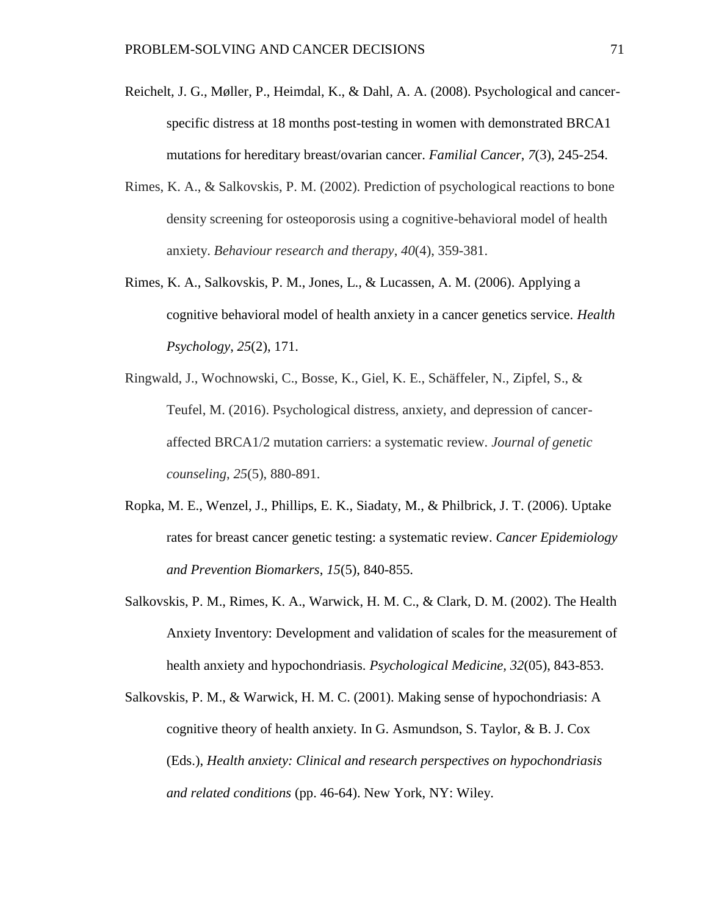Reichelt, J. G., Møller, P., Heimdal, K., & Dahl, A. A. (2008). Psychological and cancer-specific distress at 18 months post-testing in women with demonstrated BRCA1 mutations for hereditary breast/ovarian cancer. *Familial Cancer*, *7*(3), 245-254.

Rimes, K. A., & Salkovskis, P. M. (2002). Prediction of psychological reactions to bone density screening for osteoporosis using a cognitive-behavioral model of health anxiety. *Behaviour research and therapy*, *40*(4), 359-381.

Rimes, K. A., Salkovskis, P. M., Jones, L., & Lucassen, A. M. (2006). Applying a cognitive behavioral model of health anxiety in a cancer genetics service. *Health Psychology*, *25*(2), 171.

Ringwald, J., Wochnowski, C., Bosse, K., Giel, K. E., Schäffeler, N., Zipfel, S., & Teufel, M. (2016). Psychological distress, anxiety, and depression of cancer-affected BRCA1/2 mutation carriers: a systematic review. *Journal of genetic counseling*, *25*(5), 880-891.

Ropka, M. E., Wenzel, J., Phillips, E. K., Siadaty, M., & Philbrick, J. T. (2006). Uptake rates for breast cancer genetic testing: a systematic review. *Cancer Epidemiology and Prevention Biomarkers*, *15*(5), 840-855.

Salkovskis, P. M., Rimes, K. A., Warwick, H. M. C., & Clark, D. M. (2002). The Health Anxiety Inventory: Development and validation of scales for the measurement of health anxiety and hypochondriasis. *Psychological Medicine, 32*(05), 843-853.

Salkovskis, P. M., & Warwick, H. M. C. (2001). Making sense of hypochondriasis: A cognitive theory of health anxiety. In G. Asmundson, S. Taylor, & B. J. Cox (Eds.), *Health anxiety: Clinical and research perspectives on hypochondriasis and related conditions* (pp. 46-64). New York, NY: Wiley.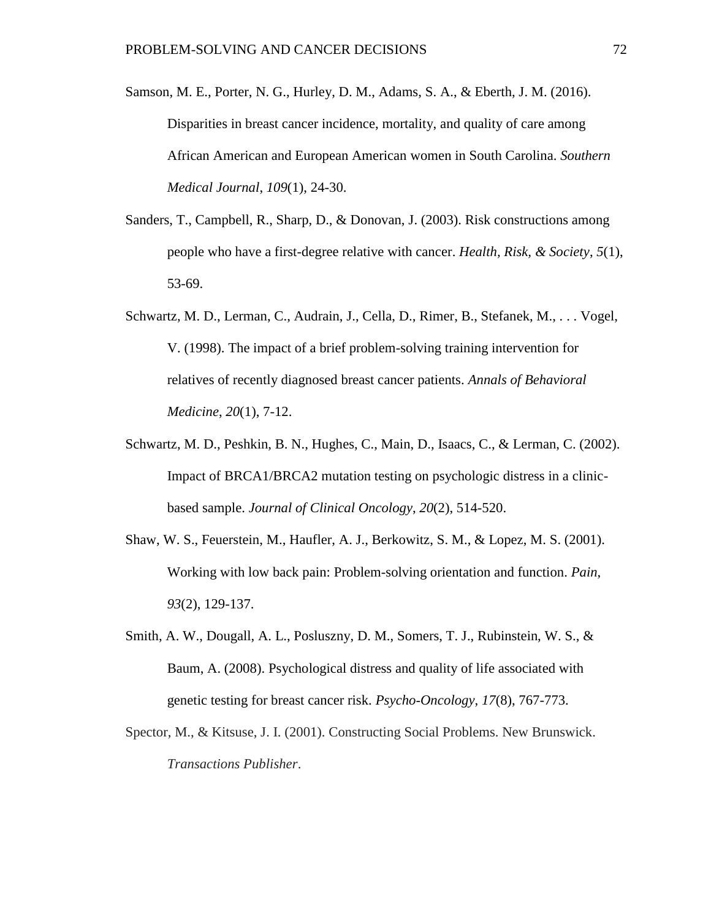Samson, M. E., Porter, N. G., Hurley, D. M., Adams, S. A., & Eberth, J. M. (2016). Disparities in breast cancer incidence, mortality, and quality of care among African American and European American women in South Carolina. *Southern Medical Journal*, *109*(1), 24-30.

Sanders, T., Campbell, R., Sharp, D., & Donovan, J. (2003). Risk constructions among people who have a first-degree relative with cancer. *Health, Risk, & Society*, *5*(1), 53-69.

Schwartz, M. D., Lerman, C., Audrain, J., Cella, D., Rimer, B., Stefanek, M., . . . Vogel, V. (1998). The impact of a brief problem-solving training intervention for relatives of recently diagnosed breast cancer patients. *Annals of Behavioral Medicine*, *20*(1), 7-12.

Schwartz, M. D., Peshkin, B. N., Hughes, C., Main, D., Isaacs, C., & Lerman, C. (2002). Impact of BRCA1/BRCA2 mutation testing on psychologic distress in a clinic-based sample. *Journal of Clinical Oncology*, *20*(2), 514-520.

Shaw, W. S., Feuerstein, M., Haufler, A. J., Berkowitz, S. M., & Lopez, M. S. (2001). Working with low back pain: Problem-solving orientation and function. *Pain*, *93*(2), 129-137.

Smith, A. W., Dougall, A. L., Posluszny, D. M., Somers, T. J., Rubinstein, W. S., & Baum, A. (2008). Psychological distress and quality of life associated with genetic testing for breast cancer risk. *Psycho-Oncology*, *17*(8), 767-773.

Spector, M., & Kitsuse, J. I. (2001). Constructing Social Problems. New Brunswick. *Transactions Publisher*.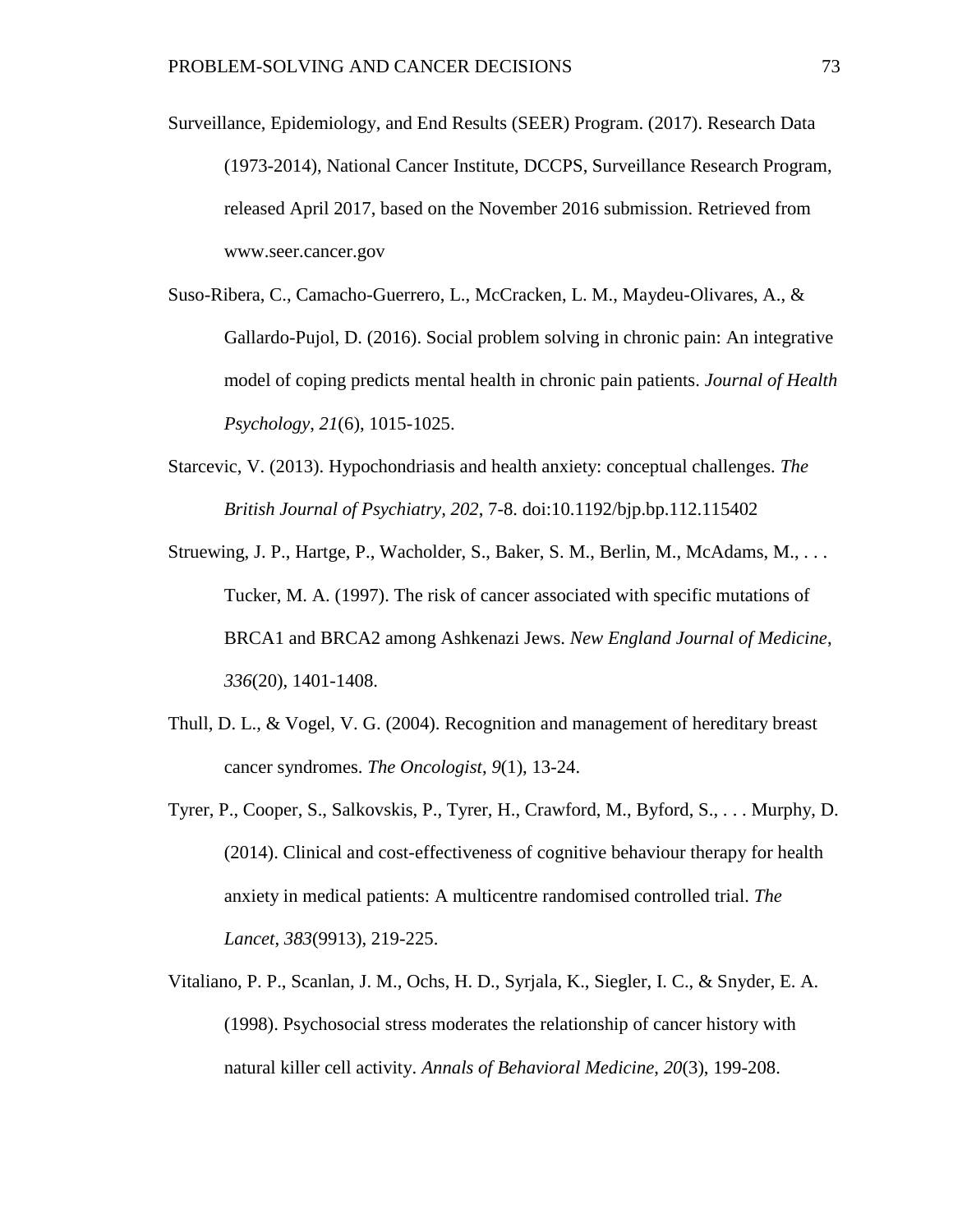Surveillance, Epidemiology, and End Results (SEER) Program. (2017). Research Data (1973-2014), National Cancer Institute, DCCPS, Surveillance Research Program, released April 2017, based on the November 2016 submission. Retrieved from www.seer.cancer.gov

Suso-Ribera, C., Camacho-Guerrero, L., McCracken, L. M., Maydeu-Olivares, A., & Gallardo-Pujol, D. (2016). Social problem solving in chronic pain: An integrative model of coping predicts mental health in chronic pain patients. *Journal of Health Psychology*, *21*(6), 1015-1025.

Starcevic, V. (2013). Hypochondriasis and health anxiety: conceptual challenges. *The British Journal of Psychiatry*, *202*, 7-8. doi:10.1192/bjp.bp.112.115402

Struewing, J. P., Hartge, P., Wacholder, S., Baker, S. M., Berlin, M., McAdams, M., . . . Tucker, M. A. (1997). The risk of cancer associated with specific mutations of BRCA1 and BRCA2 among Ashkenazi Jews. *New England Journal of Medicine*, *336*(20), 1401-1408.

Thull, D. L., & Vogel, V. G. (2004). Recognition and management of hereditary breast cancer syndromes. *The Oncologist*, *9*(1), 13-24.

Tyrer, P., Cooper, S., Salkovskis, P., Tyrer, H., Crawford, M., Byford, S., . . . Murphy, D. (2014). Clinical and cost-effectiveness of cognitive behaviour therapy for health anxiety in medical patients: A multicentre randomised controlled trial. *The Lancet*, *383*(9913), 219-225.

Vitaliano, P. P., Scanlan, J. M., Ochs, H. D., Syrjala, K., Siegler, I. C., & Snyder, E. A. (1998). Psychosocial stress moderates the relationship of cancer history with natural killer cell activity. *Annals of Behavioral Medicine*, *20*(3), 199-208.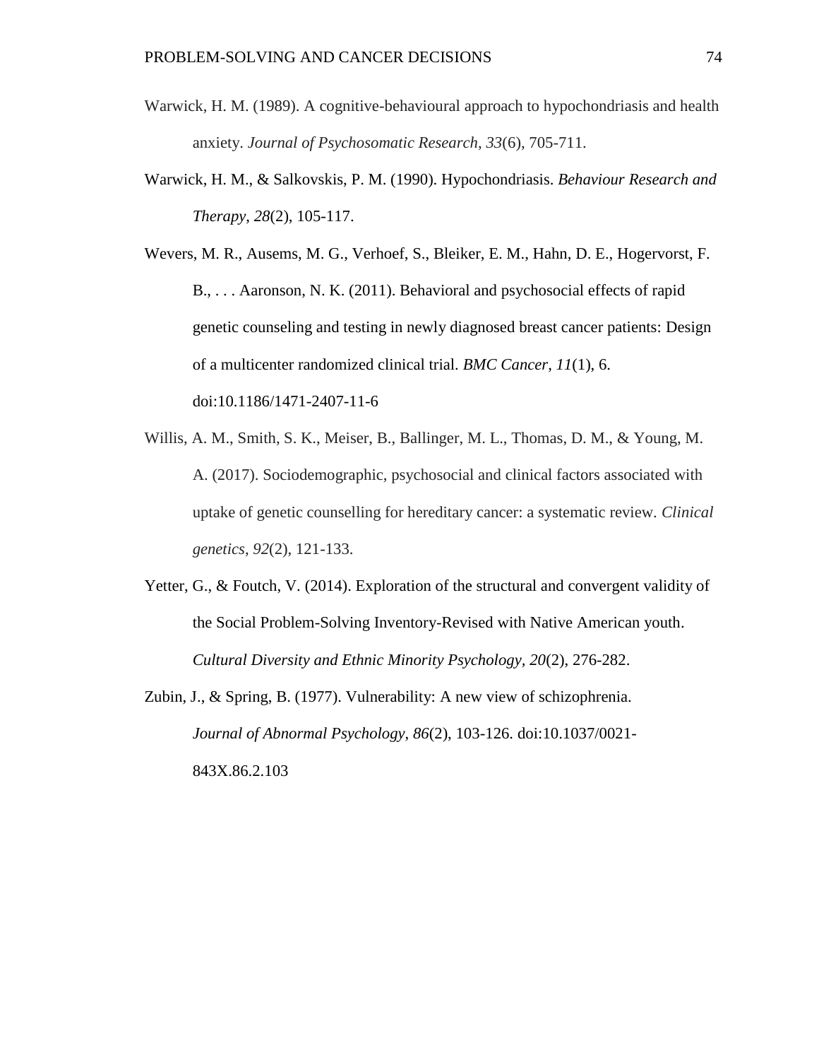Warwick, H. M. (1989). A cognitive-behavioural approach to hypochondriasis and health anxiety. *Journal of Psychosomatic Research*, *33*(6), 705-711.

Warwick, H. M., & Salkovskis, P. M. (1990). Hypochondriasis. *Behaviour Research and Therapy*, *28*(2), 105-117.

Wevers, M. R., Ausems, M. G., Verhoef, S., Bleiker, E. M., Hahn, D. E., Hogervorst, F. B., . . . Aaronson, N. K. (2011). Behavioral and psychosocial effects of rapid genetic counseling and testing in newly diagnosed breast cancer patients: Design of a multicenter randomized clinical trial. *BMC Cancer*, *11*(1), 6. doi:10.1186/1471-2407-11-6

Willis, A. M., Smith, S. K., Meiser, B., Ballinger, M. L., Thomas, D. M., & Young, M. A. (2017). Sociodemographic, psychosocial and clinical factors associated with uptake of genetic counselling for hereditary cancer: a systematic review. *Clinical genetics*, *92*(2), 121-133.

Yetter, G., & Foutch, V. (2014). Exploration of the structural and convergent validity of the Social Problem-Solving Inventory-Revised with Native American youth. *Cultural Diversity and Ethnic Minority Psychology*, *20*(2), 276-282.

Zubin, J., & Spring, B. (1977). Vulnerability: A new view of schizophrenia. *Journal of Abnormal Psychology*, *86*(2), 103-126. doi:10.1037/0021-843X.86.2.103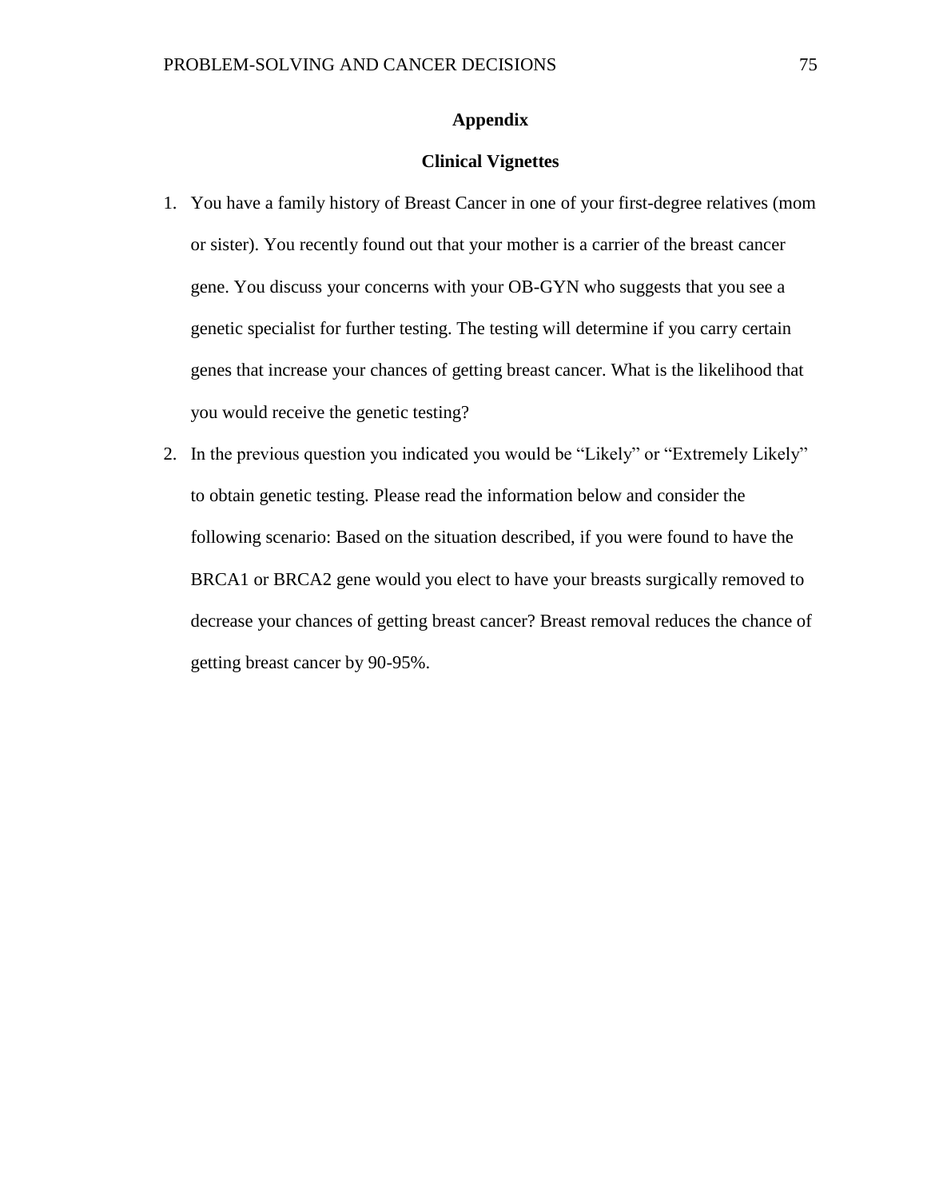# Appendix

## Clinical Vignettes

1. You have a family history of Breast Cancer in one of your first-degree relatives (mom or sister). You recently found out that your mother is a carrier of the breast cancer gene. You discuss your concerns with your OB-GYN who suggests that you see a genetic specialist for further testing. The testing will determine if you carry certain genes that increase your chances of getting breast cancer. What is the likelihood that you would receive the genetic testing?
2. In the previous question you indicated you would be “Likely” or “Extremely Likely” to obtain genetic testing. Please read the information below and consider the following scenario: Based on the situation described, if you were found to have the BRCA1 or BRCA2 gene would you elect to have your breasts surgically removed to decrease your chances of getting breast cancer? Breast removal reduces the chance of getting breast cancer by 90-95%.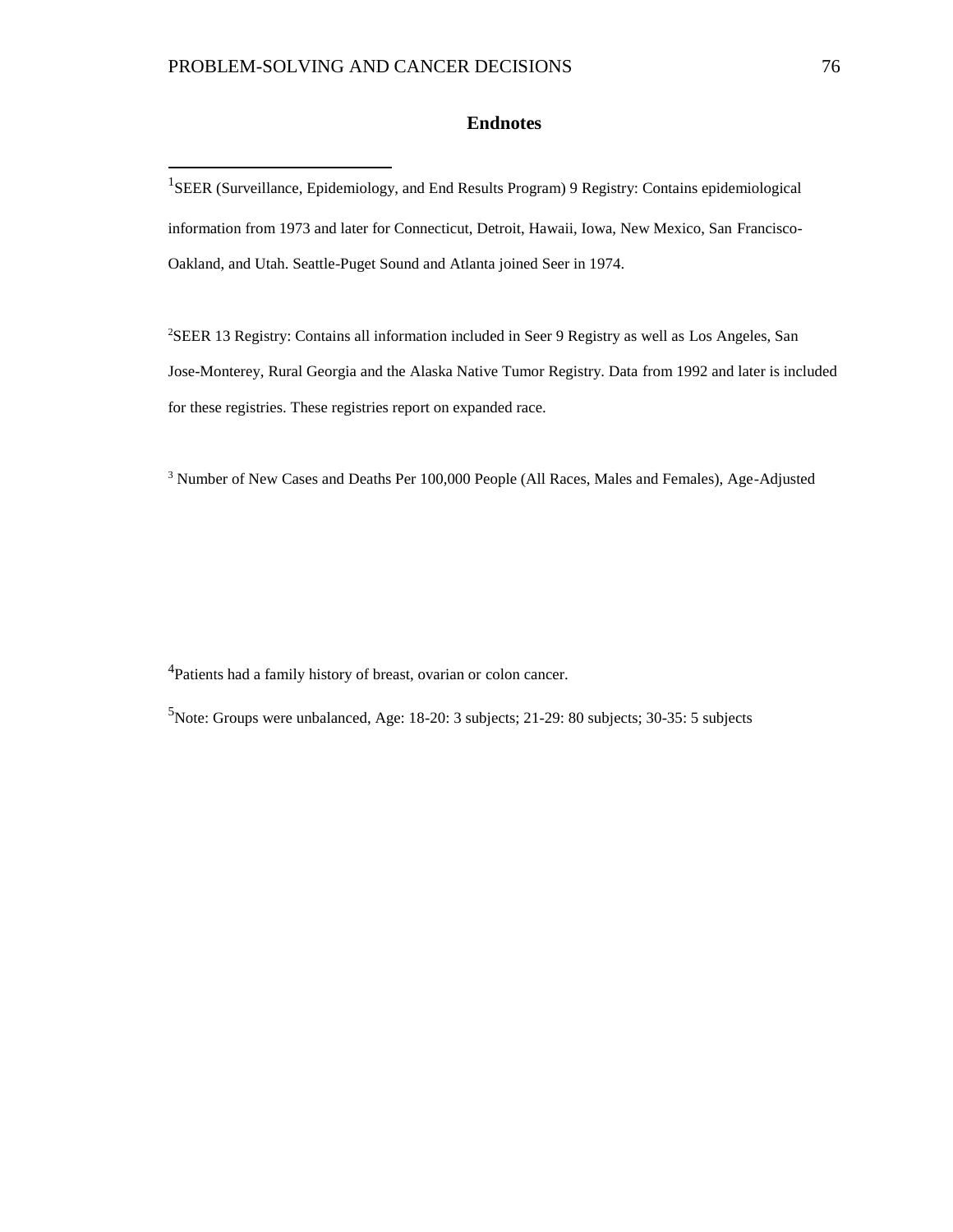## Endnotes

[1]SEER (Surveillance, Epidemiology, and End Results Program) 9 Registry: Contains epidemiological information from 1973 and later for Connecticut, Detroit, Hawaii, Iowa, New Mexico, San Francisco-Oakland, and Utah. Seattle-Puget Sound and Atlanta joined Seer in 1974.

[2]SEER 13 Registry: Contains all information included in Seer 9 Registry as well as Los Angeles, San Jose-Monterey, Rural Georgia and the Alaska Native Tumor Registry. Data from 1992 and later is included for these registries. These registries report on expanded race.

[3] Number of New Cases and Deaths Per 100,000 People (All Races, Males and Females), Age-Adjusted

[4]Patients had a family history of breast, ovarian or colon cancer.

[5]Note: Groups were unbalanced, Age: 18-20: 3 subjects; 21-29: 80 subjects; 30-35: 5 subjects